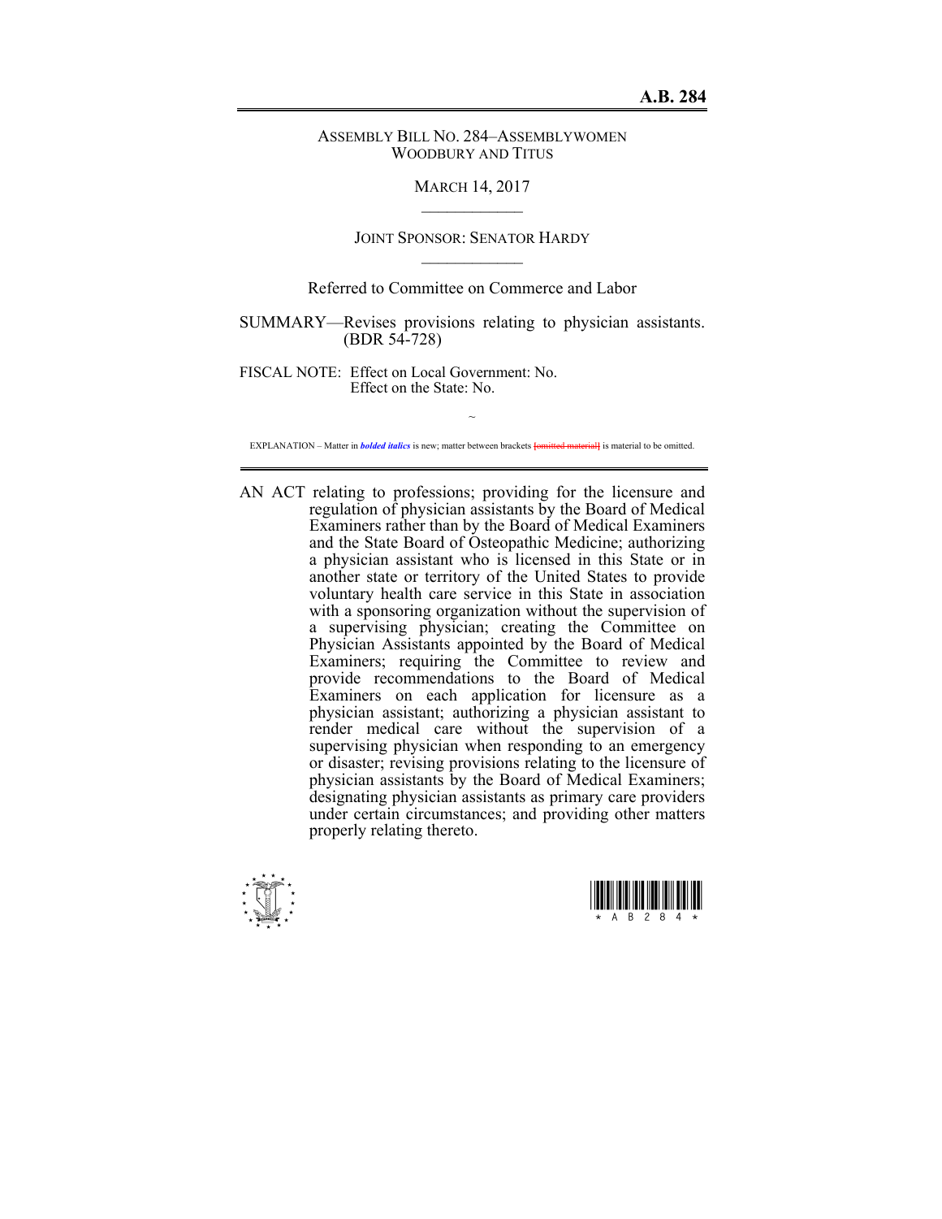**A.B. 284**

ASSEMBLY BILL NO. 284–ASSEMBLYWOMEN WOODBURY AND TITUS

MARCH 14, 2017

\_\_\_\_\_\_\_\_\_\_\_\_

JOINT SPONSOR: SENATOR HARDY

\_\_\_\_\_\_\_\_\_\_\_\_

Referred to Committee on Commerce and Labor

SUMMARY—Revises provisions relating to physician assistants. (BDR 54-728)

FISCAL NOTE: Effect on Local Government: No.
Effect on the State: No.

~

EXPLANATION – Matter in ***bolded italics*** is new; matter between brackets [~~omitted material~~] is material to be omitted.

---

AN ACT relating to professions; providing for the licensure and regulation of physician assistants by the Board of Medical Examiners rather than by the Board of Medical Examiners and the State Board of Osteopathic Medicine; authorizing a physician assistant who is licensed in this State or in another state or territory of the United States to provide voluntary health care service in this State in association with a sponsoring organization without the supervision of a supervising physician; creating the Committee on Physician Assistants appointed by the Board of Medical Examiners; requiring the Committee to review and provide recommendations to the Board of Medical Examiners on each application for licensure as a physician assistant; authorizing a physician assistant to render medical care without the supervision of a supervising physician when responding to an emergency or disaster; revising provisions relating to the licensure of physician assistants by the Board of Medical Examiners; designating physician assistants as primary care providers under certain circumstances; and providing other matters properly relating thereto.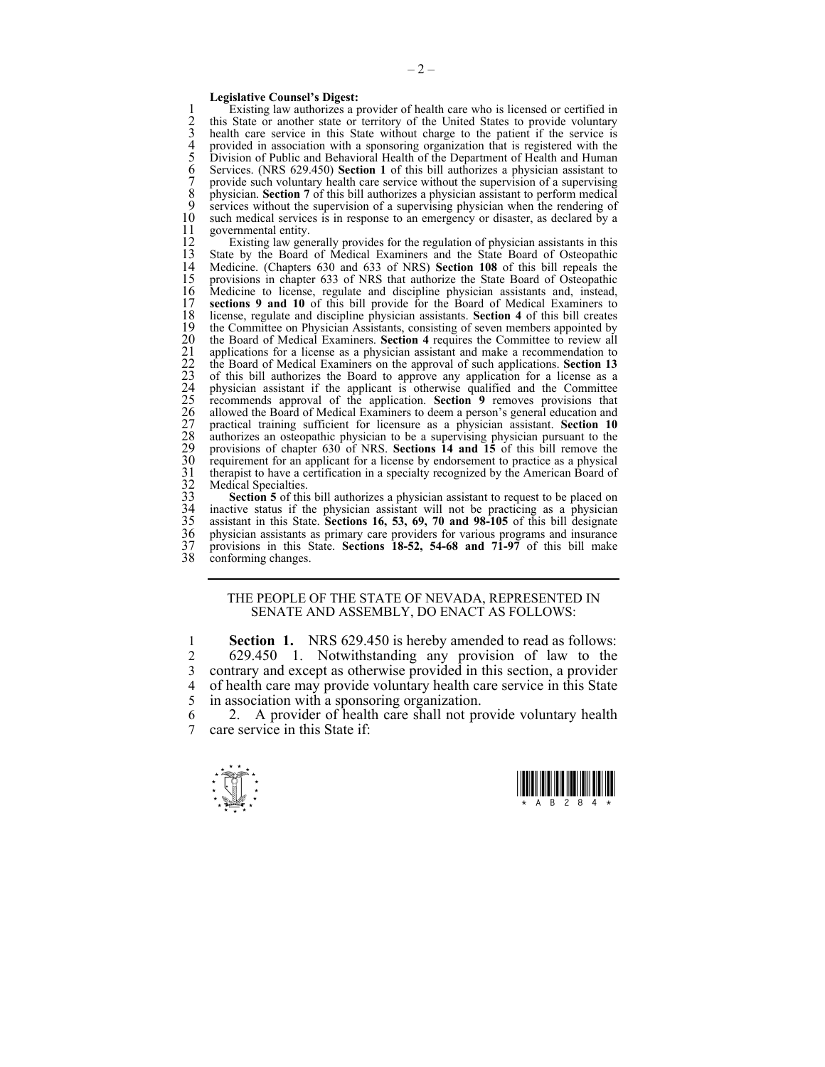**Legislative Counsel's Digest:**

Existing law authorizes a provider of health care who is licensed or certified in this State or another state or territory of the United States to provide voluntary health care service in this State without charge to the patient if the service is provided in association with a sponsoring organization that is registered with the Division of Public and Behavioral Health of the Department of Health and Human Services. (NRS 629.450) **Section 1** of this bill authorizes a physician assistant to provide such voluntary health care service without the supervision of a supervising physician. **Section 7** of this bill authorizes a physician assistant to perform medical services without the supervision of a supervising physician when the rendering of such medical services is in response to an emergency or disaster, as declared by a governmental entity.

Existing law generally provides for the regulation of physician assistants in this State by the Board of Medical Examiners and the State Board of Osteopathic Medicine. (Chapters 630 and 633 of NRS) **Section 108** of this bill repeals the provisions in chapter 633 of NRS that authorize the State Board of Osteopathic Medicine to license, regulate and discipline physician assistants and, instead, **sections 9 and 10** of this bill provide for the Board of Medical Examiners to license, regulate and discipline physician assistants. **Section 4** of this bill creates the Committee on Physician Assistants, consisting of seven members appointed by the Board of Medical Examiners. **Section 4** requires the Committee to review all applications for a license as a physician assistant and make a recommendation to the Board of Medical Examiners on the approval of such applications. **Section 13** of this bill authorizes the Board to approve any application for a license as a physician assistant if the applicant is otherwise qualified and the Committee recommends approval of the application. **Section 9** removes provisions that allowed the Board of Medical Examiners to deem a person's general education and practical training sufficient for licensure as a physician assistant. **Section 10** authorizes an osteopathic physician to be a supervising physician pursuant to the provisions of chapter 630 of NRS. **Sections 14 and 15** of this bill remove the requirement for an applicant for a license by endorsement to practice as a physical therapist to have a certification in a specialty recognized by the American Board of Medical Specialties.

**Section 5** of this bill authorizes a physician assistant to request to be placed on inactive status if the physician assistant will not be practicing as a physician assistant in this State. **Sections 16, 53, 69, 70 and 98-105** of this bill designate physician assistants as primary care providers for various programs and insurance provisions in this State. **Sections 18-52, 54-68 and 71-97** of this bill make conforming changes.

---

THE PEOPLE OF THE STATE OF NEVADA, REPRESENTED IN SENATE AND ASSEMBLY, DO ENACT AS FOLLOWS:

**Section 1.** NRS 629.450 is hereby amended to read as follows:

629.450 1. Notwithstanding any provision of law to the contrary and except as otherwise provided in this section, a provider of health care may provide voluntary health care service in this State in association with a sponsoring organization.

2. A provider of health care shall not provide voluntary health care service in this State if: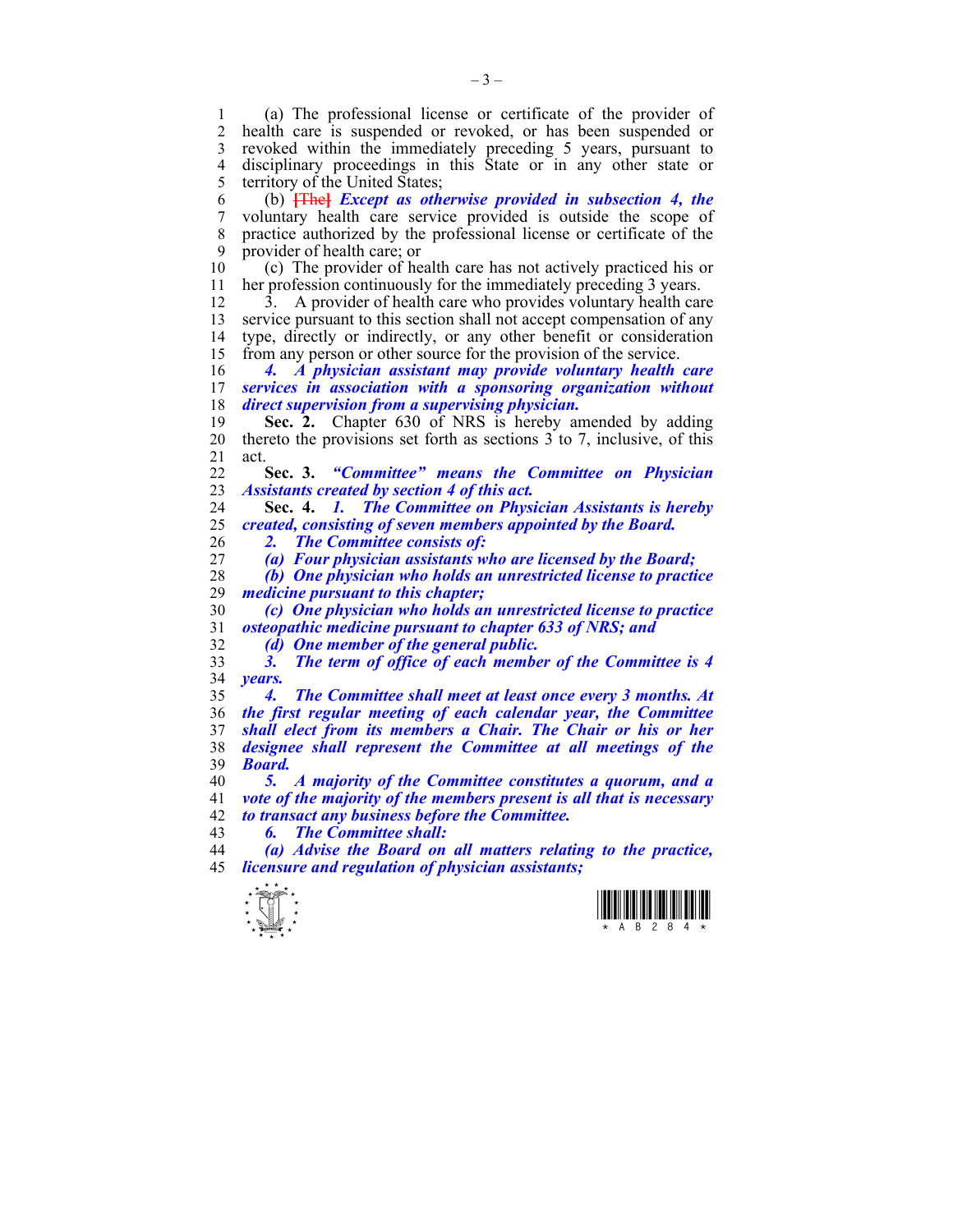(a) The professional license or certificate of the provider of health care is suspended or revoked, or has been suspended or revoked within the immediately preceding 5 years, pursuant to disciplinary proceedings in this State or in any other state or territory of the United States;

(b) ~~[The]~~ ***Except as otherwise provided in subsection 4, the*** voluntary health care service provided is outside the scope of practice authorized by the professional license or certificate of the provider of health care; or

(c) The provider of health care has not actively practiced his or her profession continuously for the immediately preceding 3 years.

3. A provider of health care who provides voluntary health care service pursuant to this section shall not accept compensation of any type, directly or indirectly, or any other benefit or consideration from any person or other source for the provision of the service.

***4. A physician assistant may provide voluntary health care services in association with a sponsoring organization without direct supervision from a supervising physician.***

**Sec. 2.** Chapter 630 of NRS is hereby amended by adding thereto the provisions set forth as sections 3 to 7, inclusive, of this act.

**Sec. 3.** ***"Committee" means the Committee on Physician Assistants created by section 4 of this act.***

**Sec. 4.** ***1. The Committee on Physician Assistants is hereby created, consisting of seven members appointed by the Board.***

***2. The Committee consists of:***

***(a) Four physician assistants who are licensed by the Board;***

***(b) One physician who holds an unrestricted license to practice medicine pursuant to this chapter;***

***(c) One physician who holds an unrestricted license to practice osteopathic medicine pursuant to chapter 633 of NRS; and***

***(d) One member of the general public.***

***3. The term of office of each member of the Committee is 4 years.***

***4. The Committee shall meet at least once every 3 months. At the first regular meeting of each calendar year, the Committee shall elect from its members a Chair. The Chair or his or her designee shall represent the Committee at all meetings of the Board.***

***5. A majority of the Committee constitutes a quorum, and a vote of the majority of the members present is all that is necessary to transact any business before the Committee.***

***6. The Committee shall:***

***(a) Advise the Board on all matters relating to the practice, licensure and regulation of physician assistants;***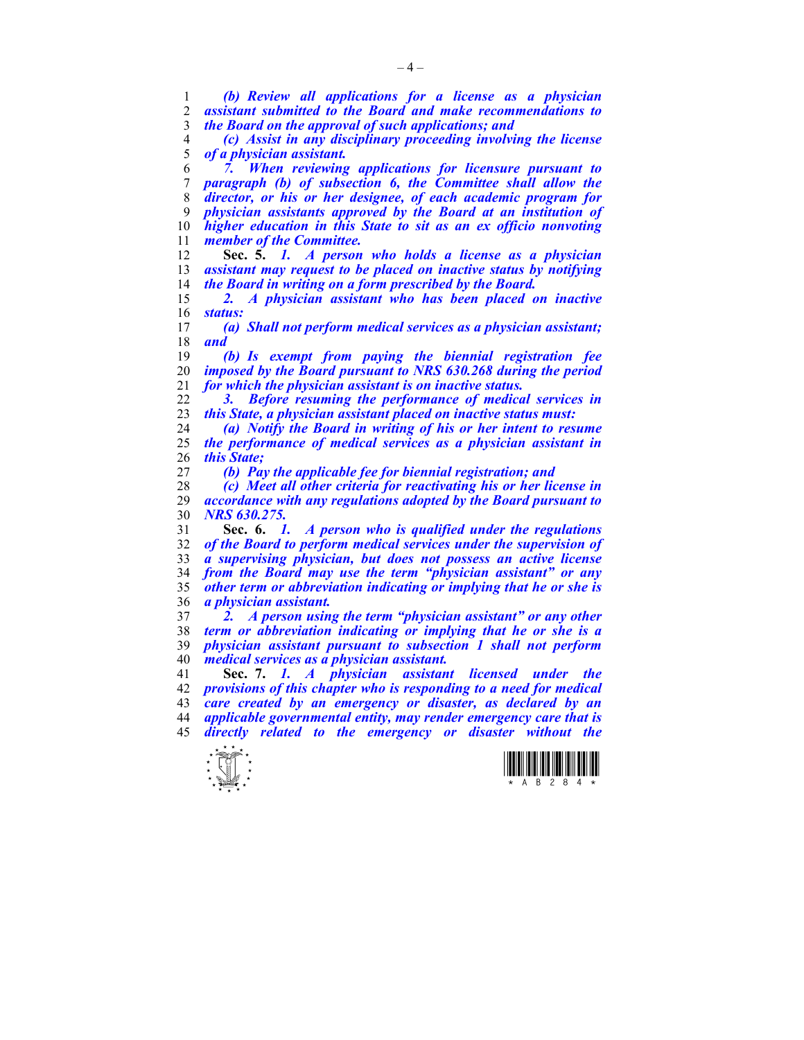*(b) Review all applications for a license as a physician assistant submitted to the Board and make recommendations to the Board on the approval of such applications; and*

*(c) Assist in any disciplinary proceeding involving the license of a physician assistant.*

*7. When reviewing applications for licensure pursuant to paragraph (b) of subsection 6, the Committee shall allow the director, or his or her designee, of each academic program for physician assistants approved by the Board at an institution of higher education in this State to sit as an ex officio nonvoting member of the Committee.*

**Sec. 5.** *1. A person who holds a license as a physician assistant may request to be placed on inactive status by notifying the Board in writing on a form prescribed by the Board.*

*2. A physician assistant who has been placed on inactive status:*

*(a) Shall not perform medical services as a physician assistant; and*

*(b) Is exempt from paying the biennial registration fee imposed by the Board pursuant to NRS 630.268 during the period for which the physician assistant is on inactive status.*

*3. Before resuming the performance of medical services in this State, a physician assistant placed on inactive status must:*

*(a) Notify the Board in writing of his or her intent to resume the performance of medical services as a physician assistant in this State;*

*(b) Pay the applicable fee for biennial registration; and*

*(c) Meet all other criteria for reactivating his or her license in accordance with any regulations adopted by the Board pursuant to NRS 630.275.*

**Sec. 6.** *1. A person who is qualified under the regulations of the Board to perform medical services under the supervision of a supervising physician, but does not possess an active license from the Board may use the term "physician assistant" or any other term or abbreviation indicating or implying that he or she is a physician assistant.*

*2. A person using the term "physician assistant" or any other term or abbreviation indicating or implying that he or she is a physician assistant pursuant to subsection 1 shall not perform medical services as a physician assistant.*

**Sec. 7.** *1. A physician assistant licensed under the provisions of this chapter who is responding to a need for medical care created by an emergency or disaster, as declared by an applicable governmental entity, may render emergency care that is directly related to the emergency or disaster without the*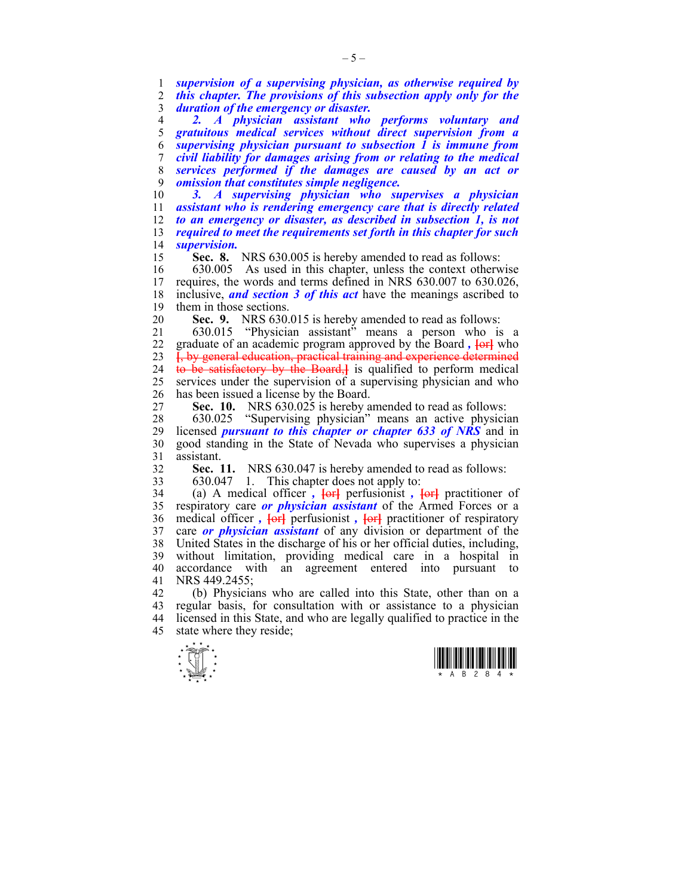*supervision of a supervising physician, as otherwise required by this chapter. The provisions of this subsection apply only for the duration of the emergency or disaster.*

*2. A physician assistant who performs voluntary and gratuitous medical services without direct supervision from a supervising physician pursuant to subsection 1 is immune from civil liability for damages arising from or relating to the medical services performed if the damages are caused by an act or omission that constitutes simple negligence.*

*3. A supervising physician who supervises a physician assistant who is rendering emergency care that is directly related to an emergency or disaster, as described in subsection 1, is not required to meet the requirements set forth in this chapter for such supervision.*

**Sec. 8.** NRS 630.005 is hereby amended to read as follows:

630.005 As used in this chapter, unless the context otherwise requires, the words and terms defined in NRS 630.007 to 630.026, inclusive, ***and section 3 of this act*** have the meanings ascribed to them in those sections.

**Sec. 9.** NRS 630.015 is hereby amended to read as follows:

630.015 "Physician assistant" means a person who is a graduate of an academic program approved by the Board ***,*** [or] who [, by general education, practical training and experience determined to be satisfactory by the Board,] is qualified to perform medical services under the supervision of a supervising physician and who has been issued a license by the Board.

**Sec. 10.** NRS 630.025 is hereby amended to read as follows:

630.025 "Supervising physician" means an active physician licensed ***pursuant to this chapter or chapter 633 of NRS*** and in good standing in the State of Nevada who supervises a physician assistant.

**Sec. 11.** NRS 630.047 is hereby amended to read as follows:

630.047 1. This chapter does not apply to:

(a) A medical officer ***,*** [or] perfusionist ***,*** [or] practitioner of respiratory care ***or physician assistant*** of the Armed Forces or a medical officer ***,*** [or] perfusionist ***,*** [or] practitioner of respiratory care ***or physician assistant*** of any division or department of the United States in the discharge of his or her official duties, including, without limitation, providing medical care in a hospital in accordance with an agreement entered into pursuant to NRS 449.2455;

(b) Physicians who are called into this State, other than on a regular basis, for consultation with or assistance to a physician licensed in this State, and who are legally qualified to practice in the state where they reside;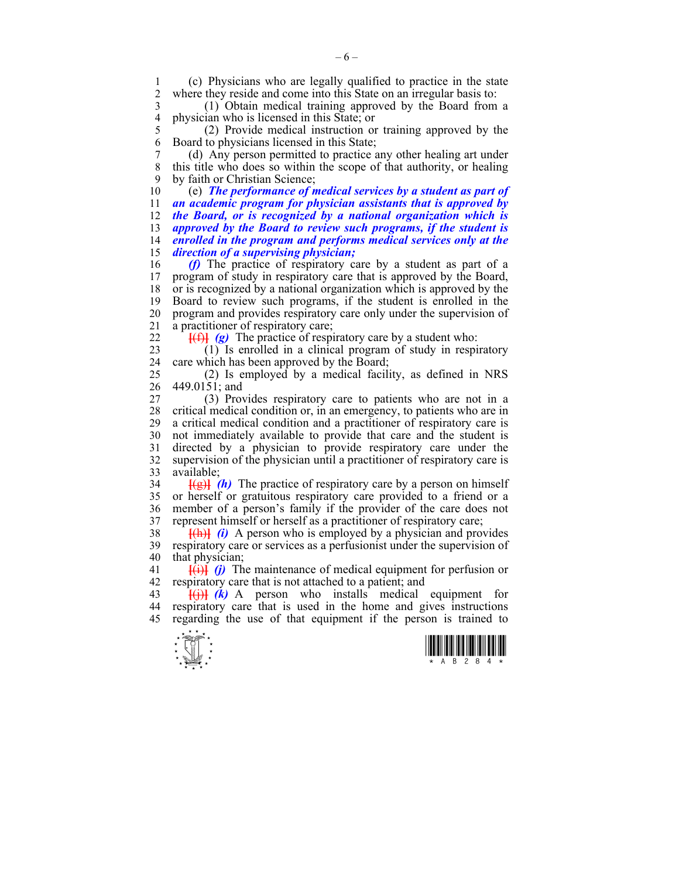(c) Physicians who are legally qualified to practice in the state where they reside and come into this State on an irregular basis to:

(1) Obtain medical training approved by the Board from a physician who is licensed in this State; or

(2) Provide medical instruction or training approved by the Board to physicians licensed in this State;

(d) Any person permitted to practice any other healing art under this title who does so within the scope of that authority, or healing by faith or Christian Science;

(e) ***The performance of medical services by a student as part of an academic program for physician assistants that is approved by the Board, or is recognized by a national organization which is approved by the Board to review such programs, if the student is enrolled in the program and performs medical services only at the direction of a supervising physician;***

***(f)*** The practice of respiratory care by a student as part of a program of study in respiratory care that is approved by the Board, or is recognized by a national organization which is approved by the Board to review such programs, if the student is enrolled in the program and provides respiratory care only under the supervision of a practitioner of respiratory care;

[(f)] ***(g)*** The practice of respiratory care by a student who:

(1) Is enrolled in a clinical program of study in respiratory care which has been approved by the Board;

(2) Is employed by a medical facility, as defined in NRS 449.0151; and

(3) Provides respiratory care to patients who are not in a critical medical condition or, in an emergency, to patients who are in a critical medical condition and a practitioner of respiratory care is not immediately available to provide that care and the student is directed by a physician to provide respiratory care under the supervision of the physician until a practitioner of respiratory care is available;

[(g)] ***(h)*** The practice of respiratory care by a person on himself or herself or gratuitous respiratory care provided to a friend or a member of a person's family if the provider of the care does not represent himself or herself as a practitioner of respiratory care;

[(h)] ***(i)*** A person who is employed by a physician and provides respiratory care or services as a perfusionist under the supervision of that physician;

[(i)] ***(j)*** The maintenance of medical equipment for perfusion or respiratory care that is not attached to a patient; and

[(j)] ***(k)*** A person who installs medical equipment for respiratory care that is used in the home and gives instructions regarding the use of that equipment if the person is trained to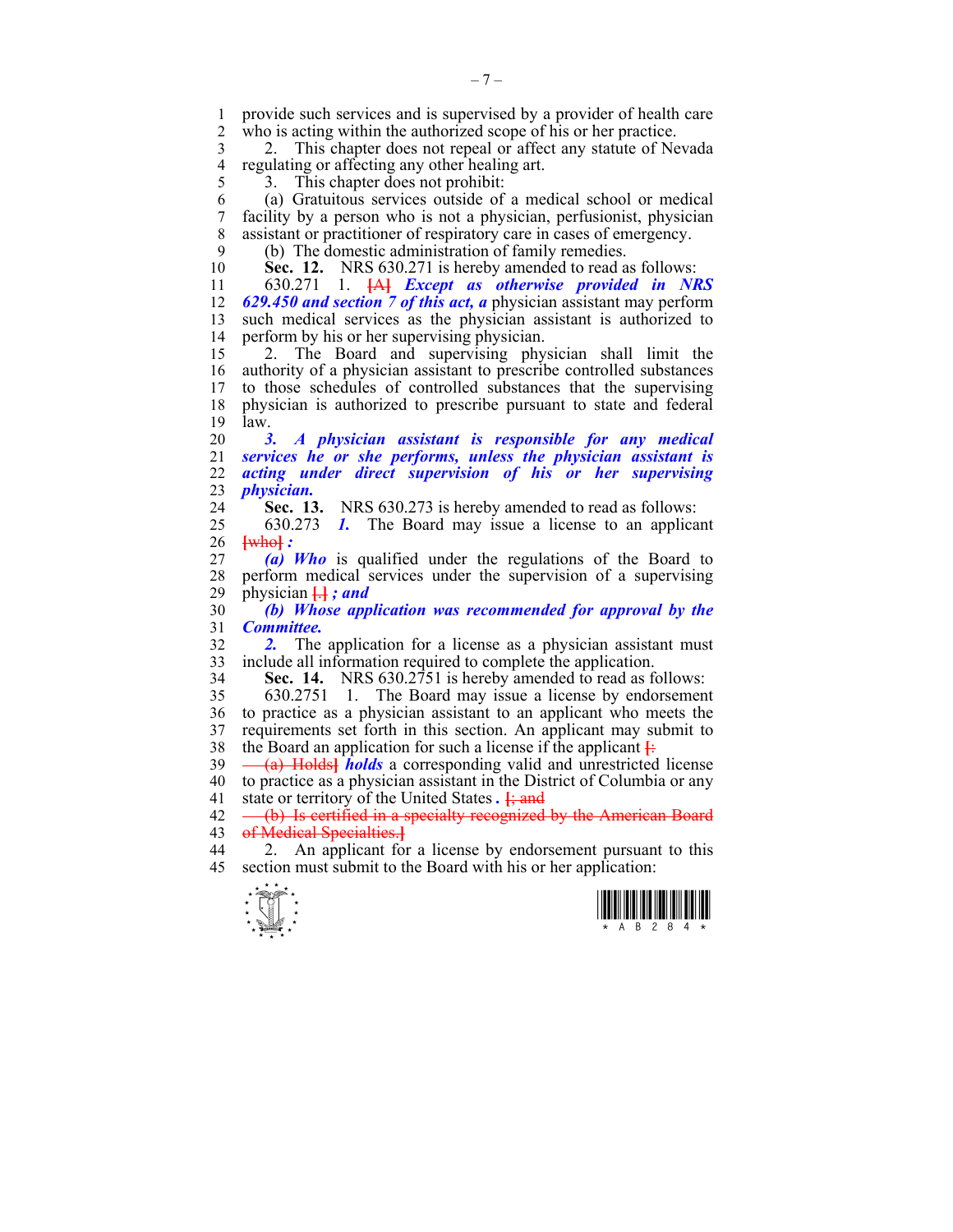provide such services and is supervised by a provider of health care who is acting within the authorized scope of his or her practice.

2. This chapter does not repeal or affect any statute of Nevada regulating or affecting any other healing art.

3. This chapter does not prohibit:

(a) Gratuitous services outside of a medical school or medical facility by a person who is not a physician, perfusionist, physician assistant or practitioner of respiratory care in cases of emergency.

(b) The domestic administration of family remedies.

**Sec. 12.** NRS 630.271 is hereby amended to read as follows:

630.271 1. ~~[A]~~ ***Except as otherwise provided in NRS 629.450 and section 7 of this act, a*** physician assistant may perform such medical services as the physician assistant is authorized to perform by his or her supervising physician.

2. The Board and supervising physician shall limit the authority of a physician assistant to prescribe controlled substances to those schedules of controlled substances that the supervising physician is authorized to prescribe pursuant to state and federal law.

***3. A physician assistant is responsible for any medical services he or she performs, unless the physician assistant is acting under direct supervision of his or her supervising physician.***

**Sec. 13.** NRS 630.273 is hereby amended to read as follows:

630.273 ***1.*** The Board may issue a license to an applicant ~~[who]~~ ***:***

***(a) Who*** is qualified under the regulations of the Board to perform medical services under the supervision of a supervising physician ~~[.]~~ ***; and***

***(b) Whose application was recommended for approval by the Committee.***

***2.*** The application for a license as a physician assistant must include all information required to complete the application.

**Sec. 14.** NRS 630.2751 is hereby amended to read as follows:

630.2751 1. The Board may issue a license by endorsement to practice as a physician assistant to an applicant who meets the requirements set forth in this section. An applicant may submit to the Board an application for such a license if the applicant ~~[:~~

~~(a) Holds]~~ ***holds*** a corresponding valid and unrestricted license to practice as a physician assistant in the District of Columbia or any state or territory of the United States ***.*** ~~[; and~~

~~(b) Is certified in a specialty recognized by the American Board of Medical Specialties.]~~

2. An applicant for a license by endorsement pursuant to this section must submit to the Board with his or her application: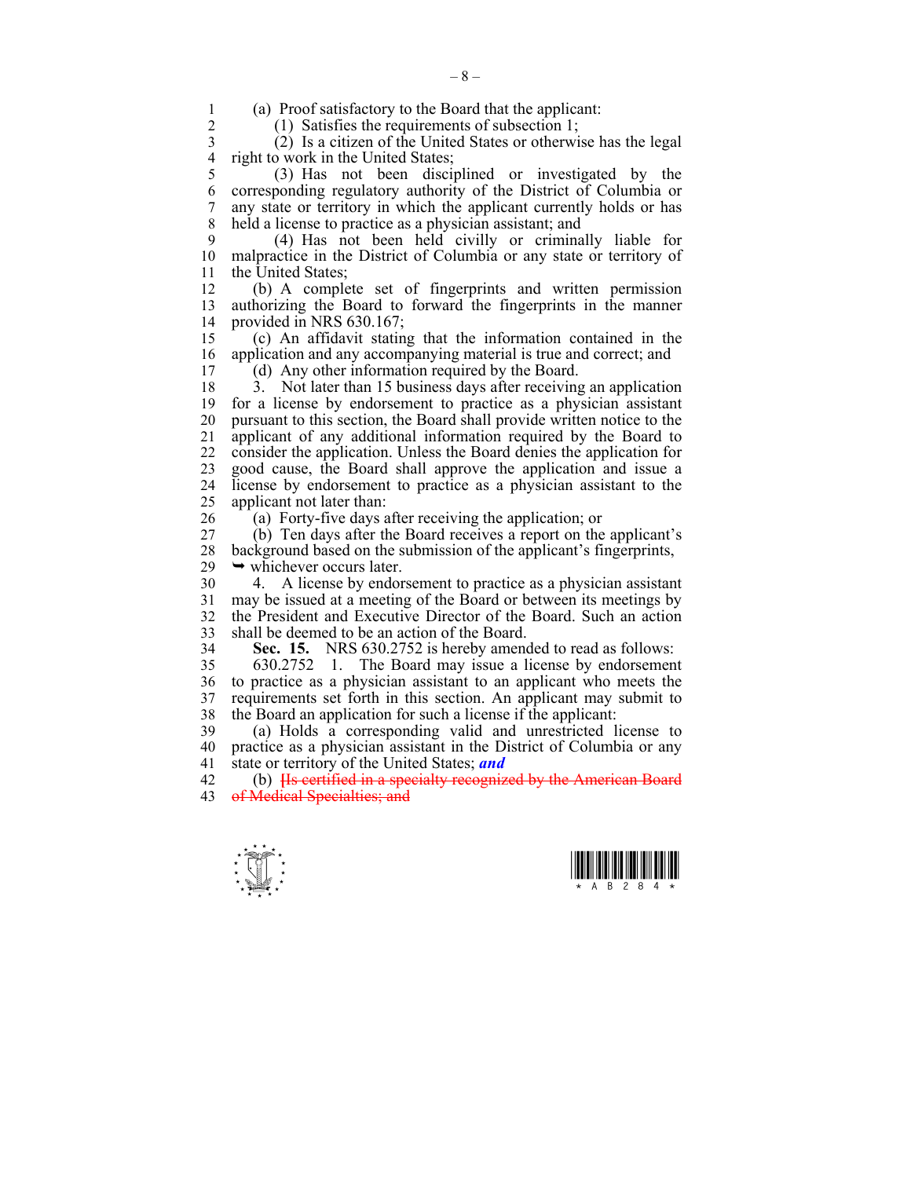(a) Proof satisfactory to the Board that the applicant:

(1) Satisfies the requirements of subsection 1;

(2) Is a citizen of the United States or otherwise has the legal right to work in the United States;

(3) Has not been disciplined or investigated by the corresponding regulatory authority of the District of Columbia or any state or territory in which the applicant currently holds or has held a license to practice as a physician assistant; and

(4) Has not been held civilly or criminally liable for malpractice in the District of Columbia or any state or territory of the United States;

(b) A complete set of fingerprints and written permission authorizing the Board to forward the fingerprints in the manner provided in NRS 630.167;

(c) An affidavit stating that the information contained in the application and any accompanying material is true and correct; and

(d) Any other information required by the Board.

3. Not later than 15 business days after receiving an application for a license by endorsement to practice as a physician assistant pursuant to this section, the Board shall provide written notice to the applicant of any additional information required by the Board to consider the application. Unless the Board denies the application for good cause, the Board shall approve the application and issue a license by endorsement to practice as a physician assistant to the applicant not later than:

(a) Forty-five days after receiving the application; or

(b) Ten days after the Board receives a report on the applicant's background based on the submission of the applicant's fingerprints,

➥ whichever occurs later.

4. A license by endorsement to practice as a physician assistant may be issued at a meeting of the Board or between its meetings by the President and Executive Director of the Board. Such an action shall be deemed to be an action of the Board.

**Sec. 15.** NRS 630.2752 is hereby amended to read as follows:

630.2752 1. The Board may issue a license by endorsement to practice as a physician assistant to an applicant who meets the requirements set forth in this section. An applicant may submit to the Board an application for such a license if the applicant:

(a) Holds a corresponding valid and unrestricted license to practice as a physician assistant in the District of Columbia or any state or territory of the United States; ***and***

(b) ~~[Is certified in a specialty recognized by the American Board of Medical Specialties; and~~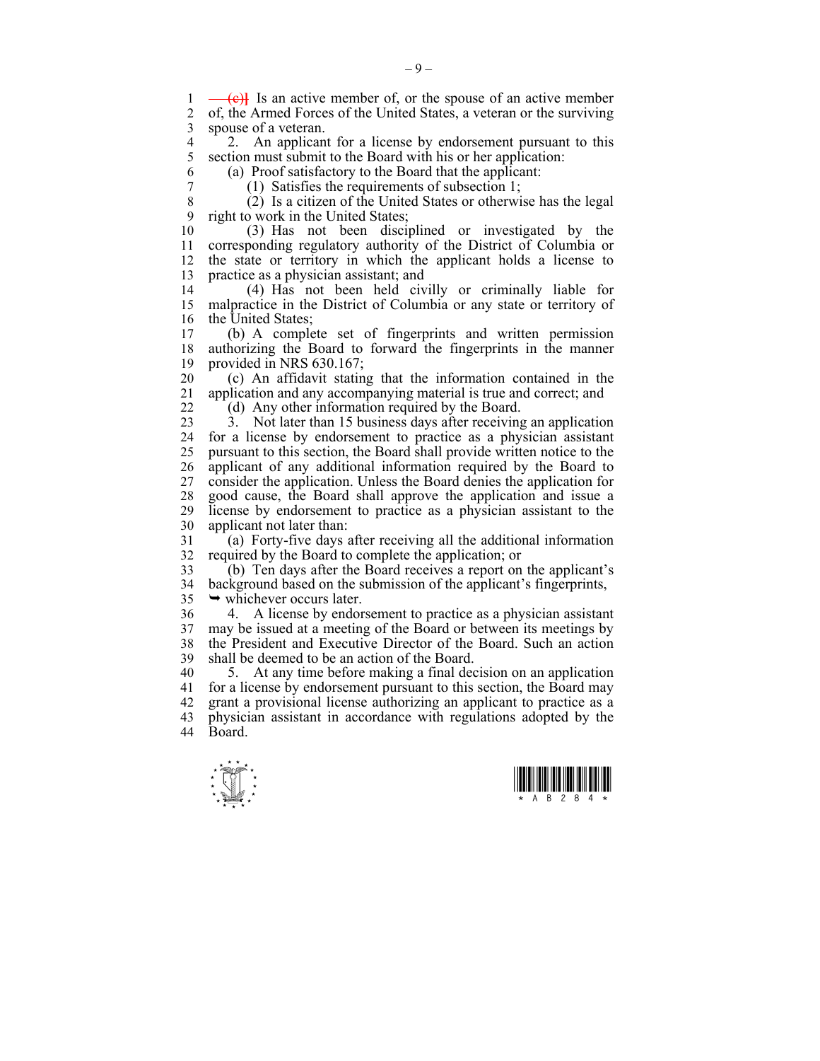~~(c)]~~ Is an active member of, or the spouse of an active member of, the Armed Forces of the United States, a veteran or the surviving spouse of a veteran.

2. An applicant for a license by endorsement pursuant to this section must submit to the Board with his or her application:

(a) Proof satisfactory to the Board that the applicant:

(1) Satisfies the requirements of subsection 1;

(2) Is a citizen of the United States or otherwise has the legal right to work in the United States;

(3) Has not been disciplined or investigated by the corresponding regulatory authority of the District of Columbia or the state or territory in which the applicant holds a license to practice as a physician assistant; and

(4) Has not been held civilly or criminally liable for malpractice in the District of Columbia or any state or territory of the United States;

(b) A complete set of fingerprints and written permission authorizing the Board to forward the fingerprints in the manner provided in NRS 630.167;

(c) An affidavit stating that the information contained in the application and any accompanying material is true and correct; and

(d) Any other information required by the Board.

3. Not later than 15 business days after receiving an application for a license by endorsement to practice as a physician assistant pursuant to this section, the Board shall provide written notice to the applicant of any additional information required by the Board to consider the application. Unless the Board denies the application for good cause, the Board shall approve the application and issue a license by endorsement to practice as a physician assistant to the applicant not later than:

(a) Forty-five days after receiving all the additional information required by the Board to complete the application; or

(b) Ten days after the Board receives a report on the applicant's background based on the submission of the applicant's fingerprints,

➥ whichever occurs later.

4. A license by endorsement to practice as a physician assistant may be issued at a meeting of the Board or between its meetings by the President and Executive Director of the Board. Such an action shall be deemed to be an action of the Board.

5. At any time before making a final decision on an application for a license by endorsement pursuant to this section, the Board may grant a provisional license authorizing an applicant to practice as a physician assistant in accordance with regulations adopted by the Board.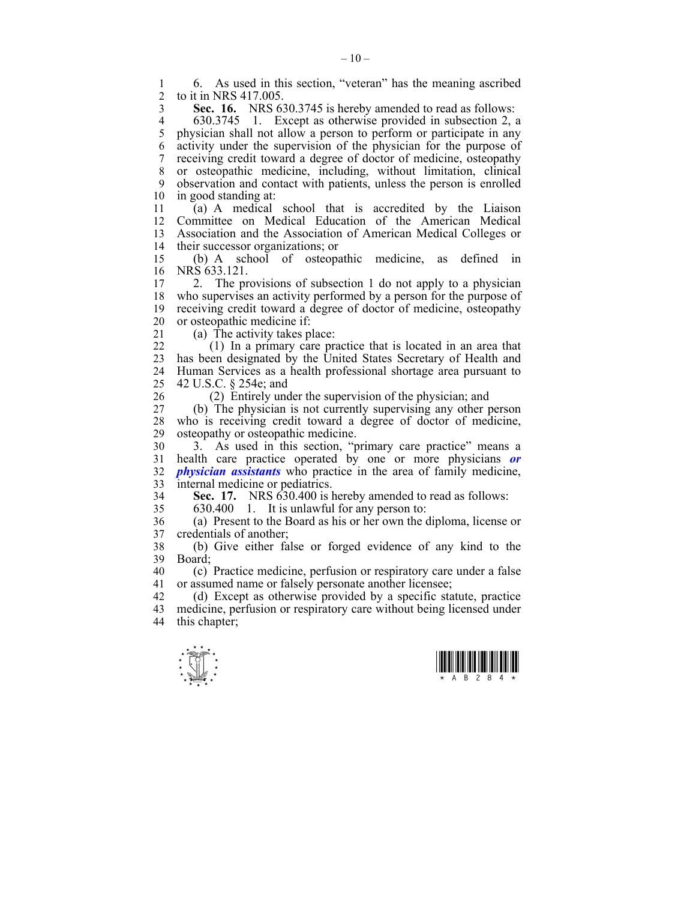6. As used in this section, "veteran" has the meaning ascribed to it in NRS 417.005.

**Sec. 16.** NRS 630.3745 is hereby amended to read as follows:

630.3745 1. Except as otherwise provided in subsection 2, a physician shall not allow a person to perform or participate in any activity under the supervision of the physician for the purpose of receiving credit toward a degree of doctor of medicine, osteopathy or osteopathic medicine, including, without limitation, clinical observation and contact with patients, unless the person is enrolled in good standing at:

(a) A medical school that is accredited by the Liaison Committee on Medical Education of the American Medical Association and the Association of American Medical Colleges or their successor organizations; or

(b) A school of osteopathic medicine, as defined in NRS 633.121.

2. The provisions of subsection 1 do not apply to a physician who supervises an activity performed by a person for the purpose of receiving credit toward a degree of doctor of medicine, osteopathy or osteopathic medicine if:

(a) The activity takes place:

(1) In a primary care practice that is located in an area that has been designated by the United States Secretary of Health and Human Services as a health professional shortage area pursuant to 42 U.S.C. § 254e; and

(2) Entirely under the supervision of the physician; and

(b) The physician is not currently supervising any other person who is receiving credit toward a degree of doctor of medicine, osteopathy or osteopathic medicine.

3. As used in this section, "primary care practice" means a health care practice operated by one or more physicians ***or physician assistants*** who practice in the area of family medicine, internal medicine or pediatrics.

**Sec. 17.** NRS 630.400 is hereby amended to read as follows:

630.400 1. It is unlawful for any person to:

(a) Present to the Board as his or her own the diploma, license or credentials of another;

(b) Give either false or forged evidence of any kind to the Board;

(c) Practice medicine, perfusion or respiratory care under a false or assumed name or falsely personate another licensee;

(d) Except as otherwise provided by a specific statute, practice medicine, perfusion or respiratory care without being licensed under this chapter;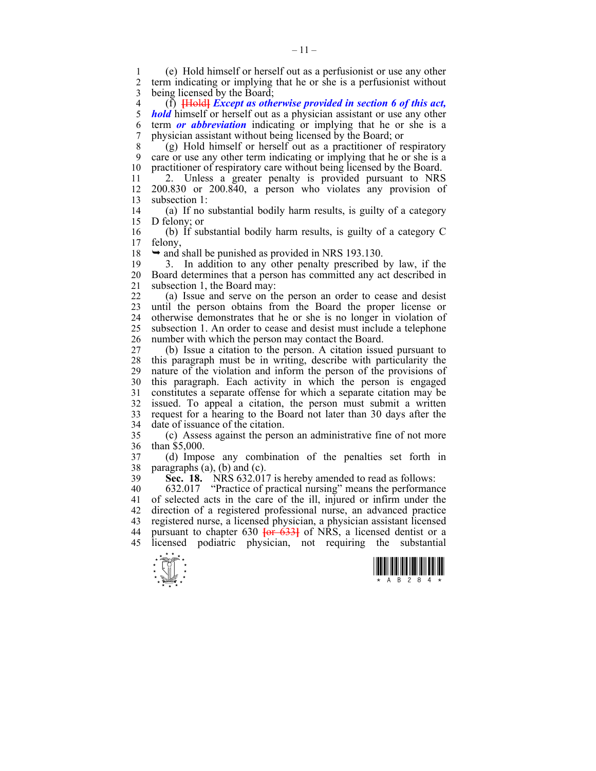(e) Hold himself or herself out as a perfusionist or use any other term indicating or implying that he or she is a perfusionist without being licensed by the Board;

(f) ~~[Hold]~~ ***Except as otherwise provided in section 6 of this act, hold*** himself or herself out as a physician assistant or use any other term ***or abbreviation*** indicating or implying that he or she is a physician assistant without being licensed by the Board; or

(g) Hold himself or herself out as a practitioner of respiratory care or use any other term indicating or implying that he or she is a practitioner of respiratory care without being licensed by the Board.

2. Unless a greater penalty is provided pursuant to NRS 200.830 or 200.840, a person who violates any provision of subsection 1:

(a) If no substantial bodily harm results, is guilty of a category D felony; or

(b) If substantial bodily harm results, is guilty of a category C felony,

➥ and shall be punished as provided in NRS 193.130.

3. In addition to any other penalty prescribed by law, if the Board determines that a person has committed any act described in subsection 1, the Board may:

(a) Issue and serve on the person an order to cease and desist until the person obtains from the Board the proper license or otherwise demonstrates that he or she is no longer in violation of subsection 1. An order to cease and desist must include a telephone number with which the person may contact the Board.

(b) Issue a citation to the person. A citation issued pursuant to this paragraph must be in writing, describe with particularity the nature of the violation and inform the person of the provisions of this paragraph. Each activity in which the person is engaged constitutes a separate offense for which a separate citation may be issued. To appeal a citation, the person must submit a written request for a hearing to the Board not later than 30 days after the date of issuance of the citation.

(c) Assess against the person an administrative fine of not more than $5,000.

(d) Impose any combination of the penalties set forth in paragraphs (a), (b) and (c).

**Sec. 18.** NRS 632.017 is hereby amended to read as follows:

632.017 "Practice of practical nursing" means the performance of selected acts in the care of the ill, injured or infirm under the direction of a registered professional nurse, an advanced practice registered nurse, a licensed physician, a physician assistant licensed pursuant to chapter 630 ~~[or 633]~~ of NRS, a licensed dentist or a licensed podiatric physician, not requiring the substantial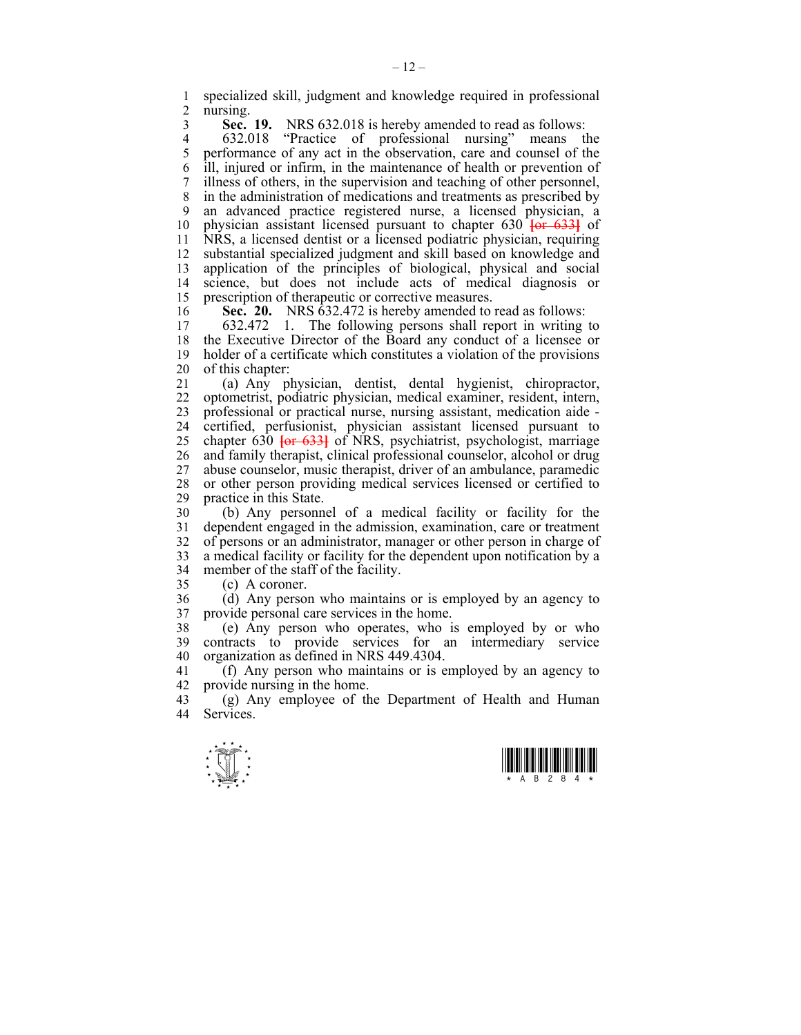specialized skill, judgment and knowledge required in professional nursing.

**Sec. 19.** NRS 632.018 is hereby amended to read as follows:

632.018 "Practice of professional nursing" means the performance of any act in the observation, care and counsel of the ill, injured or infirm, in the maintenance of health or prevention of illness of others, in the supervision and teaching of other personnel, in the administration of medications and treatments as prescribed by an advanced practice registered nurse, a licensed physician, a physician assistant licensed pursuant to chapter 630 [or 633] of NRS, a licensed dentist or a licensed podiatric physician, requiring substantial specialized judgment and skill based on knowledge and application of the principles of biological, physical and social science, but does not include acts of medical diagnosis or prescription of therapeutic or corrective measures.

**Sec. 20.** NRS 632.472 is hereby amended to read as follows:

632.472 1. The following persons shall report in writing to the Executive Director of the Board any conduct of a licensee or holder of a certificate which constitutes a violation of the provisions of this chapter:

(a) Any physician, dentist, dental hygienist, chiropractor, optometrist, podiatric physician, medical examiner, resident, intern, professional or practical nurse, nursing assistant, medication aide - certified, perfusionist, physician assistant licensed pursuant to chapter 630 [or 633] of NRS, psychiatrist, psychologist, marriage and family therapist, clinical professional counselor, alcohol or drug abuse counselor, music therapist, driver of an ambulance, paramedic or other person providing medical services licensed or certified to practice in this State.

(b) Any personnel of a medical facility or facility for the dependent engaged in the admission, examination, care or treatment of persons or an administrator, manager or other person in charge of a medical facility or facility for the dependent upon notification by a member of the staff of the facility.

(c) A coroner.

(d) Any person who maintains or is employed by an agency to provide personal care services in the home.

(e) Any person who operates, who is employed by or who contracts to provide services for an intermediary service organization as defined in NRS 449.4304.

(f) Any person who maintains or is employed by an agency to provide nursing in the home.

(g) Any employee of the Department of Health and Human Services.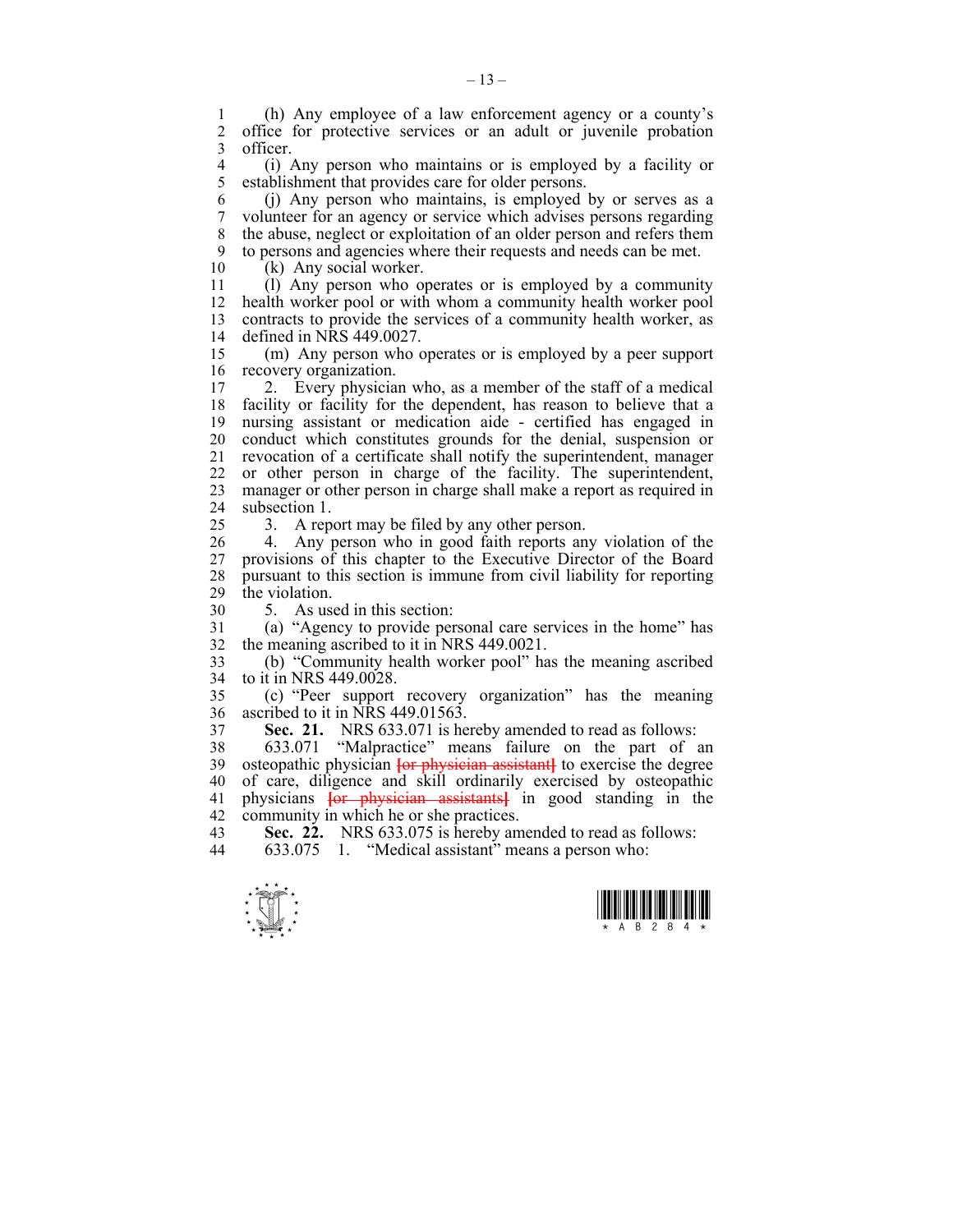(h) Any employee of a law enforcement agency or a county's office for protective services or an adult or juvenile probation officer.

(i) Any person who maintains or is employed by a facility or establishment that provides care for older persons.

(j) Any person who maintains, is employed by or serves as a volunteer for an agency or service which advises persons regarding the abuse, neglect or exploitation of an older person and refers them to persons and agencies where their requests and needs can be met.

(k) Any social worker.

(l) Any person who operates or is employed by a community health worker pool or with whom a community health worker pool contracts to provide the services of a community health worker, as defined in NRS 449.0027.

(m) Any person who operates or is employed by a peer support recovery organization.

2. Every physician who, as a member of the staff of a medical facility or facility for the dependent, has reason to believe that a nursing assistant or medication aide - certified has engaged in conduct which constitutes grounds for the denial, suspension or revocation of a certificate shall notify the superintendent, manager or other person in charge of the facility. The superintendent, manager or other person in charge shall make a report as required in subsection 1.

3. A report may be filed by any other person.

4. Any person who in good faith reports any violation of the provisions of this chapter to the Executive Director of the Board pursuant to this section is immune from civil liability for reporting the violation.

5. As used in this section:

(a) "Agency to provide personal care services in the home" has the meaning ascribed to it in NRS 449.0021.

(b) "Community health worker pool" has the meaning ascribed to it in NRS 449.0028.

(c) "Peer support recovery organization" has the meaning ascribed to it in NRS 449.01563.

**Sec. 21.** NRS 633.071 is hereby amended to read as follows:

633.071 "Malpractice" means failure on the part of an osteopathic physician ~~[or physician assistant]~~ to exercise the degree of care, diligence and skill ordinarily exercised by osteopathic physicians ~~[or physician assistants]~~ in good standing in the community in which he or she practices.

**Sec. 22.** NRS 633.075 is hereby amended to read as follows:

633.075 1. "Medical assistant" means a person who: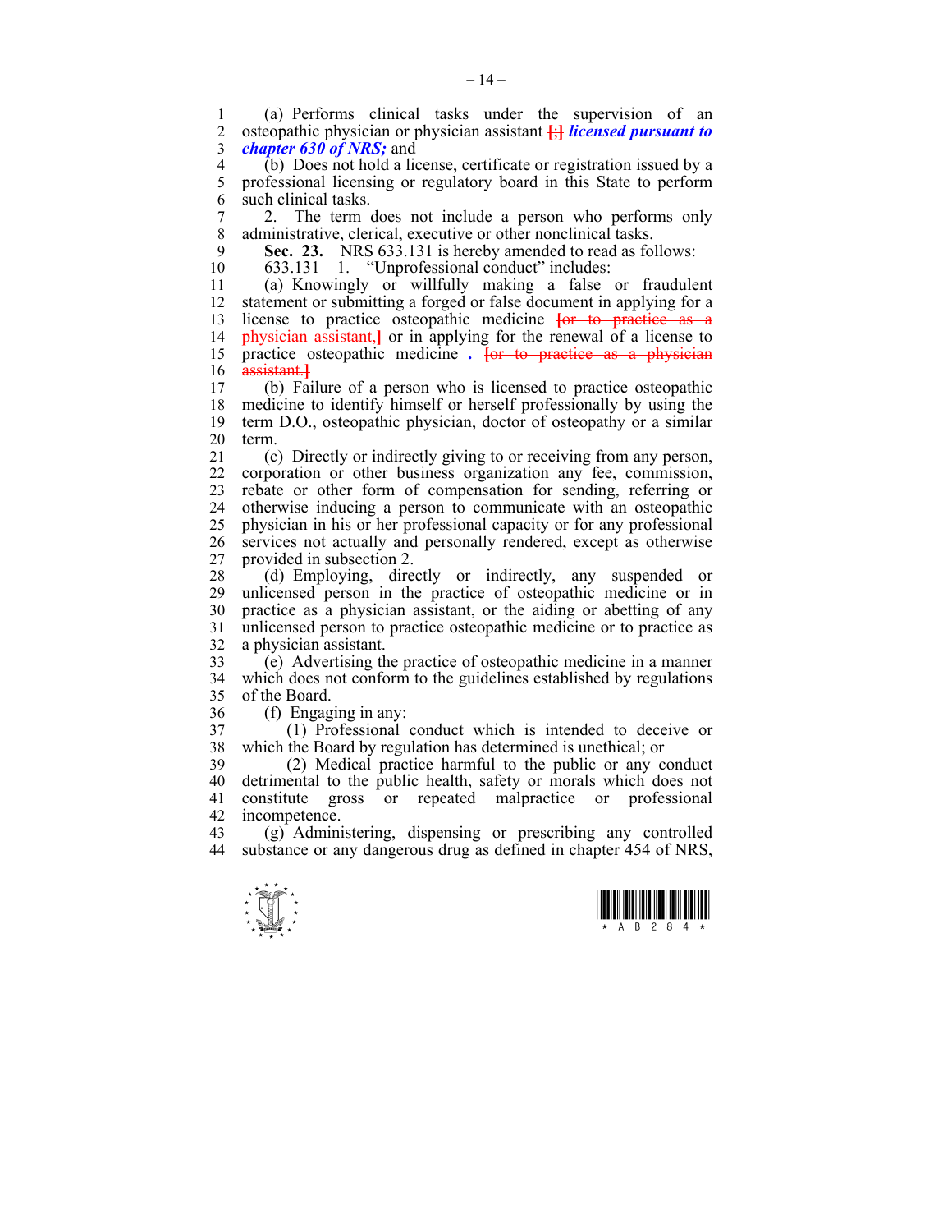(a) Performs clinical tasks under the supervision of an osteopathic physician or physician assistant [;] ***licensed pursuant to chapter 630 of NRS;*** and

(b) Does not hold a license, certificate or registration issued by a professional licensing or regulatory board in this State to perform such clinical tasks.

2. The term does not include a person who performs only administrative, clerical, executive or other nonclinical tasks.

**Sec. 23.** NRS 633.131 is hereby amended to read as follows:

633.131 1. "Unprofessional conduct" includes:

(a) Knowingly or willfully making a false or fraudulent statement or submitting a forged or false document in applying for a license to practice osteopathic medicine [or to practice as a physician assistant,] or in applying for the renewal of a license to practice osteopathic medicine ***.*** [or to practice as a physician assistant.]

(b) Failure of a person who is licensed to practice osteopathic medicine to identify himself or herself professionally by using the term D.O., osteopathic physician, doctor of osteopathy or a similar term.

(c) Directly or indirectly giving to or receiving from any person, corporation or other business organization any fee, commission, rebate or other form of compensation for sending, referring or otherwise inducing a person to communicate with an osteopathic physician in his or her professional capacity or for any professional services not actually and personally rendered, except as otherwise provided in subsection 2.

(d) Employing, directly or indirectly, any suspended or unlicensed person in the practice of osteopathic medicine or in practice as a physician assistant, or the aiding or abetting of any unlicensed person to practice osteopathic medicine or to practice as a physician assistant.

(e) Advertising the practice of osteopathic medicine in a manner which does not conform to the guidelines established by regulations of the Board.

(f) Engaging in any:

(1) Professional conduct which is intended to deceive or which the Board by regulation has determined is unethical; or

(2) Medical practice harmful to the public or any conduct detrimental to the public health, safety or morals which does not constitute gross or repeated malpractice or professional incompetence.

(g) Administering, dispensing or prescribing any controlled substance or any dangerous drug as defined in chapter 454 of NRS,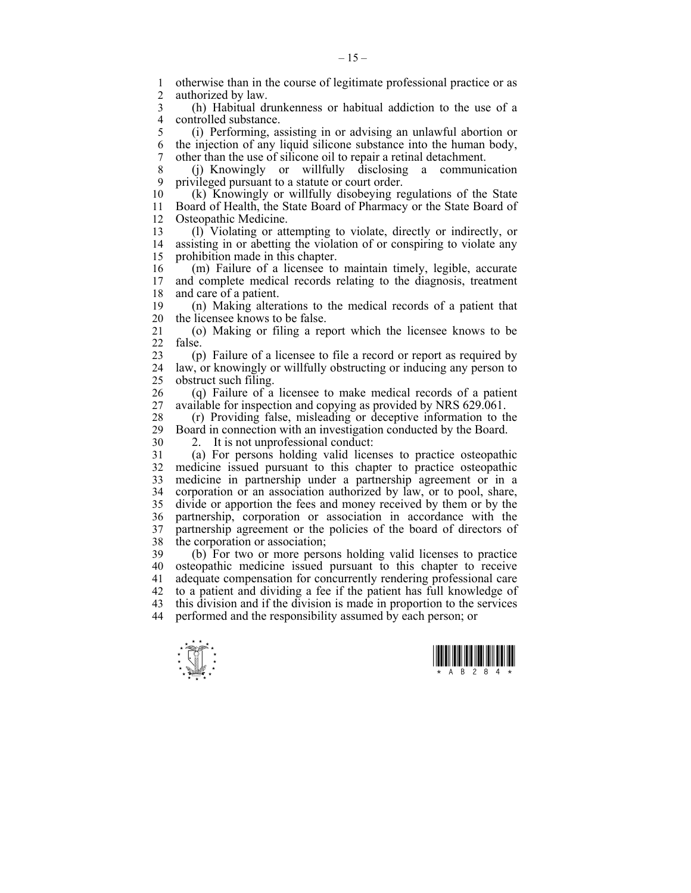otherwise than in the course of legitimate professional practice or as authorized by law.

(h) Habitual drunkenness or habitual addiction to the use of a controlled substance.

(i) Performing, assisting in or advising an unlawful abortion or the injection of any liquid silicone substance into the human body, other than the use of silicone oil to repair a retinal detachment.

(j) Knowingly or willfully disclosing a communication privileged pursuant to a statute or court order.

(k) Knowingly or willfully disobeying regulations of the State Board of Health, the State Board of Pharmacy or the State Board of Osteopathic Medicine.

(l) Violating or attempting to violate, directly or indirectly, or assisting in or abetting the violation of or conspiring to violate any prohibition made in this chapter.

(m) Failure of a licensee to maintain timely, legible, accurate and complete medical records relating to the diagnosis, treatment and care of a patient.

(n) Making alterations to the medical records of a patient that the licensee knows to be false.

(o) Making or filing a report which the licensee knows to be false.

(p) Failure of a licensee to file a record or report as required by law, or knowingly or willfully obstructing or inducing any person to obstruct such filing.

(q) Failure of a licensee to make medical records of a patient available for inspection and copying as provided by NRS 629.061.

(r) Providing false, misleading or deceptive information to the Board in connection with an investigation conducted by the Board.

2. It is not unprofessional conduct:

(a) For persons holding valid licenses to practice osteopathic medicine issued pursuant to this chapter to practice osteopathic medicine in partnership under a partnership agreement or in a corporation or an association authorized by law, or to pool, share, divide or apportion the fees and money received by them or by the partnership, corporation or association in accordance with the partnership agreement or the policies of the board of directors of the corporation or association;

(b) For two or more persons holding valid licenses to practice osteopathic medicine issued pursuant to this chapter to receive adequate compensation for concurrently rendering professional care to a patient and dividing a fee if the patient has full knowledge of this division and if the division is made in proportion to the services performed and the responsibility assumed by each person; or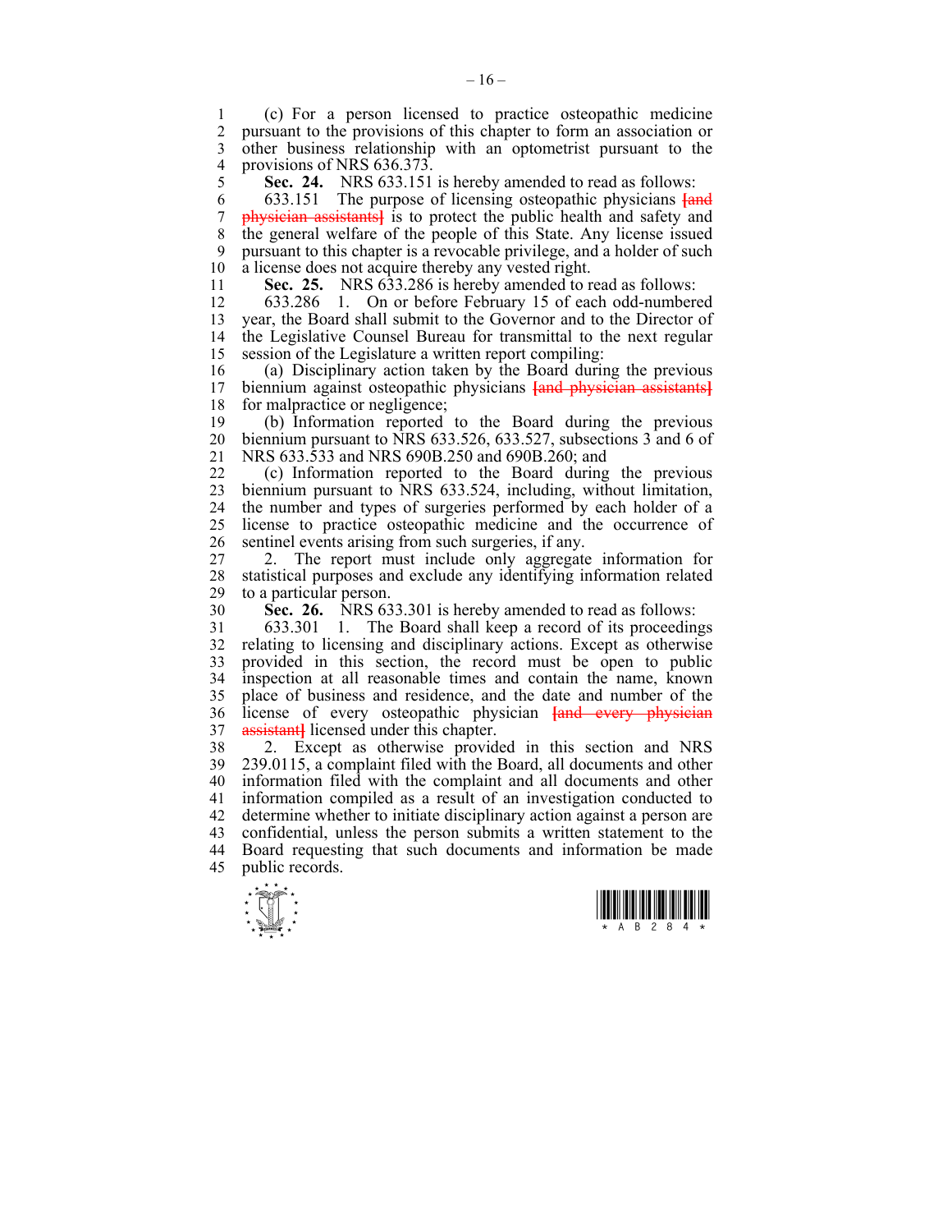(c) For a person licensed to practice osteopathic medicine pursuant to the provisions of this chapter to form an association or other business relationship with an optometrist pursuant to the provisions of NRS 636.373.

**Sec. 24.** NRS 633.151 is hereby amended to read as follows:

633.151 The purpose of licensing osteopathic physicians ~~[and physician assistants]~~ is to protect the public health and safety and the general welfare of the people of this State. Any license issued pursuant to this chapter is a revocable privilege, and a holder of such a license does not acquire thereby any vested right.

**Sec. 25.** NRS 633.286 is hereby amended to read as follows:

633.286 1. On or before February 15 of each odd-numbered year, the Board shall submit to the Governor and to the Director of the Legislative Counsel Bureau for transmittal to the next regular session of the Legislature a written report compiling:

(a) Disciplinary action taken by the Board during the previous biennium against osteopathic physicians ~~[and physician assistants]~~ for malpractice or negligence;

(b) Information reported to the Board during the previous biennium pursuant to NRS 633.526, 633.527, subsections 3 and 6 of NRS 633.533 and NRS 690B.250 and 690B.260; and

(c) Information reported to the Board during the previous biennium pursuant to NRS 633.524, including, without limitation, the number and types of surgeries performed by each holder of a license to practice osteopathic medicine and the occurrence of sentinel events arising from such surgeries, if any.

2. The report must include only aggregate information for statistical purposes and exclude any identifying information related to a particular person.

**Sec. 26.** NRS 633.301 is hereby amended to read as follows:

633.301 1. The Board shall keep a record of its proceedings relating to licensing and disciplinary actions. Except as otherwise provided in this section, the record must be open to public inspection at all reasonable times and contain the name, known place of business and residence, and the date and number of the license of every osteopathic physician ~~[and every physician assistant]~~ licensed under this chapter.

2. Except as otherwise provided in this section and NRS 239.0115, a complaint filed with the Board, all documents and other information filed with the complaint and all documents and other information compiled as a result of an investigation conducted to determine whether to initiate disciplinary action against a person are confidential, unless the person submits a written statement to the Board requesting that such documents and information be made public records.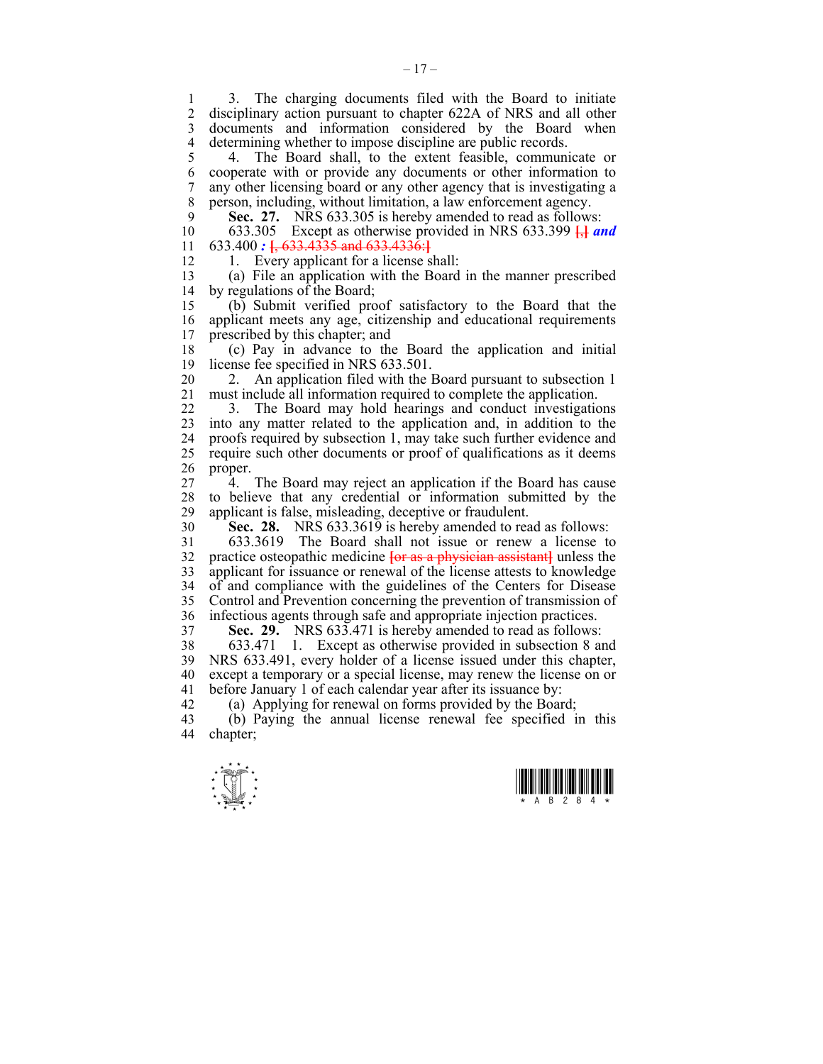3. The charging documents filed with the Board to initiate disciplinary action pursuant to chapter 622A of NRS and all other documents and information considered by the Board when determining whether to impose discipline are public records.

4. The Board shall, to the extent feasible, communicate or cooperate with or provide any documents or other information to any other licensing board or any other agency that is investigating a person, including, without limitation, a law enforcement agency.

**Sec. 27.** NRS 633.305 is hereby amended to read as follows:

633.305 Except as otherwise provided in NRS 633.399 [,] ***and*** 633.400 ***:*** [, 633.4335 and 633.4336:]

1. Every applicant for a license shall:

(a) File an application with the Board in the manner prescribed by regulations of the Board;

(b) Submit verified proof satisfactory to the Board that the applicant meets any age, citizenship and educational requirements prescribed by this chapter; and

(c) Pay in advance to the Board the application and initial license fee specified in NRS 633.501.

2. An application filed with the Board pursuant to subsection 1 must include all information required to complete the application.

3. The Board may hold hearings and conduct investigations into any matter related to the application and, in addition to the proofs required by subsection 1, may take such further evidence and require such other documents or proof of qualifications as it deems proper.

4. The Board may reject an application if the Board has cause to believe that any credential or information submitted by the applicant is false, misleading, deceptive or fraudulent.

**Sec. 28.** NRS 633.3619 is hereby amended to read as follows:

633.3619 The Board shall not issue or renew a license to practice osteopathic medicine [or as a physician assistant] unless the applicant for issuance or renewal of the license attests to knowledge of and compliance with the guidelines of the Centers for Disease Control and Prevention concerning the prevention of transmission of infectious agents through safe and appropriate injection practices.

**Sec. 29.** NRS 633.471 is hereby amended to read as follows:

633.471 1. Except as otherwise provided in subsection 8 and NRS 633.491, every holder of a license issued under this chapter, except a temporary or a special license, may renew the license on or before January 1 of each calendar year after its issuance by:

(a) Applying for renewal on forms provided by the Board;

(b) Paying the annual license renewal fee specified in this chapter;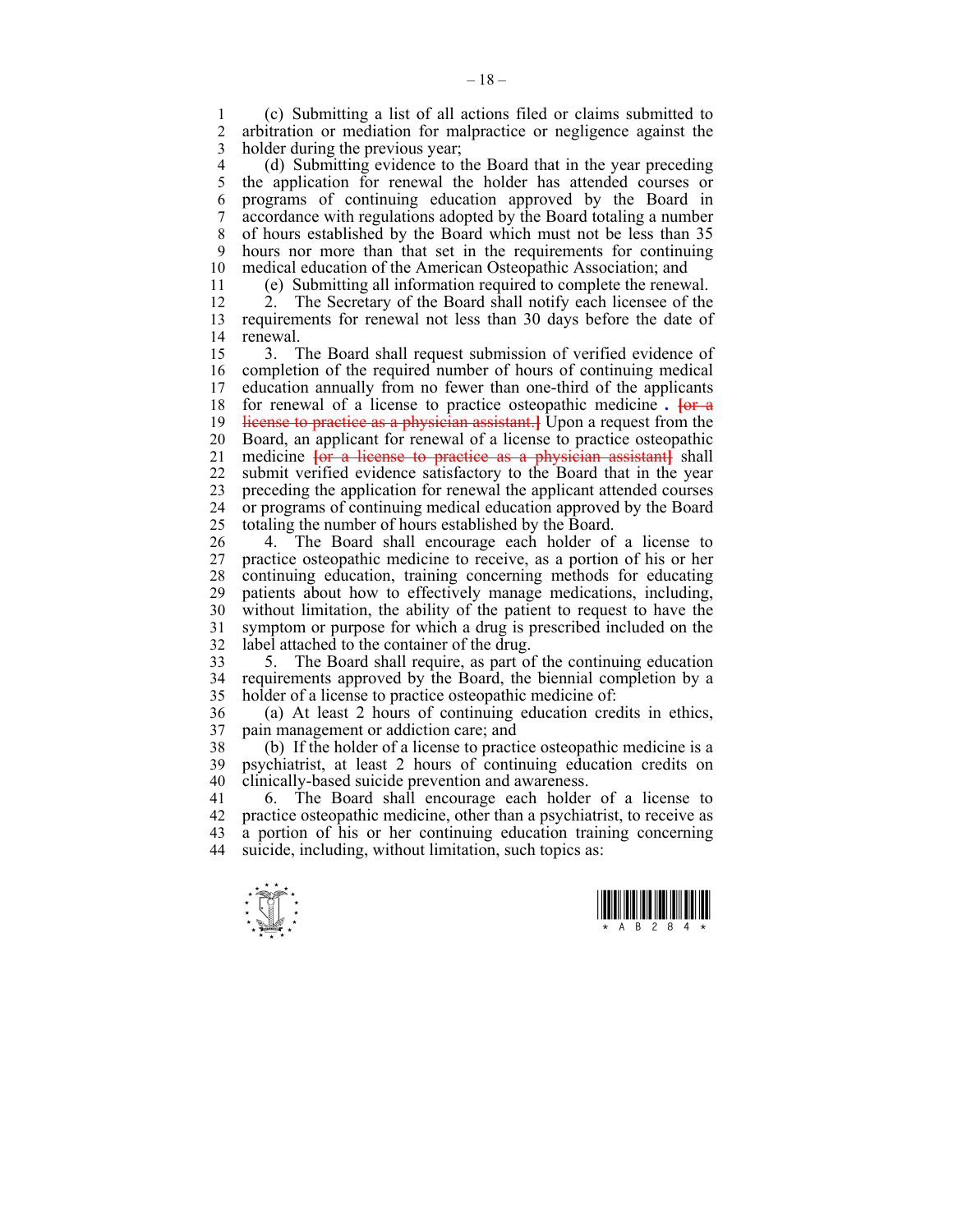(c) Submitting a list of all actions filed or claims submitted to arbitration or mediation for malpractice or negligence against the holder during the previous year;

(d) Submitting evidence to the Board that in the year preceding the application for renewal the holder has attended courses or programs of continuing education approved by the Board in accordance with regulations adopted by the Board totaling a number of hours established by the Board which must not be less than 35 hours nor more than that set in the requirements for continuing medical education of the American Osteopathic Association; and

(e) Submitting all information required to complete the renewal.

2. The Secretary of the Board shall notify each licensee of the requirements for renewal not less than 30 days before the date of renewal.

3. The Board shall request submission of verified evidence of completion of the required number of hours of continuing medical education annually from no fewer than one-third of the applicants for renewal of a license to practice osteopathic medicine **.** ~~[or a license to practice as a physician assistant.]~~ Upon a request from the Board, an applicant for renewal of a license to practice osteopathic medicine ~~[or a license to practice as a physician assistant]~~ shall submit verified evidence satisfactory to the Board that in the year preceding the application for renewal the applicant attended courses or programs of continuing medical education approved by the Board totaling the number of hours established by the Board.

4. The Board shall encourage each holder of a license to practice osteopathic medicine to receive, as a portion of his or her continuing education, training concerning methods for educating patients about how to effectively manage medications, including, without limitation, the ability of the patient to request to have the symptom or purpose for which a drug is prescribed included on the label attached to the container of the drug.

5. The Board shall require, as part of the continuing education requirements approved by the Board, the biennial completion by a holder of a license to practice osteopathic medicine of:

(a) At least 2 hours of continuing education credits in ethics, pain management or addiction care; and

(b) If the holder of a license to practice osteopathic medicine is a psychiatrist, at least 2 hours of continuing education credits on clinically-based suicide prevention and awareness.

6. The Board shall encourage each holder of a license to practice osteopathic medicine, other than a psychiatrist, to receive as a portion of his or her continuing education training concerning suicide, including, without limitation, such topics as: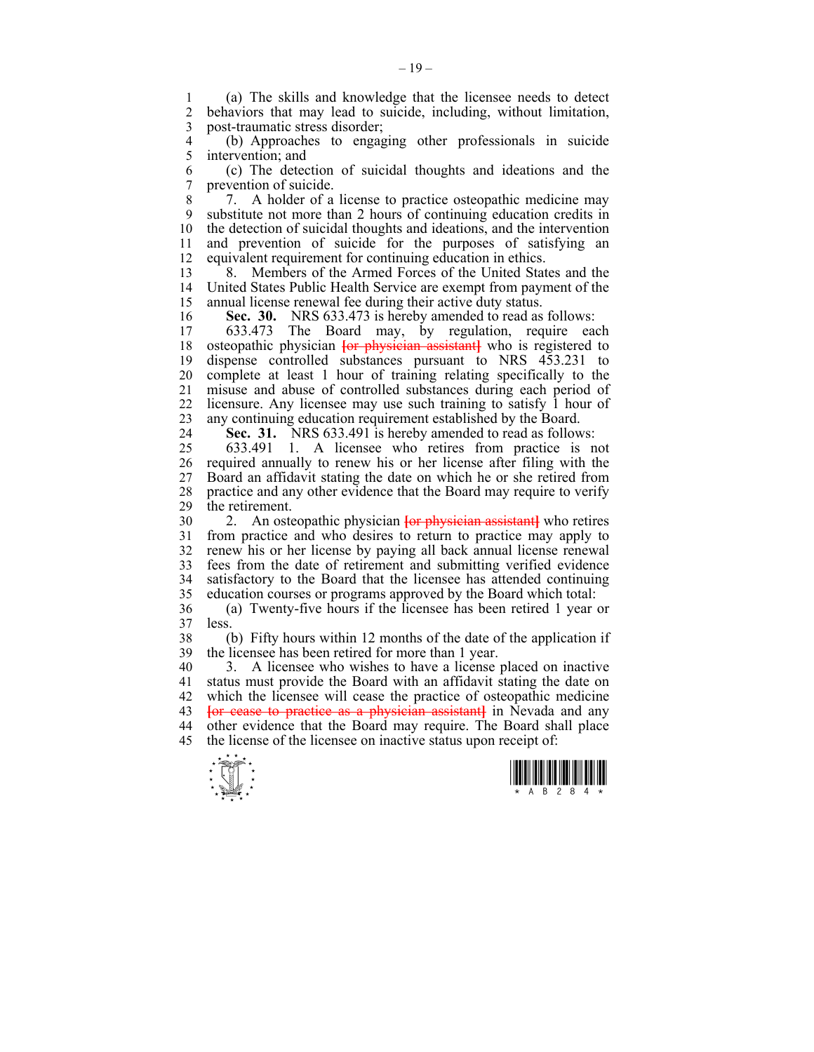(a) The skills and knowledge that the licensee needs to detect behaviors that may lead to suicide, including, without limitation, post-traumatic stress disorder;

(b) Approaches to engaging other professionals in suicide intervention; and

(c) The detection of suicidal thoughts and ideations and the prevention of suicide.

7. A holder of a license to practice osteopathic medicine may substitute not more than 2 hours of continuing education credits in the detection of suicidal thoughts and ideations, and the intervention and prevention of suicide for the purposes of satisfying an equivalent requirement for continuing education in ethics.

8. Members of the Armed Forces of the United States and the United States Public Health Service are exempt from payment of the annual license renewal fee during their active duty status.

**Sec. 30.** NRS 633.473 is hereby amended to read as follows:

633.473 The Board may, by regulation, require each osteopathic physician ~~[or physician assistant]~~ who is registered to dispense controlled substances pursuant to NRS 453.231 to complete at least 1 hour of training relating specifically to the misuse and abuse of controlled substances during each period of licensure. Any licensee may use such training to satisfy 1 hour of any continuing education requirement established by the Board.

**Sec. 31.** NRS 633.491 is hereby amended to read as follows:

633.491 1. A licensee who retires from practice is not required annually to renew his or her license after filing with the Board an affidavit stating the date on which he or she retired from practice and any other evidence that the Board may require to verify the retirement.

2. An osteopathic physician ~~[or physician assistant]~~ who retires from practice and who desires to return to practice may apply to renew his or her license by paying all back annual license renewal fees from the date of retirement and submitting verified evidence satisfactory to the Board that the licensee has attended continuing education courses or programs approved by the Board which total:

(a) Twenty-five hours if the licensee has been retired 1 year or less.

(b) Fifty hours within 12 months of the date of the application if the licensee has been retired for more than 1 year.

3. A licensee who wishes to have a license placed on inactive status must provide the Board with an affidavit stating the date on which the licensee will cease the practice of osteopathic medicine ~~[or cease to practice as a physician assistant]~~ in Nevada and any other evidence that the Board may require. The Board shall place the license of the licensee on inactive status upon receipt of: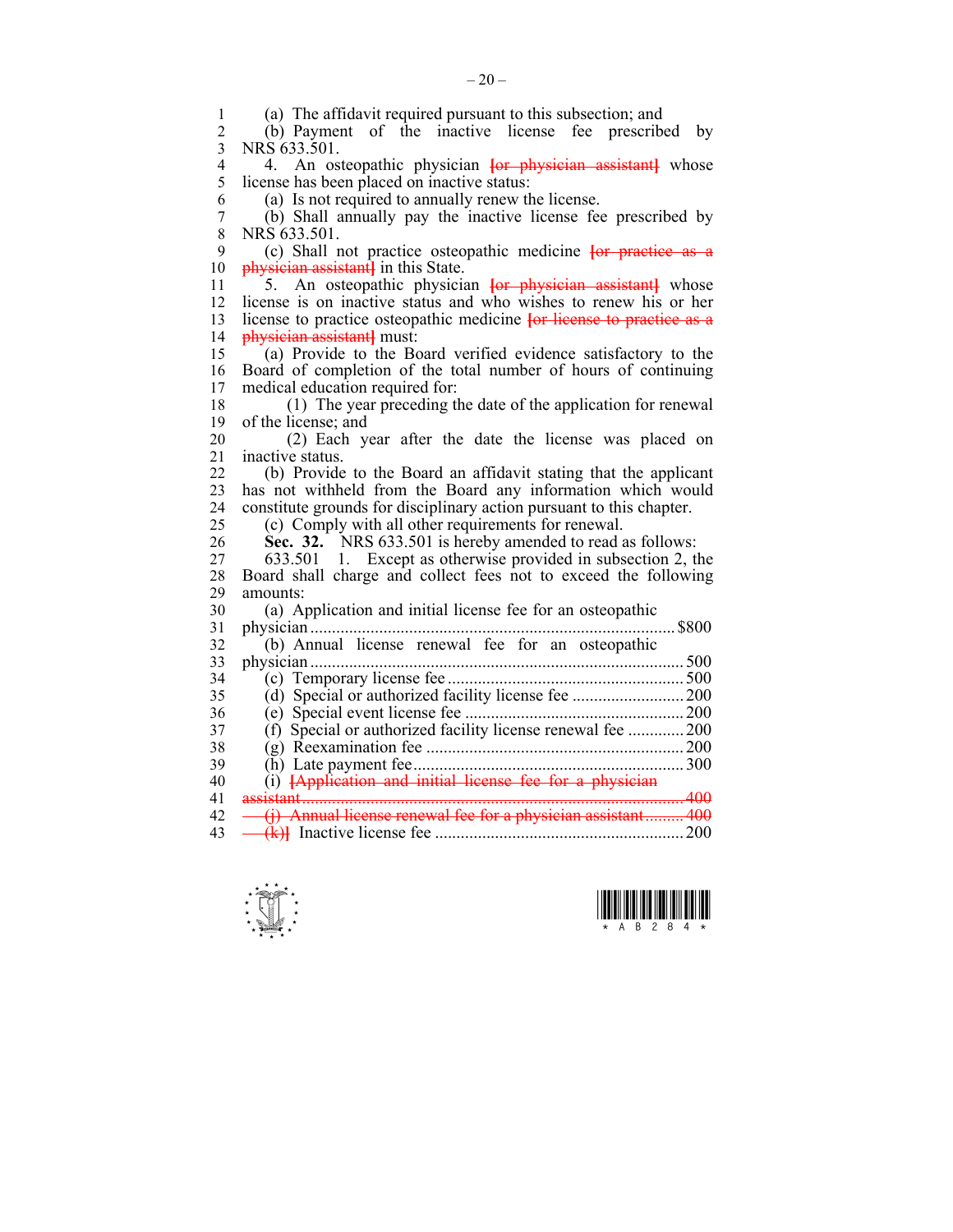(a) The affidavit required pursuant to this subsection; and

(b) Payment of the inactive license fee prescribed by NRS 633.501.

4. An osteopathic physician ~~[or physician assistant]~~ whose license has been placed on inactive status:

(a) Is not required to annually renew the license.

(b) Shall annually pay the inactive license fee prescribed by NRS 633.501.

(c) Shall not practice osteopathic medicine ~~[or practice as a physician assistant]~~ in this State.

5. An osteopathic physician ~~[or physician assistant]~~ whose license is on inactive status and who wishes to renew his or her license to practice osteopathic medicine ~~[or license to practice as a physician assistant]~~ must:

(a) Provide to the Board verified evidence satisfactory to the Board of completion of the total number of hours of continuing medical education required for:

(1) The year preceding the date of the application for renewal of the license; and

(2) Each year after the date the license was placed on inactive status.

(b) Provide to the Board an affidavit stating that the applicant has not withheld from the Board any information which would constitute grounds for disciplinary action pursuant to this chapter.

(c) Comply with all other requirements for renewal.

**Sec. 32.** NRS 633.501 is hereby amended to read as follows:

633.501 1. Except as otherwise provided in subsection 2, the Board shall charge and collect fees not to exceed the following amounts:

(a) Application and initial license fee for an osteopathic physician .................................................................................... $800

(b) Annual license renewal fee for an osteopathic physician ...................................................................................... 500

(c) Temporary license fee ...................................................... 500

(d) Special or authorized facility license fee .......................... 200

(e) Special event license fee ................................................... 200

(f) Special or authorized facility license renewal fee ............. 200

(g) Reexamination fee ........................................................... 200

(h) Late payment fee .............................................................. 300

(i) ~~[Application and initial license fee for a physician assistant ............................................................................................ 400~~

~~(j) Annual license renewal fee for a physician assistant ......... 400~~

~~(k)]~~ Inactive license fee .......................................................... 200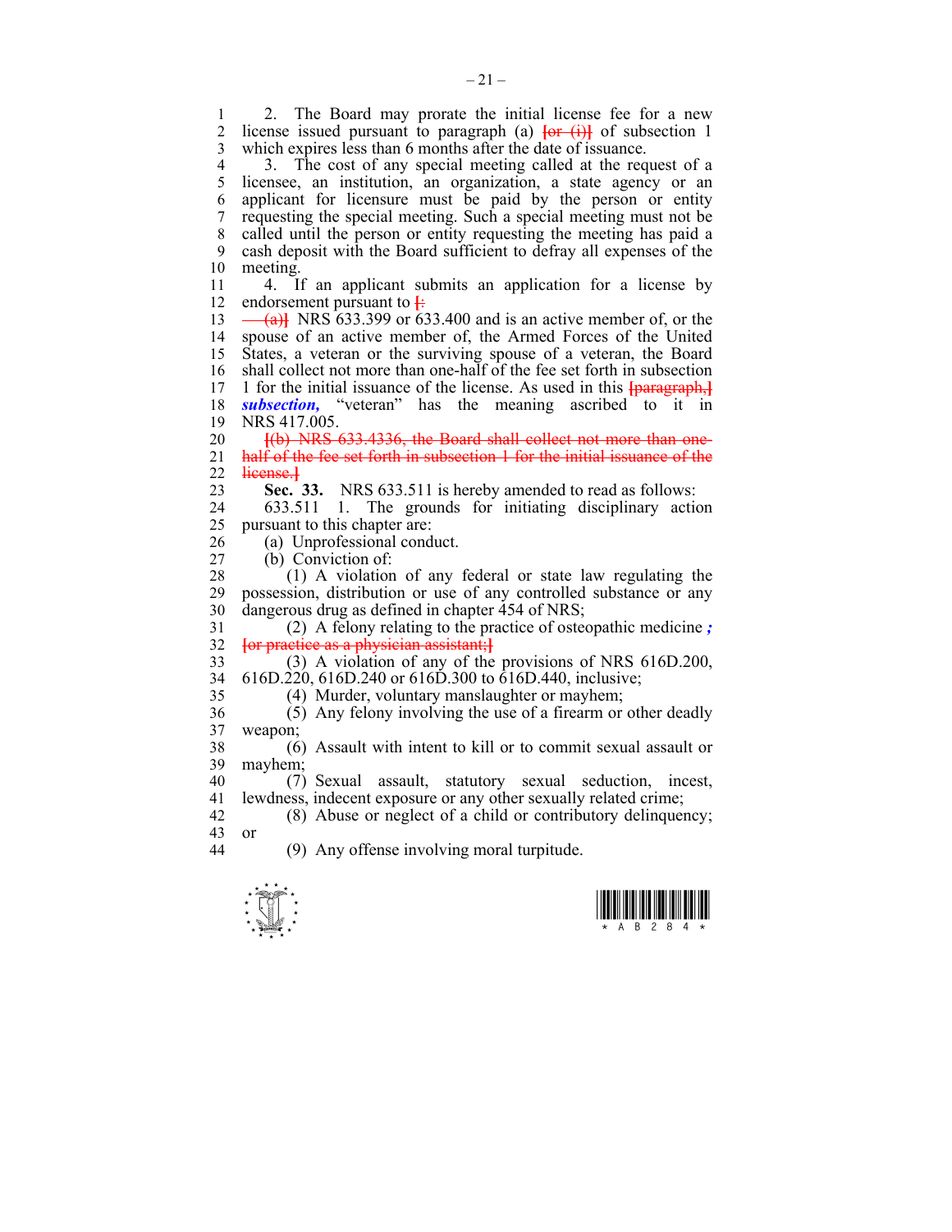2. The Board may prorate the initial license fee for a new license issued pursuant to paragraph (a) [or (i)] of subsection 1 which expires less than 6 months after the date of issuance.

3. The cost of any special meeting called at the request of a licensee, an institution, an organization, a state agency or an applicant for licensure must be paid by the person or entity requesting the special meeting. Such a special meeting must not be called until the person or entity requesting the meeting has paid a cash deposit with the Board sufficient to defray all expenses of the meeting.

4. If an applicant submits an application for a license by endorsement pursuant to [:

(a)] NRS 633.399 or 633.400 and is an active member of, or the spouse of an active member of, the Armed Forces of the United States, a veteran or the surviving spouse of a veteran, the Board shall collect not more than one-half of the fee set forth in subsection 1 for the initial issuance of the license. As used in this [paragraph,] ***subsection,*** "veteran" has the meaning ascribed to it in NRS 417.005.

[(b) NRS 633.4336, the Board shall collect not more than one-half of the fee set forth in subsection 1 for the initial issuance of the license.]

**Sec. 33.** NRS 633.511 is hereby amended to read as follows:

633.511 1. The grounds for initiating disciplinary action pursuant to this chapter are:

(a) Unprofessional conduct.

(b) Conviction of:

(1) A violation of any federal or state law regulating the possession, distribution or use of any controlled substance or any dangerous drug as defined in chapter 454 of NRS;

(2) A felony relating to the practice of osteopathic medicine ***;*** [or practice as a physician assistant;]

(3) A violation of any of the provisions of NRS 616D.200, 616D.220, 616D.240 or 616D.300 to 616D.440, inclusive;

(4) Murder, voluntary manslaughter or mayhem;

(5) Any felony involving the use of a firearm or other deadly weapon;

(6) Assault with intent to kill or to commit sexual assault or mayhem;

(7) Sexual assault, statutory sexual seduction, incest, lewdness, indecent exposure or any other sexually related crime;

(8) Abuse or neglect of a child or contributory delinquency; or

(9) Any offense involving moral turpitude.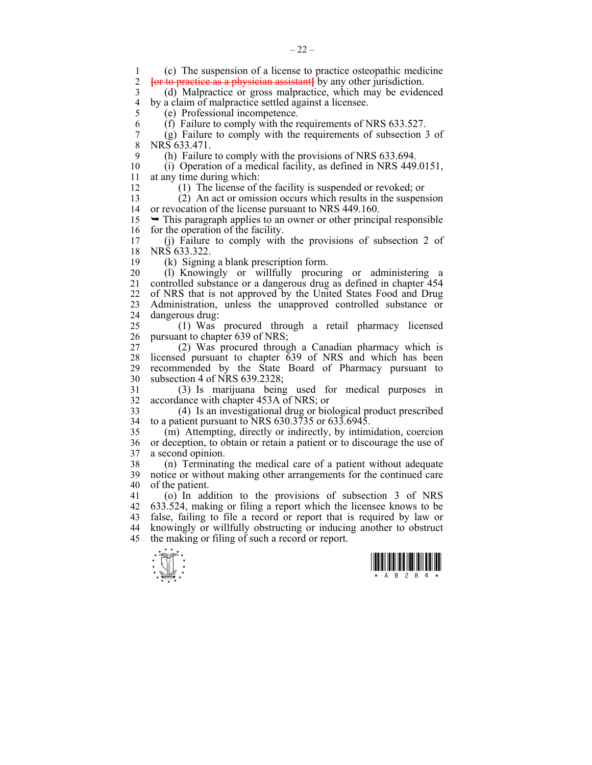(c) The suspension of a license to practice osteopathic medicine [or to practice as a physician assistant] by any other jurisdiction.

(d) Malpractice or gross malpractice, which may be evidenced by a claim of malpractice settled against a licensee.

(e) Professional incompetence.

(f) Failure to comply with the requirements of NRS 633.527.

(g) Failure to comply with the requirements of subsection 3 of NRS 633.471.

(h) Failure to comply with the provisions of NRS 633.694.

(i) Operation of a medical facility, as defined in NRS 449.0151, at any time during which:

(1) The license of the facility is suspended or revoked; or

(2) An act or omission occurs which results in the suspension or revocation of the license pursuant to NRS 449.160.

➥ This paragraph applies to an owner or other principal responsible for the operation of the facility.

(j) Failure to comply with the provisions of subsection 2 of NRS 633.322.

(k) Signing a blank prescription form.

(l) Knowingly or willfully procuring or administering a controlled substance or a dangerous drug as defined in chapter 454 of NRS that is not approved by the United States Food and Drug Administration, unless the unapproved controlled substance or dangerous drug:

(1) Was procured through a retail pharmacy licensed pursuant to chapter 639 of NRS;

(2) Was procured through a Canadian pharmacy which is licensed pursuant to chapter 639 of NRS and which has been recommended by the State Board of Pharmacy pursuant to subsection 4 of NRS 639.2328;

(3) Is marijuana being used for medical purposes in accordance with chapter 453A of NRS; or

(4) Is an investigational drug or biological product prescribed to a patient pursuant to NRS 630.3735 or 633.6945.

(m) Attempting, directly or indirectly, by intimidation, coercion or deception, to obtain or retain a patient or to discourage the use of a second opinion.

(n) Terminating the medical care of a patient without adequate notice or without making other arrangements for the continued care of the patient.

(o) In addition to the provisions of subsection 3 of NRS 633.524, making or filing a report which the licensee knows to be false, failing to file a record or report that is required by law or knowingly or willfully obstructing or inducing another to obstruct the making or filing of such a record or report.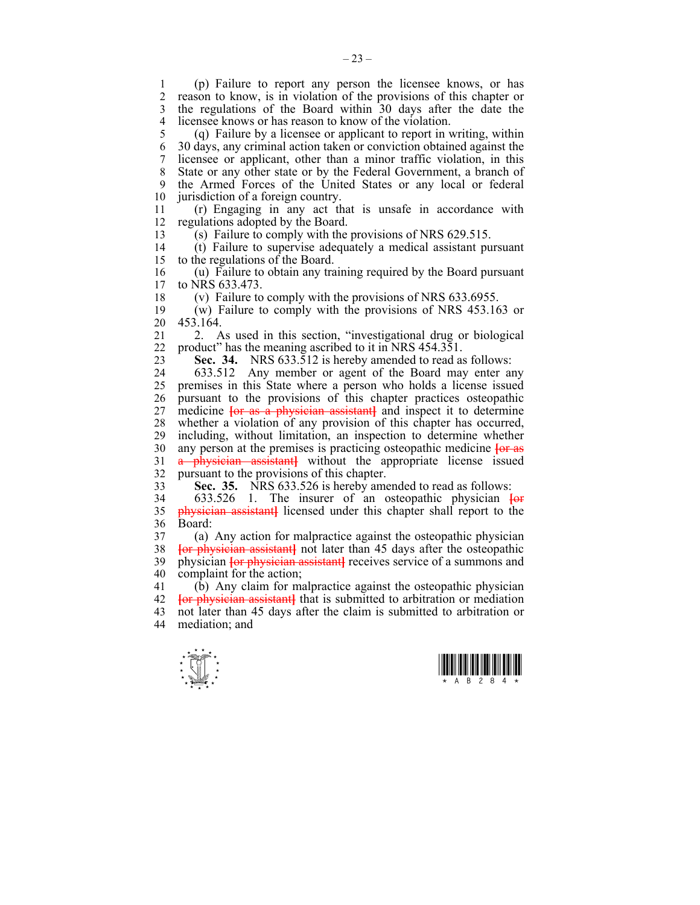(p) Failure to report any person the licensee knows, or has reason to know, is in violation of the provisions of this chapter or the regulations of the Board within 30 days after the date the licensee knows or has reason to know of the violation.

(q) Failure by a licensee or applicant to report in writing, within 30 days, any criminal action taken or conviction obtained against the licensee or applicant, other than a minor traffic violation, in this State or any other state or by the Federal Government, a branch of the Armed Forces of the United States or any local or federal jurisdiction of a foreign country.

(r) Engaging in any act that is unsafe in accordance with regulations adopted by the Board.

(s) Failure to comply with the provisions of NRS 629.515.

(t) Failure to supervise adequately a medical assistant pursuant to the regulations of the Board.

(u) Failure to obtain any training required by the Board pursuant to NRS 633.473.

(v) Failure to comply with the provisions of NRS 633.6955.

(w) Failure to comply with the provisions of NRS 453.163 or 453.164.

2. As used in this section, "investigational drug or biological product" has the meaning ascribed to it in NRS 454.351.

**Sec. 34.** NRS 633.512 is hereby amended to read as follows:

633.512 Any member or agent of the Board may enter any premises in this State where a person who holds a license issued pursuant to the provisions of this chapter practices osteopathic medicine [or as a physician assistant] and inspect it to determine whether a violation of any provision of this chapter has occurred, including, without limitation, an inspection to determine whether any person at the premises is practicing osteopathic medicine [or as a physician assistant] without the appropriate license issued pursuant to the provisions of this chapter.

**Sec. 35.** NRS 633.526 is hereby amended to read as follows:

633.526 1. The insurer of an osteopathic physician [or physician assistant] licensed under this chapter shall report to the Board:

(a) Any action for malpractice against the osteopathic physician [or physician assistant] not later than 45 days after the osteopathic physician [or physician assistant] receives service of a summons and complaint for the action;

(b) Any claim for malpractice against the osteopathic physician [or physician assistant] that is submitted to arbitration or mediation not later than 45 days after the claim is submitted to arbitration or mediation; and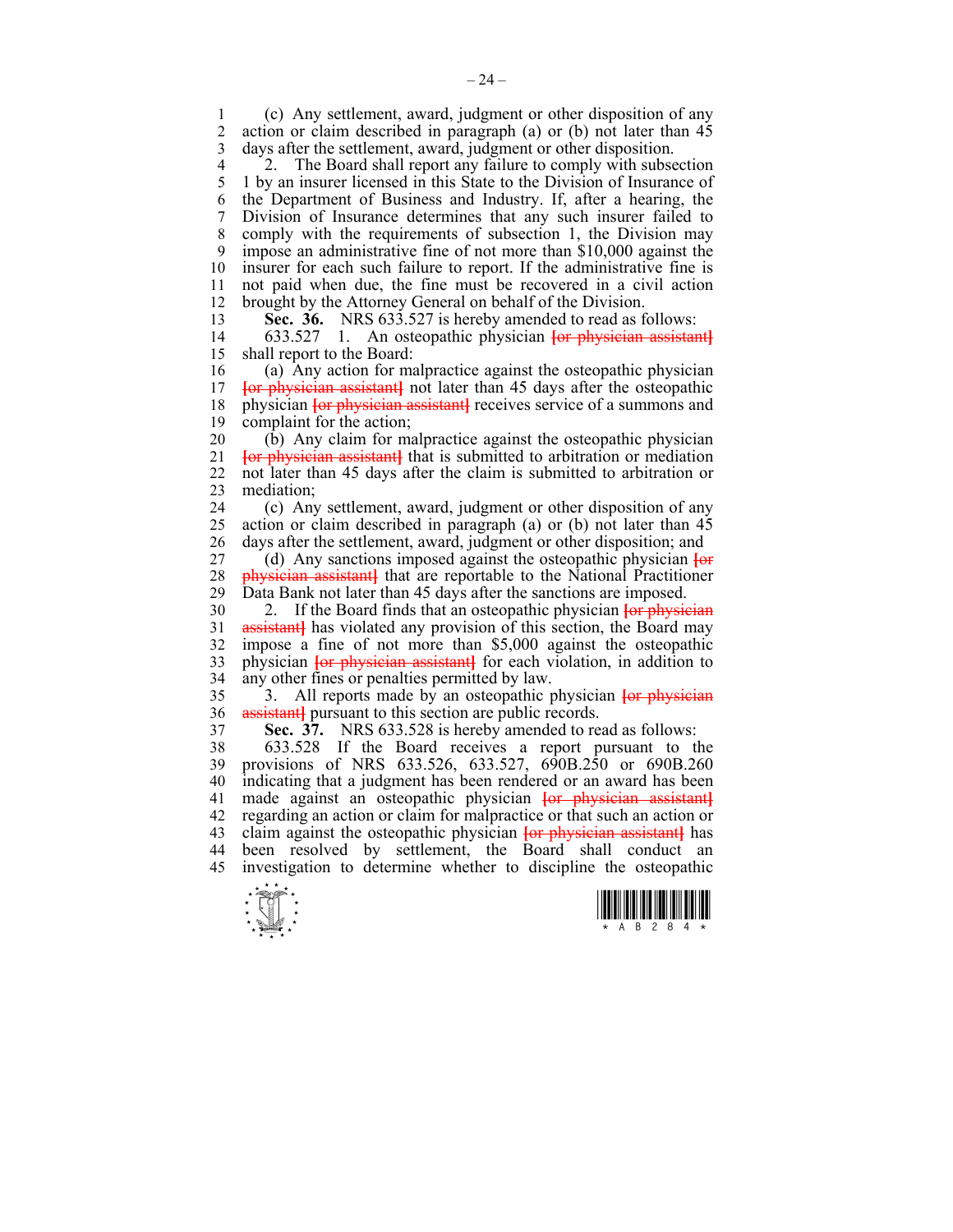(c) Any settlement, award, judgment or other disposition of any action or claim described in paragraph (a) or (b) not later than 45 days after the settlement, award, judgment or other disposition.

2. The Board shall report any failure to comply with subsection 1 by an insurer licensed in this State to the Division of Insurance of the Department of Business and Industry. If, after a hearing, the Division of Insurance determines that any such insurer failed to comply with the requirements of subsection 1, the Division may impose an administrative fine of not more than $10,000 against the insurer for each such failure to report. If the administrative fine is not paid when due, the fine must be recovered in a civil action brought by the Attorney General on behalf of the Division.

**Sec. 36.** NRS 633.527 is hereby amended to read as follows:

633.527 1. An osteopathic physician [or physician assistant] shall report to the Board:

(a) Any action for malpractice against the osteopathic physician [or physician assistant] not later than 45 days after the osteopathic physician [or physician assistant] receives service of a summons and complaint for the action;

(b) Any claim for malpractice against the osteopathic physician [or physician assistant] that is submitted to arbitration or mediation not later than 45 days after the claim is submitted to arbitration or mediation;

(c) Any settlement, award, judgment or other disposition of any action or claim described in paragraph (a) or (b) not later than 45 days after the settlement, award, judgment or other disposition; and

(d) Any sanctions imposed against the osteopathic physician [or physician assistant] that are reportable to the National Practitioner Data Bank not later than 45 days after the sanctions are imposed.

2. If the Board finds that an osteopathic physician [or physician assistant] has violated any provision of this section, the Board may impose a fine of not more than $5,000 against the osteopathic physician [or physician assistant] for each violation, in addition to any other fines or penalties permitted by law.

3. All reports made by an osteopathic physician [or physician assistant] pursuant to this section are public records.

**Sec. 37.** NRS 633.528 is hereby amended to read as follows:

633.528 If the Board receives a report pursuant to the provisions of NRS 633.526, 633.527, 690B.250 or 690B.260 indicating that a judgment has been rendered or an award has been made against an osteopathic physician [or physician assistant] regarding an action or claim for malpractice or that such an action or claim against the osteopathic physician [or physician assistant] has been resolved by settlement, the Board shall conduct an investigation to determine whether to discipline the osteopathic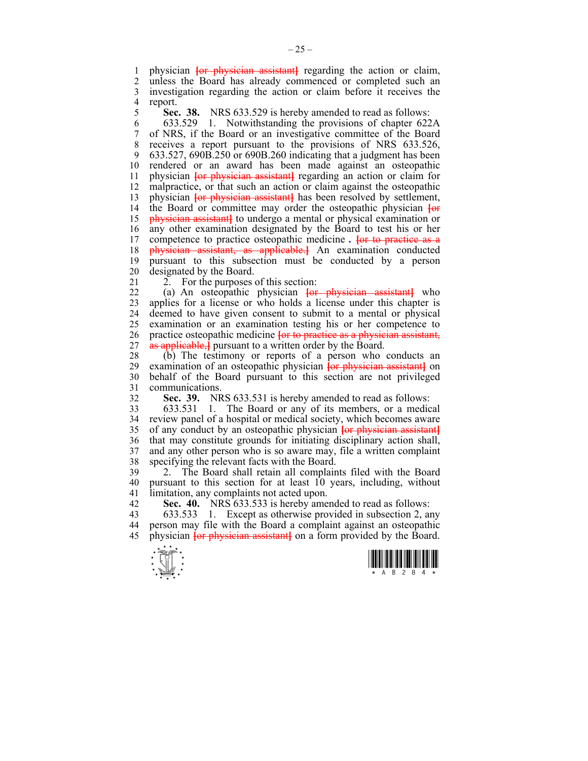physician [or physician assistant] regarding the action or claim, unless the Board has already commenced or completed such an investigation regarding the action or claim before it receives the report.

**Sec. 38.** NRS 633.529 is hereby amended to read as follows:

633.529 1. Notwithstanding the provisions of chapter 622A of NRS, if the Board or an investigative committee of the Board receives a report pursuant to the provisions of NRS 633.526, 633.527, 690B.250 or 690B.260 indicating that a judgment has been rendered or an award has been made against an osteopathic physician [or physician assistant] regarding an action or claim for malpractice, or that such an action or claim against the osteopathic physician [or physician assistant] has been resolved by settlement, the Board or committee may order the osteopathic physician [or physician assistant] to undergo a mental or physical examination or any other examination designated by the Board to test his or her competence to practice osteopathic medicine *.* [or to practice as a physician assistant, as applicable.] An examination conducted pursuant to this subsection must be conducted by a person designated by the Board.

2. For the purposes of this section:

(a) An osteopathic physician [or physician assistant] who applies for a license or who holds a license under this chapter is deemed to have given consent to submit to a mental or physical examination or an examination testing his or her competence to practice osteopathic medicine [or to practice as a physician assistant, as applicable,] pursuant to a written order by the Board.

(b) The testimony or reports of a person who conducts an examination of an osteopathic physician [or physician assistant] on behalf of the Board pursuant to this section are not privileged communications.

**Sec. 39.** NRS 633.531 is hereby amended to read as follows:

633.531 1. The Board or any of its members, or a medical review panel of a hospital or medical society, which becomes aware of any conduct by an osteopathic physician [or physician assistant] that may constitute grounds for initiating disciplinary action shall, and any other person who is so aware may, file a written complaint specifying the relevant facts with the Board.

2. The Board shall retain all complaints filed with the Board pursuant to this section for at least 10 years, including, without limitation, any complaints not acted upon.

**Sec. 40.** NRS 633.533 is hereby amended to read as follows:

633.533 1. Except as otherwise provided in subsection 2, any person may file with the Board a complaint against an osteopathic physician [or physician assistant] on a form provided by the Board.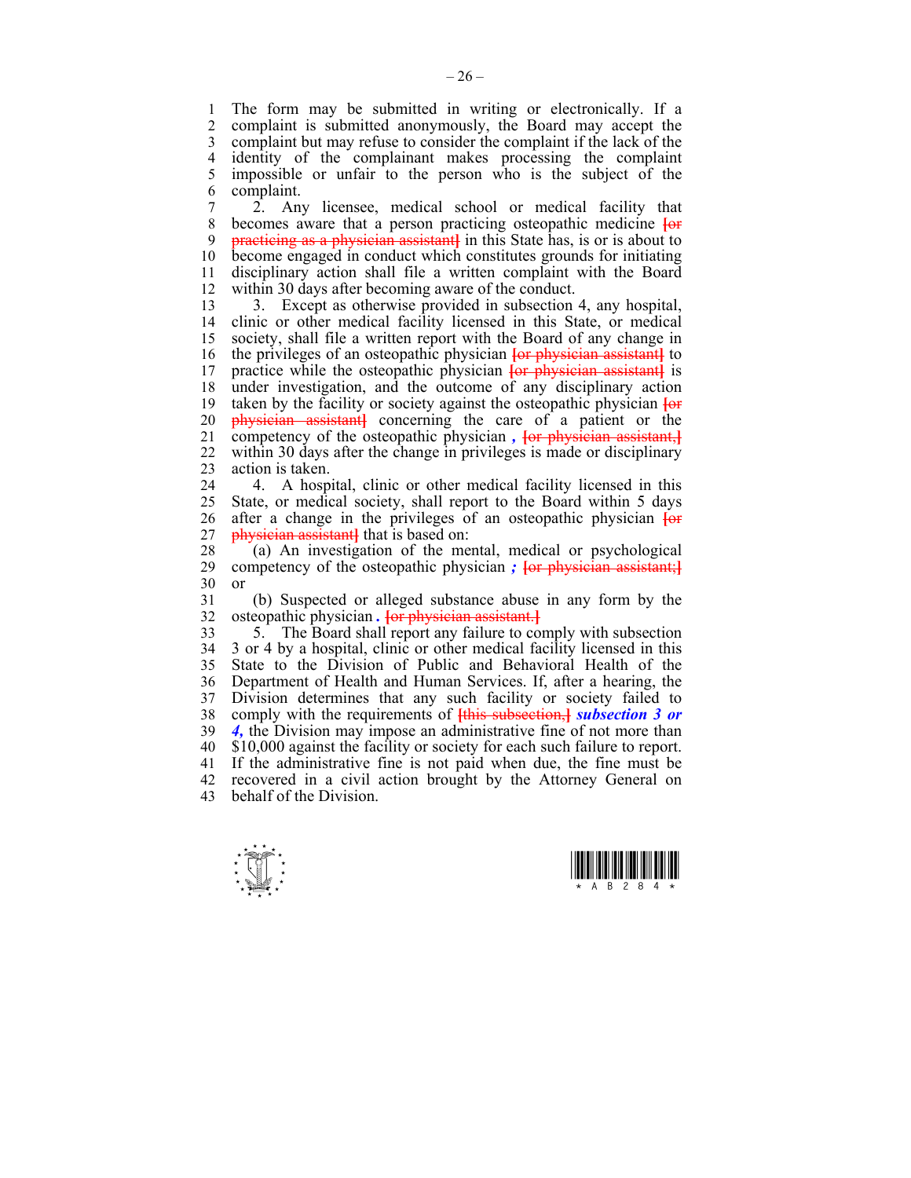The form may be submitted in writing or electronically. If a complaint is submitted anonymously, the Board may accept the complaint but may refuse to consider the complaint if the lack of the identity of the complainant makes processing the complaint impossible or unfair to the person who is the subject of the complaint.

2. Any licensee, medical school or medical facility that becomes aware that a person practicing osteopathic medicine ~~[or practicing as a physician assistant]~~ in this State has, is or is about to become engaged in conduct which constitutes grounds for initiating disciplinary action shall file a written complaint with the Board within 30 days after becoming aware of the conduct.

3. Except as otherwise provided in subsection 4, any hospital, clinic or other medical facility licensed in this State, or medical society, shall file a written report with the Board of any change in the privileges of an osteopathic physician ~~[or physician assistant]~~ to practice while the osteopathic physician ~~[or physician assistant]~~ is under investigation, and the outcome of any disciplinary action taken by the facility or society against the osteopathic physician ~~[or physician assistant]~~ concerning the care of a patient or the competency of the osteopathic physician *,* ~~[or physician assistant,]~~ within 30 days after the change in privileges is made or disciplinary action is taken.

4. A hospital, clinic or other medical facility licensed in this State, or medical society, shall report to the Board within 5 days after a change in the privileges of an osteopathic physician ~~[or physician assistant]~~ that is based on:

(a) An investigation of the mental, medical or psychological competency of the osteopathic physician *;* ~~[or physician assistant;]~~ or

(b) Suspected or alleged substance abuse in any form by the osteopathic physician *.* ~~[or physician assistant.]~~

5. The Board shall report any failure to comply with subsection 3 or 4 by a hospital, clinic or other medical facility licensed in this State to the Division of Public and Behavioral Health of the Department of Health and Human Services. If, after a hearing, the Division determines that any such facility or society failed to comply with the requirements of ~~[this subsection,]~~ ***subsection 3 or 4,*** the Division may impose an administrative fine of not more than $10,000 against the facility or society for each such failure to report. If the administrative fine is not paid when due, the fine must be recovered in a civil action brought by the Attorney General on behalf of the Division.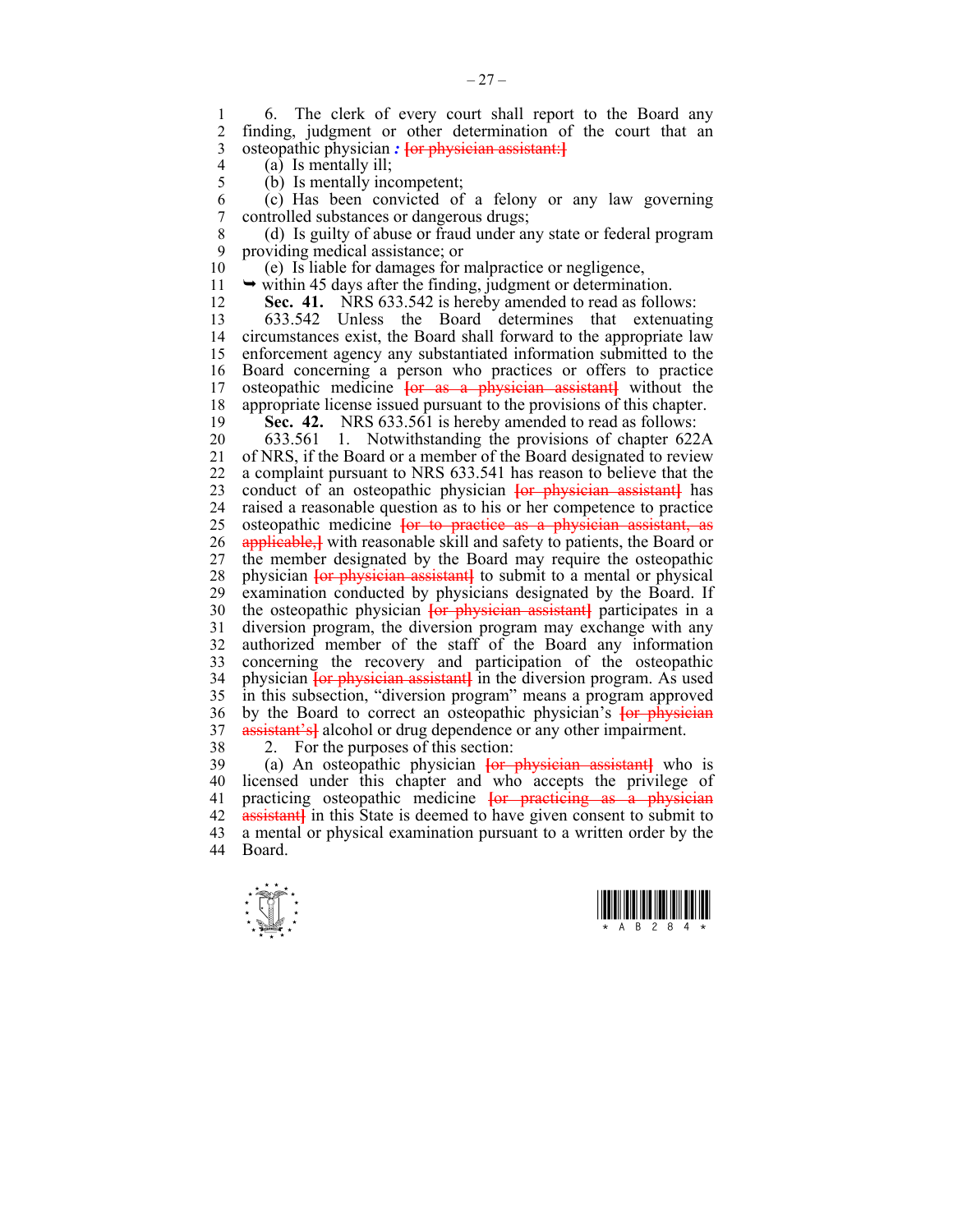6. The clerk of every court shall report to the Board any finding, judgment or other determination of the court that an osteopathic physician *:* ~~[or physician assistant:]~~

(a) Is mentally ill;

(b) Is mentally incompetent;

(c) Has been convicted of a felony or any law governing controlled substances or dangerous drugs;

(d) Is guilty of abuse or fraud under any state or federal program providing medical assistance; or

(e) Is liable for damages for malpractice or negligence,

➥ within 45 days after the finding, judgment or determination.

**Sec. 41.** NRS 633.542 is hereby amended to read as follows:

633.542 Unless the Board determines that extenuating circumstances exist, the Board shall forward to the appropriate law enforcement agency any substantiated information submitted to the Board concerning a person who practices or offers to practice osteopathic medicine ~~[or as a physician assistant]~~ without the appropriate license issued pursuant to the provisions of this chapter.

**Sec. 42.** NRS 633.561 is hereby amended to read as follows:

633.561 1. Notwithstanding the provisions of chapter 622A of NRS, if the Board or a member of the Board designated to review a complaint pursuant to NRS 633.541 has reason to believe that the conduct of an osteopathic physician ~~[or physician assistant]~~ has raised a reasonable question as to his or her competence to practice osteopathic medicine ~~[or to practice as a physician assistant, as applicable,]~~ with reasonable skill and safety to patients, the Board or the member designated by the Board may require the osteopathic physician ~~[or physician assistant]~~ to submit to a mental or physical examination conducted by physicians designated by the Board. If the osteopathic physician ~~[or physician assistant]~~ participates in a diversion program, the diversion program may exchange with any authorized member of the staff of the Board any information concerning the recovery and participation of the osteopathic physician ~~[or physician assistant]~~ in the diversion program. As used in this subsection, "diversion program" means a program approved by the Board to correct an osteopathic physician's ~~[or physician assistant's]~~ alcohol or drug dependence or any other impairment.

2. For the purposes of this section:

(a) An osteopathic physician ~~[or physician assistant]~~ who is licensed under this chapter and who accepts the privilege of practicing osteopathic medicine ~~[or practicing as a physician assistant]~~ in this State is deemed to have given consent to submit to a mental or physical examination pursuant to a written order by the Board.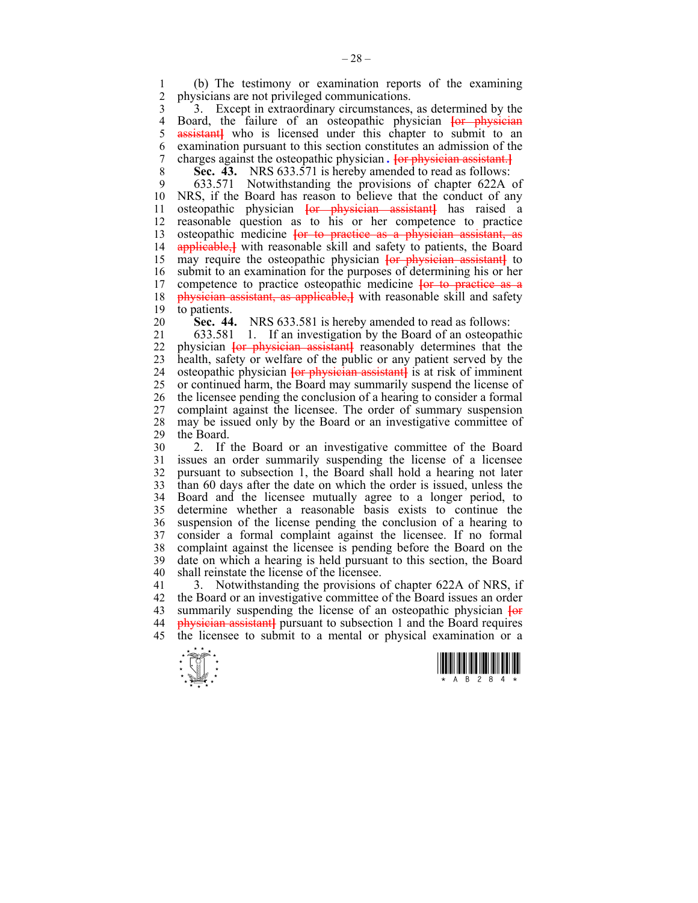(b) The testimony or examination reports of the examining physicians are not privileged communications.

3. Except in extraordinary circumstances, as determined by the Board, the failure of an osteopathic physician [or physician assistant] who is licensed under this chapter to submit to an examination pursuant to this section constitutes an admission of the charges against the osteopathic physician . [or physician assistant.]

**Sec. 43.** NRS 633.571 is hereby amended to read as follows:

633.571 Notwithstanding the provisions of chapter 622A of NRS, if the Board has reason to believe that the conduct of any osteopathic physician [or physician assistant] has raised a reasonable question as to his or her competence to practice osteopathic medicine [or to practice as a physician assistant, as applicable,] with reasonable skill and safety to patients, the Board may require the osteopathic physician [or physician assistant] to submit to an examination for the purposes of determining his or her competence to practice osteopathic medicine [or to practice as a physician assistant, as applicable,] with reasonable skill and safety to patients.

**Sec. 44.** NRS 633.581 is hereby amended to read as follows:

633.581 1. If an investigation by the Board of an osteopathic physician [or physician assistant] reasonably determines that the health, safety or welfare of the public or any patient served by the osteopathic physician [or physician assistant] is at risk of imminent or continued harm, the Board may summarily suspend the license of the licensee pending the conclusion of a hearing to consider a formal complaint against the licensee. The order of summary suspension may be issued only by the Board or an investigative committee of the Board.

2. If the Board or an investigative committee of the Board issues an order summarily suspending the license of a licensee pursuant to subsection 1, the Board shall hold a hearing not later than 60 days after the date on which the order is issued, unless the Board and the licensee mutually agree to a longer period, to determine whether a reasonable basis exists to continue the suspension of the license pending the conclusion of a hearing to consider a formal complaint against the licensee. If no formal complaint against the licensee is pending before the Board on the date on which a hearing is held pursuant to this section, the Board shall reinstate the license of the licensee.

3. Notwithstanding the provisions of chapter 622A of NRS, if the Board or an investigative committee of the Board issues an order summarily suspending the license of an osteopathic physician [or physician assistant] pursuant to subsection 1 and the Board requires the licensee to submit to a mental or physical examination or a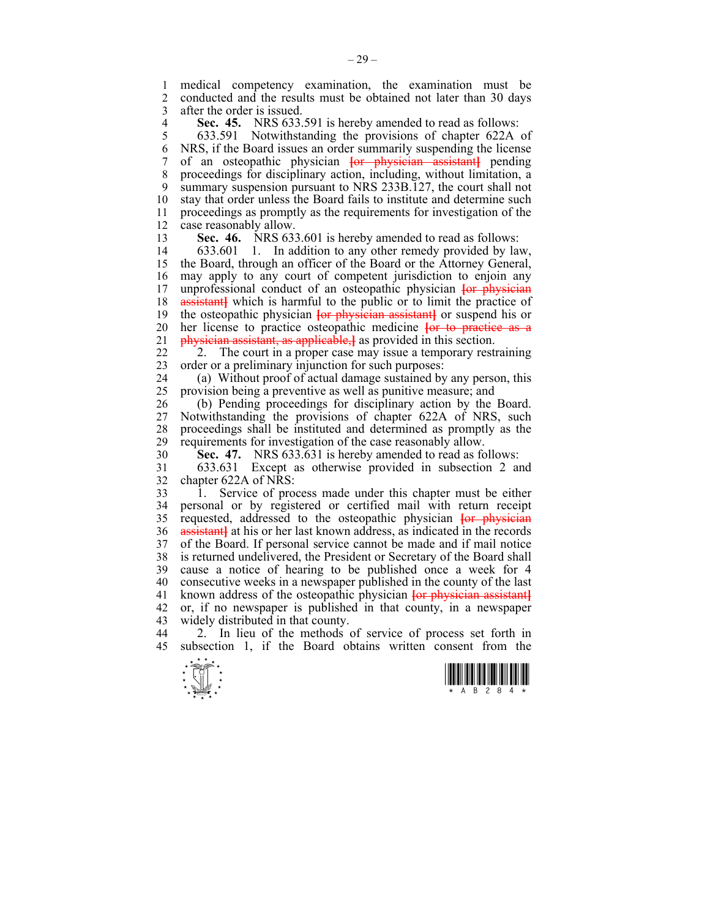medical competency examination, the examination must be conducted and the results must be obtained not later than 30 days after the order is issued.

**Sec. 45.** NRS 633.591 is hereby amended to read as follows:

633.591 Notwithstanding the provisions of chapter 622A of NRS, if the Board issues an order summarily suspending the license of an osteopathic physician ~~[or physician assistant]~~ pending proceedings for disciplinary action, including, without limitation, a summary suspension pursuant to NRS 233B.127, the court shall not stay that order unless the Board fails to institute and determine such proceedings as promptly as the requirements for investigation of the case reasonably allow.

**Sec. 46.** NRS 633.601 is hereby amended to read as follows:

633.601 1. In addition to any other remedy provided by law, the Board, through an officer of the Board or the Attorney General, may apply to any court of competent jurisdiction to enjoin any unprofessional conduct of an osteopathic physician ~~[or physician assistant]~~ which is harmful to the public or to limit the practice of the osteopathic physician ~~[or physician assistant]~~ or suspend his or her license to practice osteopathic medicine ~~[or to practice as a physician assistant, as applicable,]~~ as provided in this section.

2. The court in a proper case may issue a temporary restraining order or a preliminary injunction for such purposes:

(a) Without proof of actual damage sustained by any person, this provision being a preventive as well as punitive measure; and

(b) Pending proceedings for disciplinary action by the Board. Notwithstanding the provisions of chapter 622A of NRS, such proceedings shall be instituted and determined as promptly as the requirements for investigation of the case reasonably allow.

**Sec. 47.** NRS 633.631 is hereby amended to read as follows:

633.631 Except as otherwise provided in subsection 2 and chapter 622A of NRS:

1. Service of process made under this chapter must be either personal or by registered or certified mail with return receipt requested, addressed to the osteopathic physician ~~[or physician assistant]~~ at his or her last known address, as indicated in the records of the Board. If personal service cannot be made and if mail notice is returned undelivered, the President or Secretary of the Board shall cause a notice of hearing to be published once a week for 4 consecutive weeks in a newspaper published in the county of the last known address of the osteopathic physician ~~[or physician assistant]~~ or, if no newspaper is published in that county, in a newspaper widely distributed in that county.

2. In lieu of the methods of service of process set forth in subsection 1, if the Board obtains written consent from the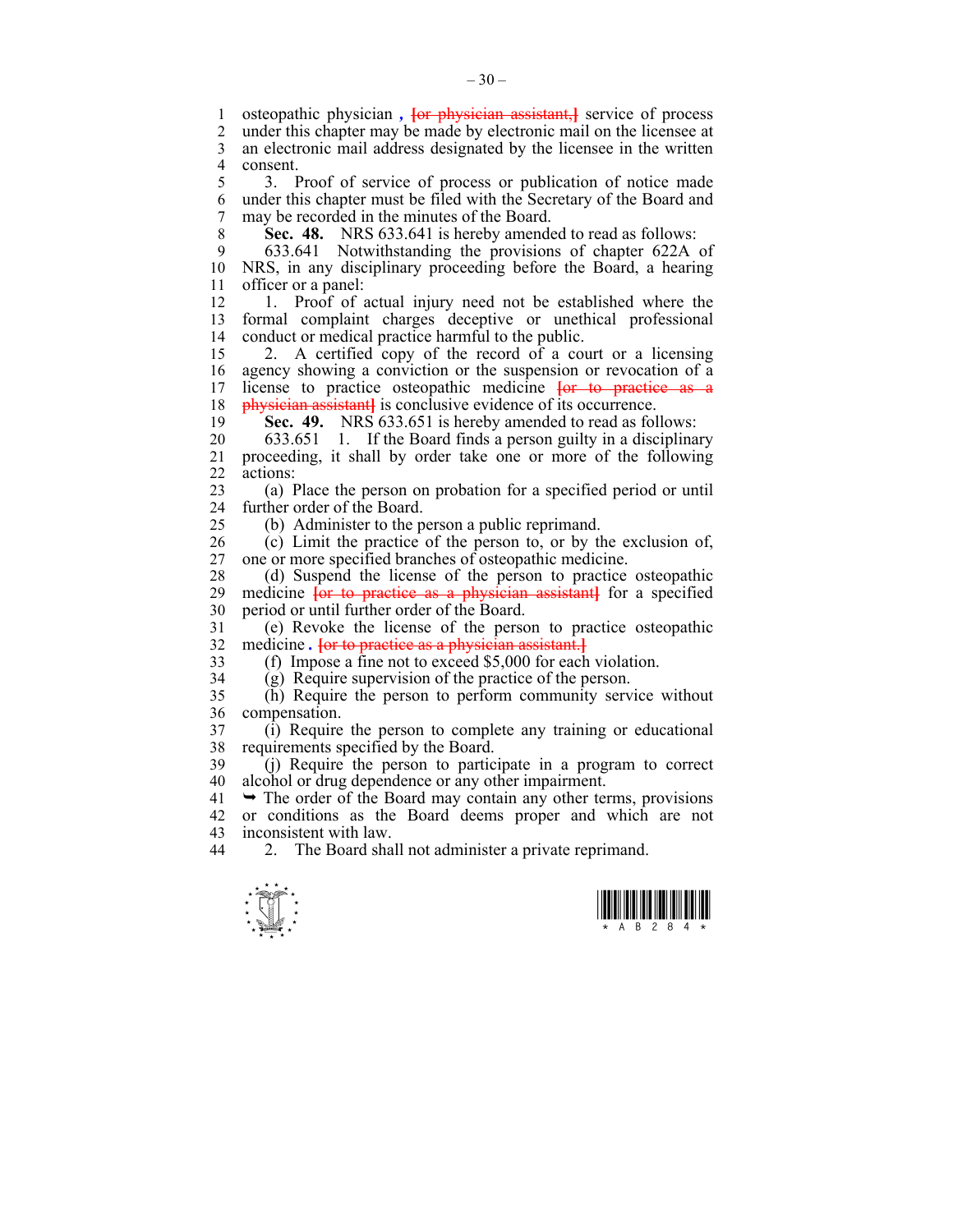osteopathic physician , [or physician assistant,] service of process under this chapter may be made by electronic mail on the licensee at an electronic mail address designated by the licensee in the written consent.

3. Proof of service of process or publication of notice made under this chapter must be filed with the Secretary of the Board and may be recorded in the minutes of the Board.

**Sec. 48.** NRS 633.641 is hereby amended to read as follows:

633.641 Notwithstanding the provisions of chapter 622A of NRS, in any disciplinary proceeding before the Board, a hearing officer or a panel:

1. Proof of actual injury need not be established where the formal complaint charges deceptive or unethical professional conduct or medical practice harmful to the public.

2. A certified copy of the record of a court or a licensing agency showing a conviction or the suspension or revocation of a license to practice osteopathic medicine [or to practice as a physician assistant] is conclusive evidence of its occurrence.

**Sec. 49.** NRS 633.651 is hereby amended to read as follows:

633.651 1. If the Board finds a person guilty in a disciplinary proceeding, it shall by order take one or more of the following actions:

(a) Place the person on probation for a specified period or until further order of the Board.

(b) Administer to the person a public reprimand.

(c) Limit the practice of the person to, or by the exclusion of, one or more specified branches of osteopathic medicine.

(d) Suspend the license of the person to practice osteopathic medicine [or to practice as a physician assistant] for a specified period or until further order of the Board.

(e) Revoke the license of the person to practice osteopathic medicine . [or to practice as a physician assistant.]

(f) Impose a fine not to exceed $5,000 for each violation.

(g) Require supervision of the practice of the person.

(h) Require the person to perform community service without compensation.

(i) Require the person to complete any training or educational requirements specified by the Board.

(j) Require the person to participate in a program to correct alcohol or drug dependence or any other impairment.

➥ The order of the Board may contain any other terms, provisions or conditions as the Board deems proper and which are not inconsistent with law.

2. The Board shall not administer a private reprimand.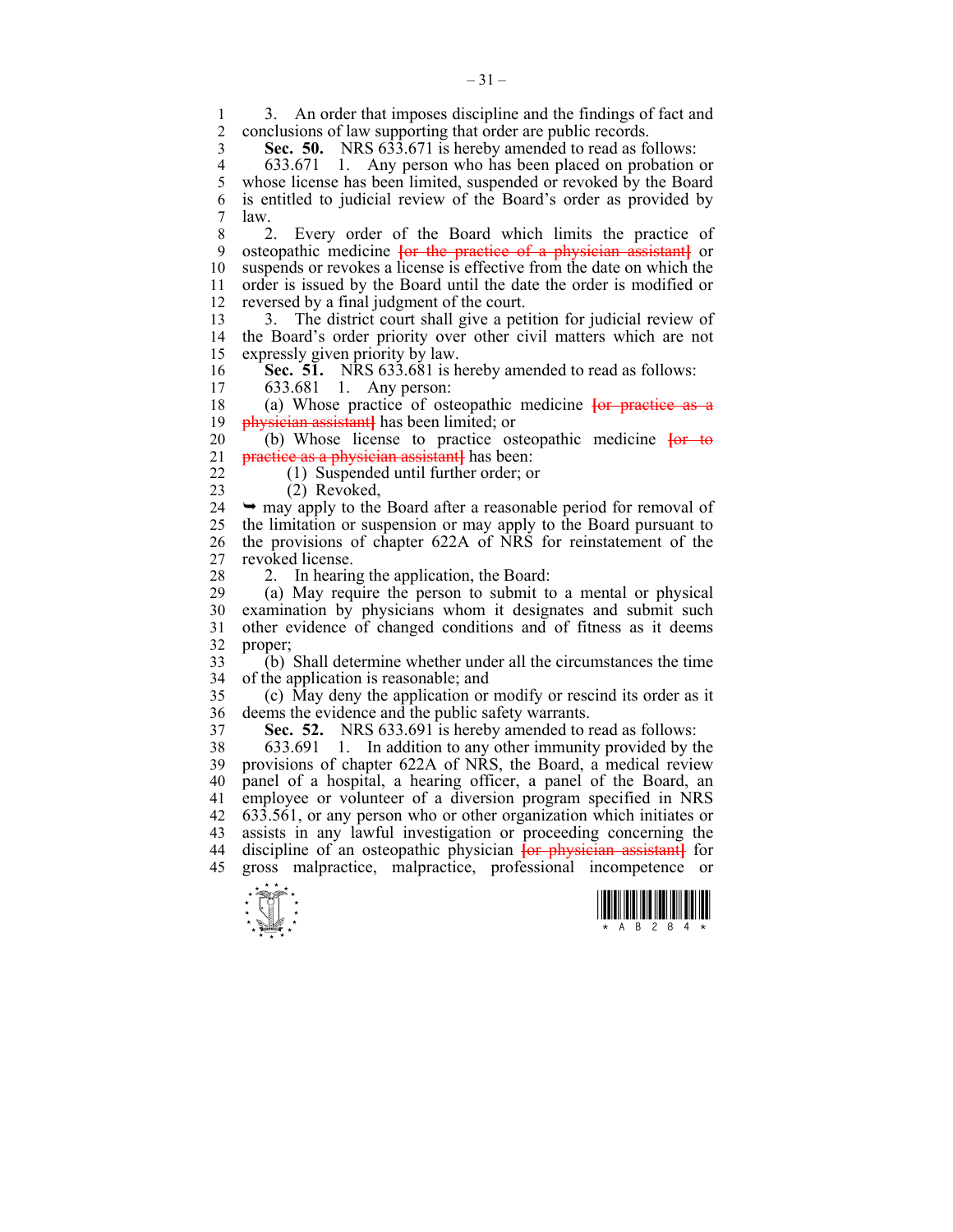3. An order that imposes discipline and the findings of fact and conclusions of law supporting that order are public records.

**Sec. 50.** NRS 633.671 is hereby amended to read as follows:

633.671 1. Any person who has been placed on probation or whose license has been limited, suspended or revoked by the Board is entitled to judicial review of the Board's order as provided by law.

2. Every order of the Board which limits the practice of osteopathic medicine ~~[or the practice of a physician assistant]~~ or suspends or revokes a license is effective from the date on which the order is issued by the Board until the date the order is modified or reversed by a final judgment of the court.

3. The district court shall give a petition for judicial review of the Board's order priority over other civil matters which are not expressly given priority by law.

**Sec. 51.** NRS 633.681 is hereby amended to read as follows:

633.681 1. Any person:

(a) Whose practice of osteopathic medicine ~~[or practice as a physician assistant]~~ has been limited; or

(b) Whose license to practice osteopathic medicine ~~[or to practice as a physician assistant]~~ has been:

(1) Suspended until further order; or

(2) Revoked,

➥ may apply to the Board after a reasonable period for removal of the limitation or suspension or may apply to the Board pursuant to the provisions of chapter 622A of NRS for reinstatement of the revoked license.

2. In hearing the application, the Board:

(a) May require the person to submit to a mental or physical examination by physicians whom it designates and submit such other evidence of changed conditions and of fitness as it deems proper;

(b) Shall determine whether under all the circumstances the time of the application is reasonable; and

(c) May deny the application or modify or rescind its order as it deems the evidence and the public safety warrants.

**Sec. 52.** NRS 633.691 is hereby amended to read as follows:

633.691 1. In addition to any other immunity provided by the provisions of chapter 622A of NRS, the Board, a medical review panel of a hospital, a hearing officer, a panel of the Board, an employee or volunteer of a diversion program specified in NRS 633.561, or any person who or other organization which initiates or assists in any lawful investigation or proceeding concerning the discipline of an osteopathic physician ~~[or physician assistant]~~ for gross malpractice, malpractice, professional incompetence or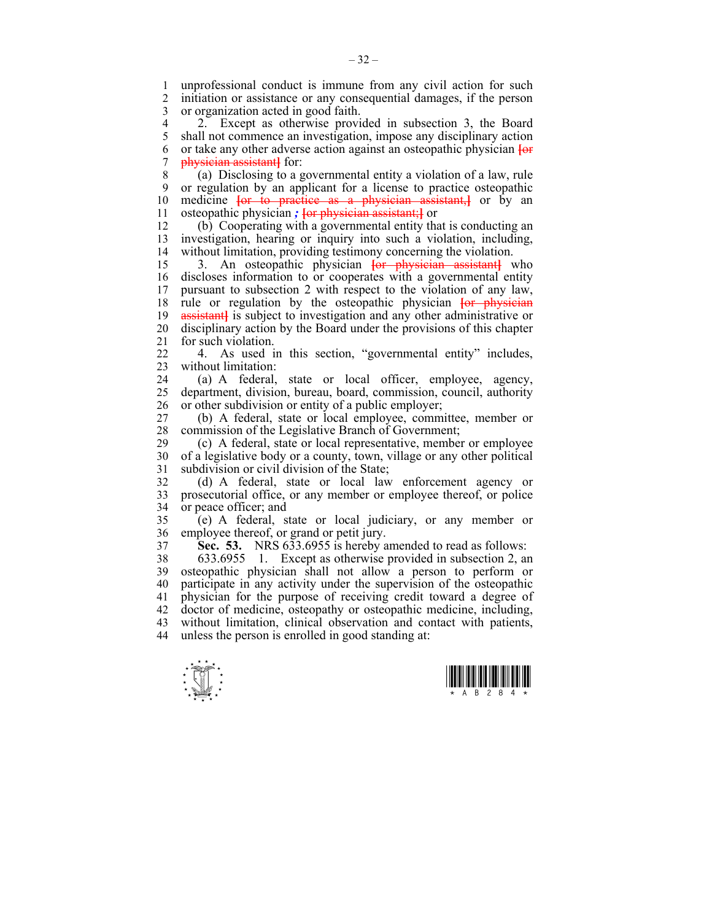unprofessional conduct is immune from any civil action for such initiation or assistance or any consequential damages, if the person or organization acted in good faith.

2. Except as otherwise provided in subsection 3, the Board shall not commence an investigation, impose any disciplinary action or take any other adverse action against an osteopathic physician ~~[or physician assistant]~~ for:

(a) Disclosing to a governmental entity a violation of a law, rule or regulation by an applicant for a license to practice osteopathic medicine ~~[or to practice as a physician assistant,]~~ or by an osteopathic physician ***;*** ~~[or physician assistant;]~~ or

(b) Cooperating with a governmental entity that is conducting an investigation, hearing or inquiry into such a violation, including, without limitation, providing testimony concerning the violation.

3. An osteopathic physician ~~[or physician assistant]~~ who discloses information to or cooperates with a governmental entity pursuant to subsection 2 with respect to the violation of any law, rule or regulation by the osteopathic physician ~~[or physician assistant]~~ is subject to investigation and any other administrative or disciplinary action by the Board under the provisions of this chapter for such violation.

4. As used in this section, "governmental entity" includes, without limitation:

(a) A federal, state or local officer, employee, agency, department, division, bureau, board, commission, council, authority or other subdivision or entity of a public employer;

(b) A federal, state or local employee, committee, member or commission of the Legislative Branch of Government;

(c) A federal, state or local representative, member or employee of a legislative body or a county, town, village or any other political subdivision or civil division of the State;

(d) A federal, state or local law enforcement agency or prosecutorial office, or any member or employee thereof, or police or peace officer; and

(e) A federal, state or local judiciary, or any member or employee thereof, or grand or petit jury.

**Sec. 53.** NRS 633.6955 is hereby amended to read as follows:

633.6955 1. Except as otherwise provided in subsection 2, an osteopathic physician shall not allow a person to perform or participate in any activity under the supervision of the osteopathic physician for the purpose of receiving credit toward a degree of doctor of medicine, osteopathy or osteopathic medicine, including, without limitation, clinical observation and contact with patients, unless the person is enrolled in good standing at: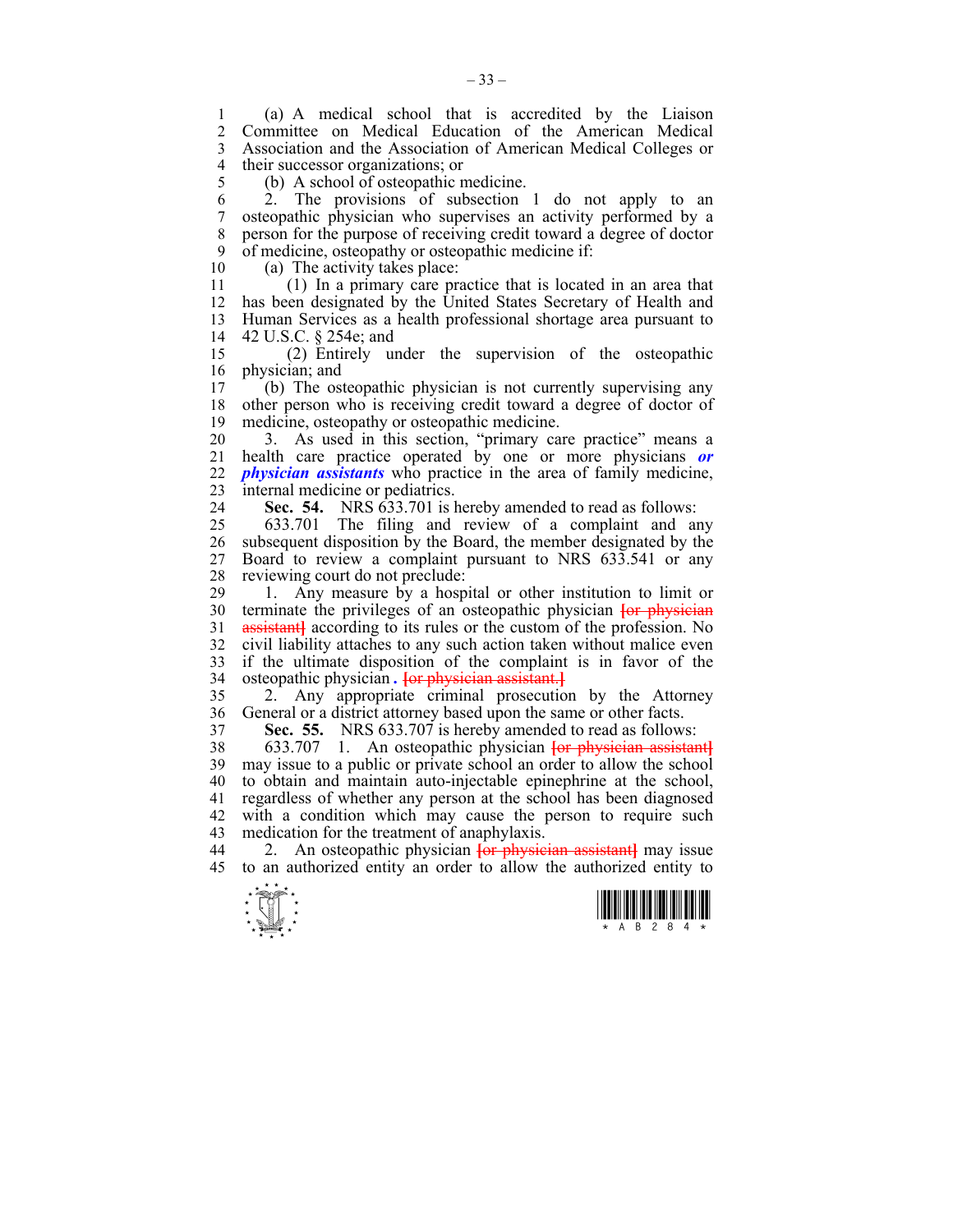(a) A medical school that is accredited by the Liaison Committee on Medical Education of the American Medical Association and the Association of American Medical Colleges or their successor organizations; or

(b) A school of osteopathic medicine.

2. The provisions of subsection 1 do not apply to an osteopathic physician who supervises an activity performed by a person for the purpose of receiving credit toward a degree of doctor of medicine, osteopathy or osteopathic medicine if:

(a) The activity takes place:

(1) In a primary care practice that is located in an area that has been designated by the United States Secretary of Health and Human Services as a health professional shortage area pursuant to 42 U.S.C. § 254e; and

(2) Entirely under the supervision of the osteopathic physician; and

(b) The osteopathic physician is not currently supervising any other person who is receiving credit toward a degree of doctor of medicine, osteopathy or osteopathic medicine.

3. As used in this section, "primary care practice" means a health care practice operated by one or more physicians ***or physician assistants*** who practice in the area of family medicine, internal medicine or pediatrics.

**Sec. 54.** NRS 633.701 is hereby amended to read as follows:

633.701 The filing and review of a complaint and any subsequent disposition by the Board, the member designated by the Board to review a complaint pursuant to NRS 633.541 or any reviewing court do not preclude:

1. Any measure by a hospital or other institution to limit or terminate the privileges of an osteopathic physician [or physician assistant] according to its rules or the custom of the profession. No civil liability attaches to any such action taken without malice even if the ultimate disposition of the complaint is in favor of the osteopathic physician ***.*** [or physician assistant.]

2. Any appropriate criminal prosecution by the Attorney General or a district attorney based upon the same or other facts.

**Sec. 55.** NRS 633.707 is hereby amended to read as follows:

633.707 1. An osteopathic physician [or physician assistant] may issue to a public or private school an order to allow the school to obtain and maintain auto-injectable epinephrine at the school, regardless of whether any person at the school has been diagnosed with a condition which may cause the person to require such medication for the treatment of anaphylaxis.

2. An osteopathic physician [or physician assistant] may issue to an authorized entity an order to allow the authorized entity to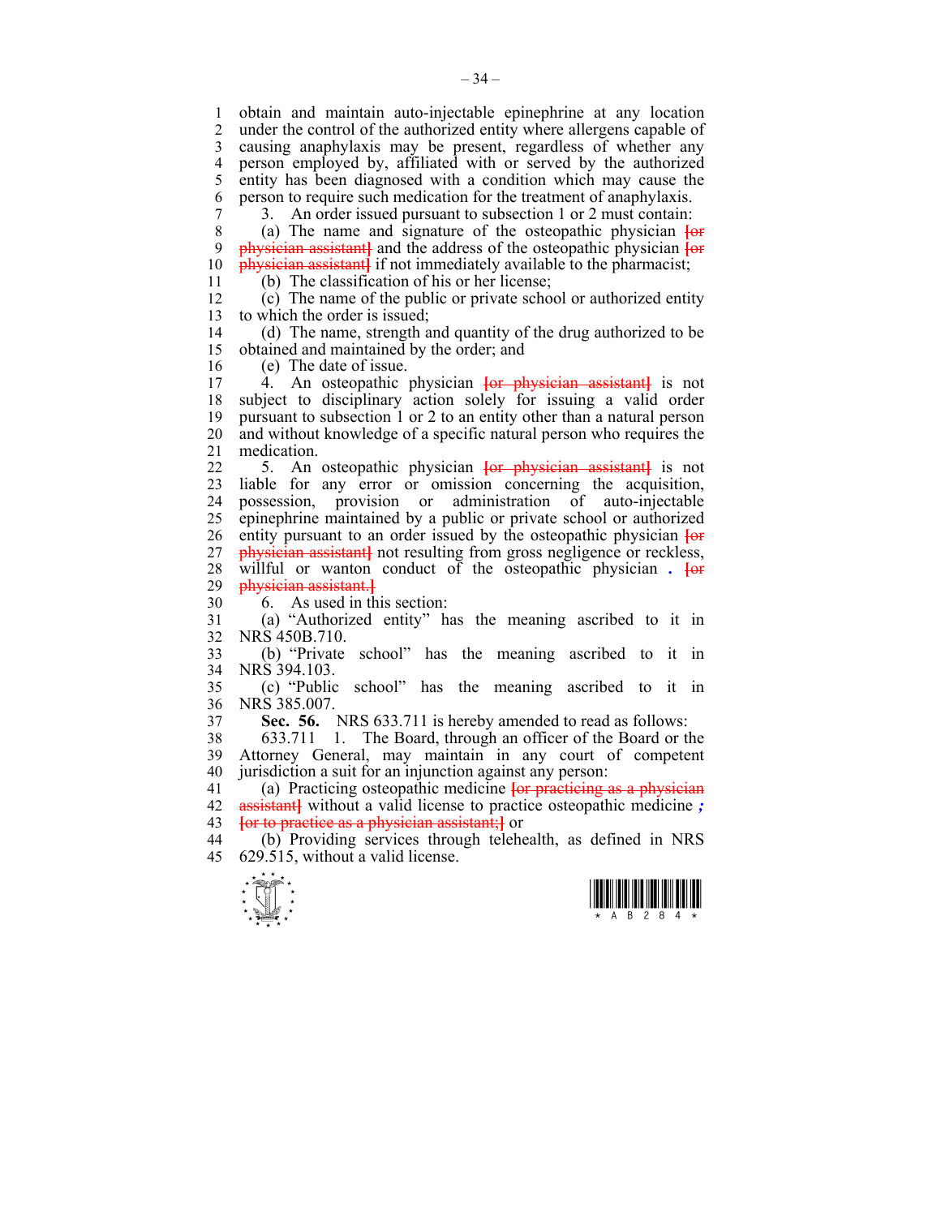obtain and maintain auto-injectable epinephrine at any location under the control of the authorized entity where allergens capable of causing anaphylaxis may be present, regardless of whether any person employed by, affiliated with or served by the authorized entity has been diagnosed with a condition which may cause the person to require such medication for the treatment of anaphylaxis.

3. An order issued pursuant to subsection 1 or 2 must contain:

(a) The name and signature of the osteopathic physician [or physician assistant] and the address of the osteopathic physician [or physician assistant] if not immediately available to the pharmacist;

(b) The classification of his or her license;

(c) The name of the public or private school or authorized entity to which the order is issued;

(d) The name, strength and quantity of the drug authorized to be obtained and maintained by the order; and

(e) The date of issue.

4. An osteopathic physician [or physician assistant] is not subject to disciplinary action solely for issuing a valid order pursuant to subsection 1 or 2 to an entity other than a natural person and without knowledge of a specific natural person who requires the medication.

5. An osteopathic physician [or physician assistant] is not liable for any error or omission concerning the acquisition, possession, provision or administration of auto-injectable epinephrine maintained by a public or private school or authorized entity pursuant to an order issued by the osteopathic physician [or physician assistant] not resulting from gross negligence or reckless, willful or wanton conduct of the osteopathic physician *.* [or physician assistant.]

6. As used in this section:

(a) "Authorized entity" has the meaning ascribed to it in NRS 450B.710.

(b) "Private school" has the meaning ascribed to it in NRS 394.103.

(c) "Public school" has the meaning ascribed to it in NRS 385.007.

**Sec. 56.** NRS 633.711 is hereby amended to read as follows:

633.711 1. The Board, through an officer of the Board or the Attorney General, may maintain in any court of competent jurisdiction a suit for an injunction against any person:

(a) Practicing osteopathic medicine [or practicing as a physician assistant] without a valid license to practice osteopathic medicine *;* [or to practice as a physician assistant;] or

(b) Providing services through telehealth, as defined in NRS 629.515, without a valid license.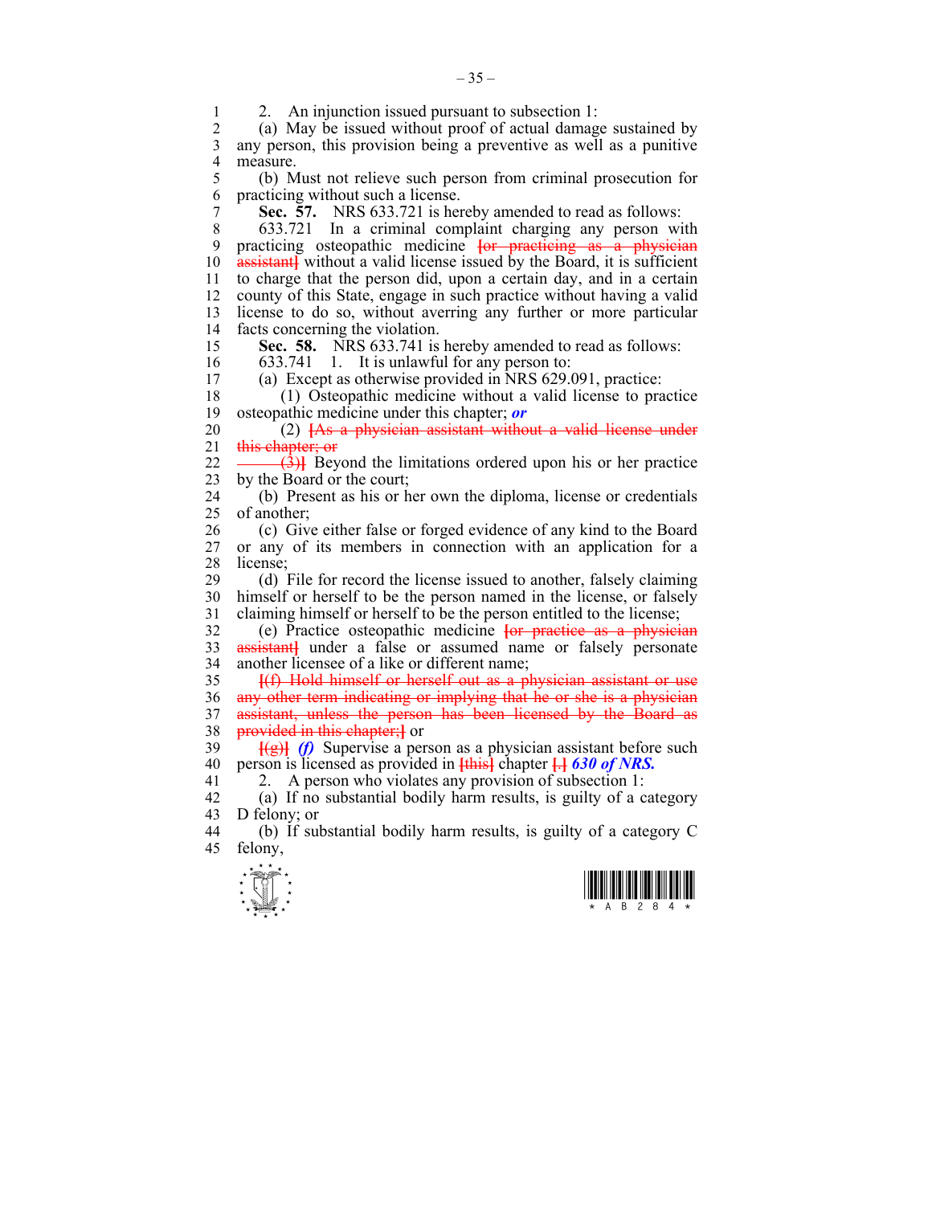2. An injunction issued pursuant to subsection 1:

(a) May be issued without proof of actual damage sustained by any person, this provision being a preventive as well as a punitive measure.

(b) Must not relieve such person from criminal prosecution for practicing without such a license.

**Sec. 57.** NRS 633.721 is hereby amended to read as follows:

633.721 In a criminal complaint charging any person with practicing osteopathic medicine ~~[or practicing as a physician assistant]~~ without a valid license issued by the Board, it is sufficient to charge that the person did, upon a certain day, and in a certain county of this State, engage in such practice without having a valid license to do so, without averring any further or more particular facts concerning the violation.

**Sec. 58.** NRS 633.741 is hereby amended to read as follows:

633.741 1. It is unlawful for any person to:

(a) Except as otherwise provided in NRS 629.091, practice:

(1) Osteopathic medicine without a valid license to practice osteopathic medicine under this chapter; ***or***

(2) ~~[As a physician assistant without a valid license under this chapter; or~~

~~(3)]~~ Beyond the limitations ordered upon his or her practice by the Board or the court;

(b) Present as his or her own the diploma, license or credentials of another;

(c) Give either false or forged evidence of any kind to the Board or any of its members in connection with an application for a license;

(d) File for record the license issued to another, falsely claiming himself or herself to be the person named in the license, or falsely claiming himself or herself to be the person entitled to the license;

(e) Practice osteopathic medicine ~~[or practice as a physician assistant]~~ under a false or assumed name or falsely personate another licensee of a like or different name;

~~[(f) Hold himself or herself out as a physician assistant or use any other term indicating or implying that he or she is a physician assistant, unless the person has been licensed by the Board as provided in this chapter;]~~ or

~~[(g)]~~ ***(f)*** Supervise a person as a physician assistant before such person is licensed as provided in ~~[this]~~ chapter ~~[.]~~ ***630 of NRS.***

2. A person who violates any provision of subsection 1:

(a) If no substantial bodily harm results, is guilty of a category D felony; or

(b) If substantial bodily harm results, is guilty of a category C felony,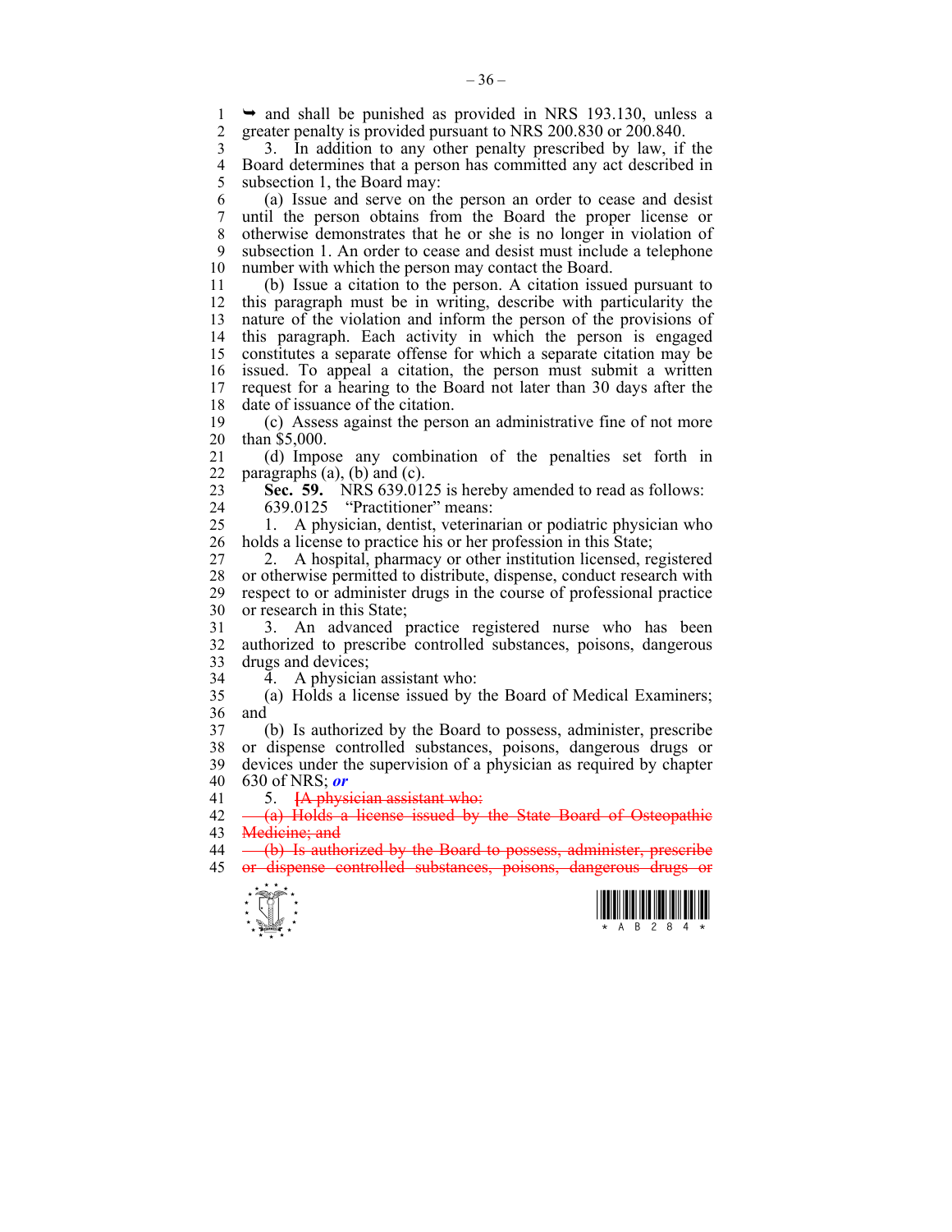➥ and shall be punished as provided in NRS 193.130, unless a greater penalty is provided pursuant to NRS 200.830 or 200.840.

3. In addition to any other penalty prescribed by law, if the Board determines that a person has committed any act described in subsection 1, the Board may:

(a) Issue and serve on the person an order to cease and desist until the person obtains from the Board the proper license or otherwise demonstrates that he or she is no longer in violation of subsection 1. An order to cease and desist must include a telephone number with which the person may contact the Board.

(b) Issue a citation to the person. A citation issued pursuant to this paragraph must be in writing, describe with particularity the nature of the violation and inform the person of the provisions of this paragraph. Each activity in which the person is engaged constitutes a separate offense for which a separate citation may be issued. To appeal a citation, the person must submit a written request for a hearing to the Board not later than 30 days after the date of issuance of the citation.

(c) Assess against the person an administrative fine of not more than $5,000.

(d) Impose any combination of the penalties set forth in paragraphs (a), (b) and (c).

**Sec. 59.** NRS 639.0125 is hereby amended to read as follows:

639.0125 "Practitioner" means:

1. A physician, dentist, veterinarian or podiatric physician who holds a license to practice his or her profession in this State;

2. A hospital, pharmacy or other institution licensed, registered or otherwise permitted to distribute, dispense, conduct research with respect to or administer drugs in the course of professional practice or research in this State;

3. An advanced practice registered nurse who has been authorized to prescribe controlled substances, poisons, dangerous drugs and devices;

4. A physician assistant who:

(a) Holds a license issued by the Board of Medical Examiners; and

(b) Is authorized by the Board to possess, administer, prescribe or dispense controlled substances, poisons, dangerous drugs or devices under the supervision of a physician as required by chapter 630 of NRS; ***or***

5. ~~[A physician assistant who:~~

~~(a) Holds a license issued by the State Board of Osteopathic Medicine; and~~

~~(b) Is authorized by the Board to possess, administer, prescribe or dispense controlled substances, poisons, dangerous drugs or~~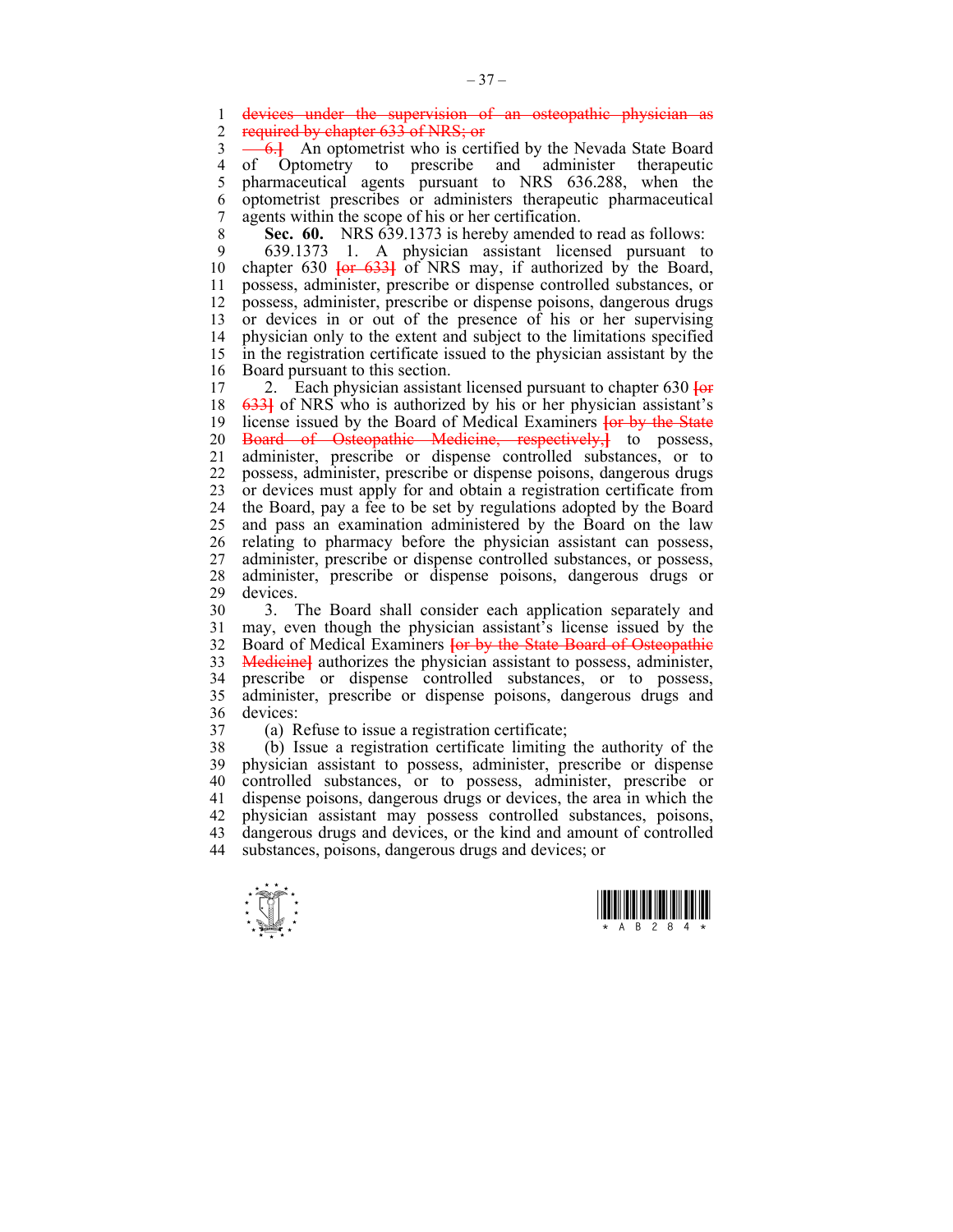~~devices under the supervision of an osteopathic physician as required by chapter 633 of NRS; or~~

~~6.]~~ An optometrist who is certified by the Nevada State Board of Optometry to prescribe and administer therapeutic pharmaceutical agents pursuant to NRS 636.288, when the optometrist prescribes or administers therapeutic pharmaceutical agents within the scope of his or her certification.

**Sec. 60.** NRS 639.1373 is hereby amended to read as follows:

639.1373 1. A physician assistant licensed pursuant to chapter 630 ~~[or 633]~~ of NRS may, if authorized by the Board, possess, administer, prescribe or dispense controlled substances, or possess, administer, prescribe or dispense poisons, dangerous drugs or devices in or out of the presence of his or her supervising physician only to the extent and subject to the limitations specified in the registration certificate issued to the physician assistant by the Board pursuant to this section.

2. Each physician assistant licensed pursuant to chapter 630 ~~[or 633]~~ of NRS who is authorized by his or her physician assistant's license issued by the Board of Medical Examiners ~~[or by the State Board of Osteopathic Medicine, respectively,]~~ to possess, administer, prescribe or dispense controlled substances, or to possess, administer, prescribe or dispense poisons, dangerous drugs or devices must apply for and obtain a registration certificate from the Board, pay a fee to be set by regulations adopted by the Board and pass an examination administered by the Board on the law relating to pharmacy before the physician assistant can possess, administer, prescribe or dispense controlled substances, or possess, administer, prescribe or dispense poisons, dangerous drugs or devices.

3. The Board shall consider each application separately and may, even though the physician assistant's license issued by the Board of Medical Examiners ~~[or by the State Board of Osteopathic Medicine]~~ authorizes the physician assistant to possess, administer, prescribe or dispense controlled substances, or to possess, administer, prescribe or dispense poisons, dangerous drugs and devices:

(a) Refuse to issue a registration certificate;

(b) Issue a registration certificate limiting the authority of the physician assistant to possess, administer, prescribe or dispense controlled substances, or to possess, administer, prescribe or dispense poisons, dangerous drugs or devices, the area in which the physician assistant may possess controlled substances, poisons, dangerous drugs and devices, or the kind and amount of controlled substances, poisons, dangerous drugs and devices; or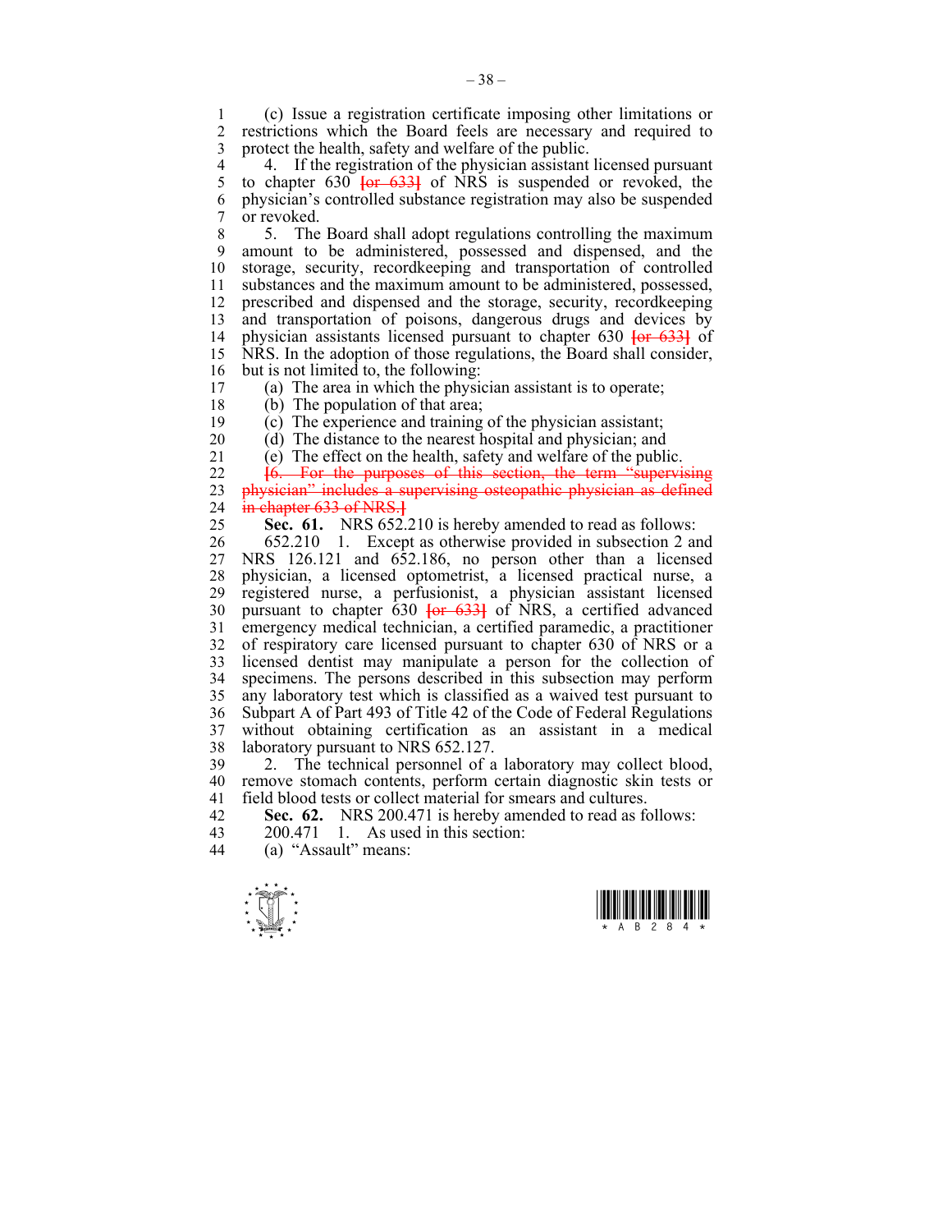(c) Issue a registration certificate imposing other limitations or restrictions which the Board feels are necessary and required to protect the health, safety and welfare of the public.

4. If the registration of the physician assistant licensed pursuant to chapter 630 ~~[or 633]~~ of NRS is suspended or revoked, the physician's controlled substance registration may also be suspended or revoked.

5. The Board shall adopt regulations controlling the maximum amount to be administered, possessed and dispensed, and the storage, security, recordkeeping and transportation of controlled substances and the maximum amount to be administered, possessed, prescribed and dispensed and the storage, security, recordkeeping and transportation of poisons, dangerous drugs and devices by physician assistants licensed pursuant to chapter 630 ~~[or 633]~~ of NRS. In the adoption of those regulations, the Board shall consider, but is not limited to, the following:

(a) The area in which the physician assistant is to operate;

(b) The population of that area;

(c) The experience and training of the physician assistant;

(d) The distance to the nearest hospital and physician; and

(e) The effect on the health, safety and welfare of the public.

~~[6. For the purposes of this section, the term "supervising physician" includes a supervising osteopathic physician as defined in chapter 633 of NRS.]~~

**Sec. 61.** NRS 652.210 is hereby amended to read as follows:

652.210 1. Except as otherwise provided in subsection 2 and NRS 126.121 and 652.186, no person other than a licensed physician, a licensed optometrist, a licensed practical nurse, a registered nurse, a perfusionist, a physician assistant licensed pursuant to chapter 630 ~~[or 633]~~ of NRS, a certified advanced emergency medical technician, a certified paramedic, a practitioner of respiratory care licensed pursuant to chapter 630 of NRS or a licensed dentist may manipulate a person for the collection of specimens. The persons described in this subsection may perform any laboratory test which is classified as a waived test pursuant to Subpart A of Part 493 of Title 42 of the Code of Federal Regulations without obtaining certification as an assistant in a medical laboratory pursuant to NRS 652.127.

2. The technical personnel of a laboratory may collect blood, remove stomach contents, perform certain diagnostic skin tests or field blood tests or collect material for smears and cultures.

**Sec. 62.** NRS 200.471 is hereby amended to read as follows:

200.471 1. As used in this section:

(a) "Assault" means: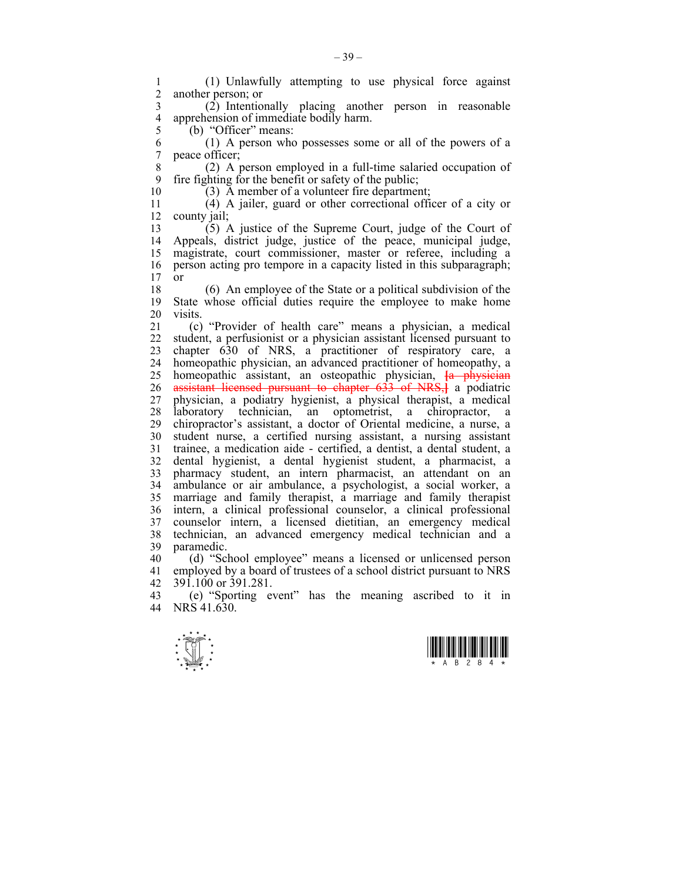(1) Unlawfully attempting to use physical force against another person; or

(2) Intentionally placing another person in reasonable apprehension of immediate bodily harm.

(b) "Officer" means:

(1) A person who possesses some or all of the powers of a peace officer;

(2) A person employed in a full-time salaried occupation of fire fighting for the benefit or safety of the public;

(3) A member of a volunteer fire department;

(4) A jailer, guard or other correctional officer of a city or county jail;

(5) A justice of the Supreme Court, judge of the Court of Appeals, district judge, justice of the peace, municipal judge, magistrate, court commissioner, master or referee, including a person acting pro tempore in a capacity listed in this subparagraph; or

(6) An employee of the State or a political subdivision of the State whose official duties require the employee to make home visits.

(c) "Provider of health care" means a physician, a medical student, a perfusionist or a physician assistant licensed pursuant to chapter 630 of NRS, a practitioner of respiratory care, a homeopathic physician, an advanced practitioner of homeopathy, a homeopathic assistant, an osteopathic physician, ~~[a physician assistant licensed pursuant to chapter 633 of NRS,]~~ a podiatric physician, a podiatry hygienist, a physical therapist, a medical laboratory technician, an optometrist, a chiropractor, a chiropractor's assistant, a doctor of Oriental medicine, a nurse, a student nurse, a certified nursing assistant, a nursing assistant trainee, a medication aide - certified, a dentist, a dental student, a dental hygienist, a dental hygienist student, a pharmacist, a pharmacy student, an intern pharmacist, an attendant on an ambulance or air ambulance, a psychologist, a social worker, a marriage and family therapist, a marriage and family therapist intern, a clinical professional counselor, a clinical professional counselor intern, a licensed dietitian, an emergency medical technician, an advanced emergency medical technician and a paramedic.

(d) "School employee" means a licensed or unlicensed person employed by a board of trustees of a school district pursuant to NRS 391.100 or 391.281.

(e) "Sporting event" has the meaning ascribed to it in NRS 41.630.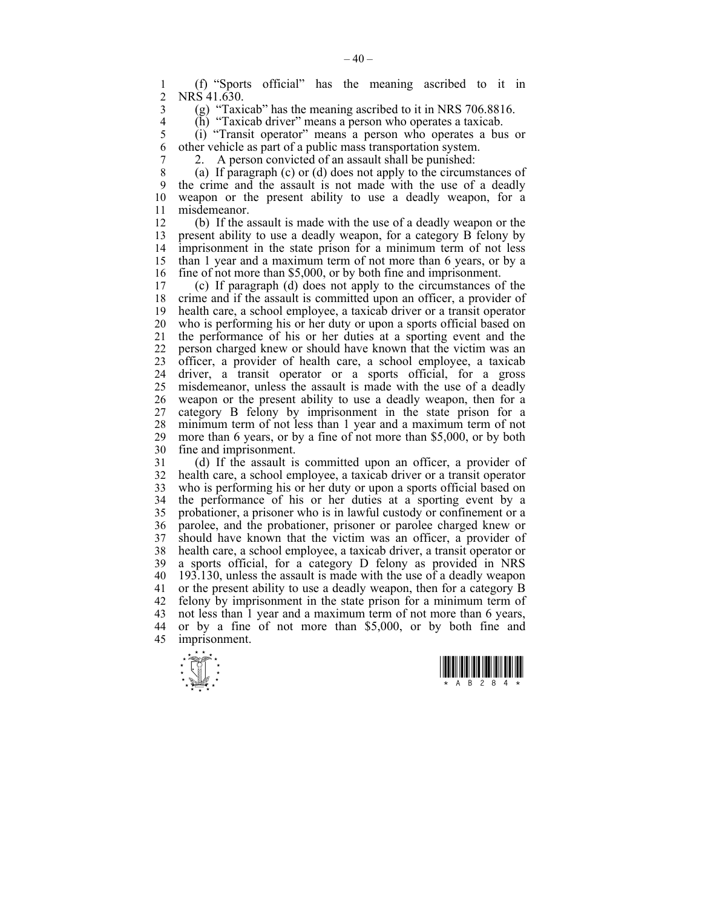(f) "Sports official" has the meaning ascribed to it in NRS 41.630.

(g) "Taxicab" has the meaning ascribed to it in NRS 706.8816.

(h) "Taxicab driver" means a person who operates a taxicab.

(i) "Transit operator" means a person who operates a bus or other vehicle as part of a public mass transportation system.

2. A person convicted of an assault shall be punished:

(a) If paragraph (c) or (d) does not apply to the circumstances of the crime and the assault is not made with the use of a deadly weapon or the present ability to use a deadly weapon, for a misdemeanor.

(b) If the assault is made with the use of a deadly weapon or the present ability to use a deadly weapon, for a category B felony by imprisonment in the state prison for a minimum term of not less than 1 year and a maximum term of not more than 6 years, or by a fine of not more than $5,000, or by both fine and imprisonment.

(c) If paragraph (d) does not apply to the circumstances of the crime and if the assault is committed upon an officer, a provider of health care, a school employee, a taxicab driver or a transit operator who is performing his or her duty or upon a sports official based on the performance of his or her duties at a sporting event and the person charged knew or should have known that the victim was an officer, a provider of health care, a school employee, a taxicab driver, a transit operator or a sports official, for a gross misdemeanor, unless the assault is made with the use of a deadly weapon or the present ability to use a deadly weapon, then for a category B felony by imprisonment in the state prison for a minimum term of not less than 1 year and a maximum term of not more than 6 years, or by a fine of not more than $5,000, or by both fine and imprisonment.

(d) If the assault is committed upon an officer, a provider of health care, a school employee, a taxicab driver or a transit operator who is performing his or her duty or upon a sports official based on the performance of his or her duties at a sporting event by a probationer, a prisoner who is in lawful custody or confinement or a parolee, and the probationer, prisoner or parolee charged knew or should have known that the victim was an officer, a provider of health care, a school employee, a taxicab driver, a transit operator or a sports official, for a category D felony as provided in NRS 193.130, unless the assault is made with the use of a deadly weapon or the present ability to use a deadly weapon, then for a category B felony by imprisonment in the state prison for a minimum term of not less than 1 year and a maximum term of not more than 6 years, or by a fine of not more than $5,000, or by both fine and imprisonment.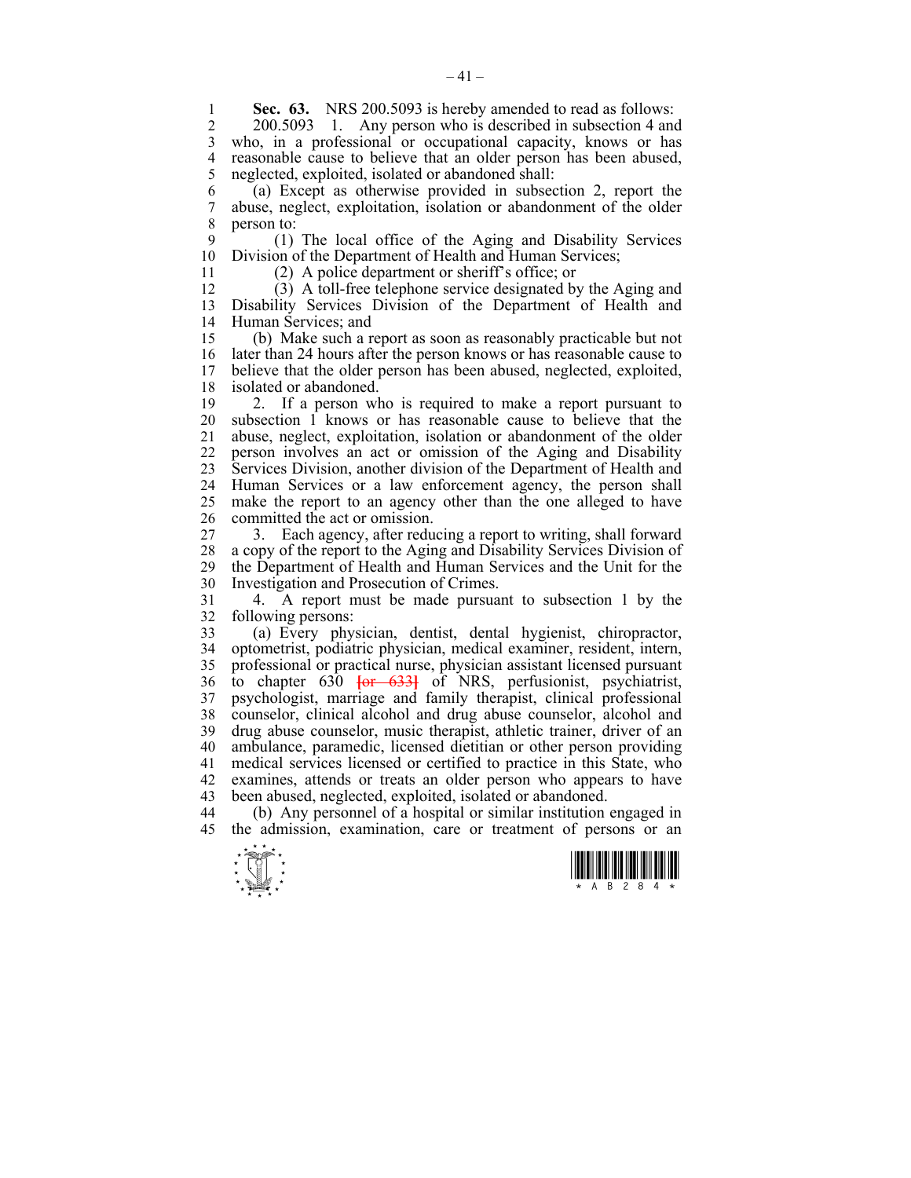**Sec. 63.** NRS 200.5093 is hereby amended to read as follows:

200.5093 1. Any person who is described in subsection 4 and who, in a professional or occupational capacity, knows or has reasonable cause to believe that an older person has been abused, neglected, exploited, isolated or abandoned shall:

(a) Except as otherwise provided in subsection 2, report the abuse, neglect, exploitation, isolation or abandonment of the older person to:

(1) The local office of the Aging and Disability Services Division of the Department of Health and Human Services;

(2) A police department or sheriff's office; or

(3) A toll-free telephone service designated by the Aging and Disability Services Division of the Department of Health and Human Services; and

(b) Make such a report as soon as reasonably practicable but not later than 24 hours after the person knows or has reasonable cause to believe that the older person has been abused, neglected, exploited, isolated or abandoned.

2. If a person who is required to make a report pursuant to subsection 1 knows or has reasonable cause to believe that the abuse, neglect, exploitation, isolation or abandonment of the older person involves an act or omission of the Aging and Disability Services Division, another division of the Department of Health and Human Services or a law enforcement agency, the person shall make the report to an agency other than the one alleged to have committed the act or omission.

3. Each agency, after reducing a report to writing, shall forward a copy of the report to the Aging and Disability Services Division of the Department of Health and Human Services and the Unit for the Investigation and Prosecution of Crimes.

4. A report must be made pursuant to subsection 1 by the following persons:

(a) Every physician, dentist, dental hygienist, chiropractor, optometrist, podiatric physician, medical examiner, resident, intern, professional or practical nurse, physician assistant licensed pursuant to chapter 630 [or 633] of NRS, perfusionist, psychiatrist, psychologist, marriage and family therapist, clinical professional counselor, clinical alcohol and drug abuse counselor, alcohol and drug abuse counselor, music therapist, athletic trainer, driver of an ambulance, paramedic, licensed dietitian or other person providing medical services licensed or certified to practice in this State, who examines, attends or treats an older person who appears to have been abused, neglected, exploited, isolated or abandoned.

(b) Any personnel of a hospital or similar institution engaged in the admission, examination, care or treatment of persons or an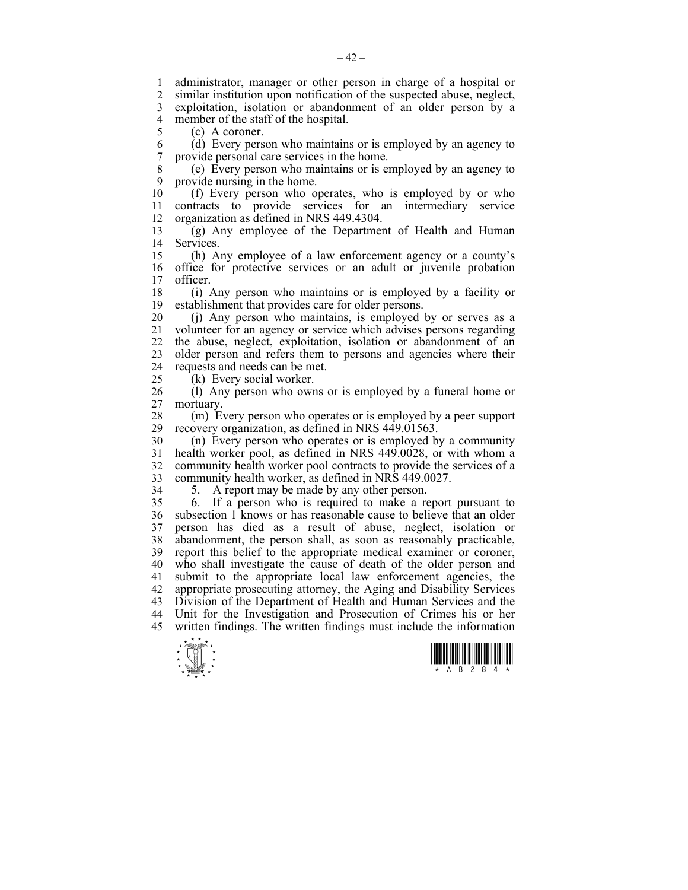administrator, manager or other person in charge of a hospital or similar institution upon notification of the suspected abuse, neglect, exploitation, isolation or abandonment of an older person by a member of the staff of the hospital.

(c) A coroner.

(d) Every person who maintains or is employed by an agency to provide personal care services in the home.

(e) Every person who maintains or is employed by an agency to provide nursing in the home.

(f) Every person who operates, who is employed by or who contracts to provide services for an intermediary service organization as defined in NRS 449.4304.

(g) Any employee of the Department of Health and Human Services.

(h) Any employee of a law enforcement agency or a county's office for protective services or an adult or juvenile probation officer.

(i) Any person who maintains or is employed by a facility or establishment that provides care for older persons.

(j) Any person who maintains, is employed by or serves as a volunteer for an agency or service which advises persons regarding the abuse, neglect, exploitation, isolation or abandonment of an older person and refers them to persons and agencies where their requests and needs can be met.

(k) Every social worker.

(l) Any person who owns or is employed by a funeral home or mortuary.

(m) Every person who operates or is employed by a peer support recovery organization, as defined in NRS 449.01563.

(n) Every person who operates or is employed by a community health worker pool, as defined in NRS 449.0028, or with whom a community health worker pool contracts to provide the services of a community health worker, as defined in NRS 449.0027.

5. A report may be made by any other person.

6. If a person who is required to make a report pursuant to subsection 1 knows or has reasonable cause to believe that an older person has died as a result of abuse, neglect, isolation or abandonment, the person shall, as soon as reasonably practicable, report this belief to the appropriate medical examiner or coroner, who shall investigate the cause of death of the older person and submit to the appropriate local law enforcement agencies, the appropriate prosecuting attorney, the Aging and Disability Services Division of the Department of Health and Human Services and the Unit for the Investigation and Prosecution of Crimes his or her written findings. The written findings must include the information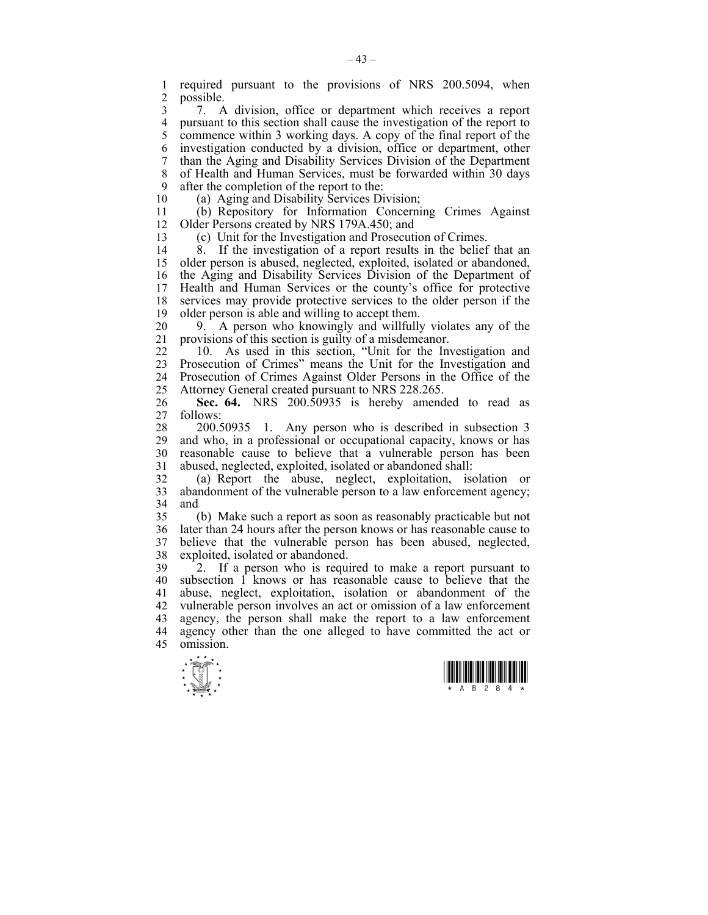required pursuant to the provisions of NRS 200.5094, when possible.

7. A division, office or department which receives a report pursuant to this section shall cause the investigation of the report to commence within 3 working days. A copy of the final report of the investigation conducted by a division, office or department, other than the Aging and Disability Services Division of the Department of Health and Human Services, must be forwarded within 30 days after the completion of the report to the:

(a) Aging and Disability Services Division;

(b) Repository for Information Concerning Crimes Against Older Persons created by NRS 179A.450; and

(c) Unit for the Investigation and Prosecution of Crimes.

8. If the investigation of a report results in the belief that an older person is abused, neglected, exploited, isolated or abandoned, the Aging and Disability Services Division of the Department of Health and Human Services or the county's office for protective services may provide protective services to the older person if the older person is able and willing to accept them.

9. A person who knowingly and willfully violates any of the provisions of this section is guilty of a misdemeanor.

10. As used in this section, "Unit for the Investigation and Prosecution of Crimes" means the Unit for the Investigation and Prosecution of Crimes Against Older Persons in the Office of the Attorney General created pursuant to NRS 228.265.

**Sec. 64.** NRS 200.50935 is hereby amended to read as follows:

200.50935 1. Any person who is described in subsection 3 and who, in a professional or occupational capacity, knows or has reasonable cause to believe that a vulnerable person has been abused, neglected, exploited, isolated or abandoned shall:

(a) Report the abuse, neglect, exploitation, isolation or abandonment of the vulnerable person to a law enforcement agency; and

(b) Make such a report as soon as reasonably practicable but not later than 24 hours after the person knows or has reasonable cause to believe that the vulnerable person has been abused, neglected, exploited, isolated or abandoned.

2. If a person who is required to make a report pursuant to subsection 1 knows or has reasonable cause to believe that the abuse, neglect, exploitation, isolation or abandonment of the vulnerable person involves an act or omission of a law enforcement agency, the person shall make the report to a law enforcement agency other than the one alleged to have committed the act or omission.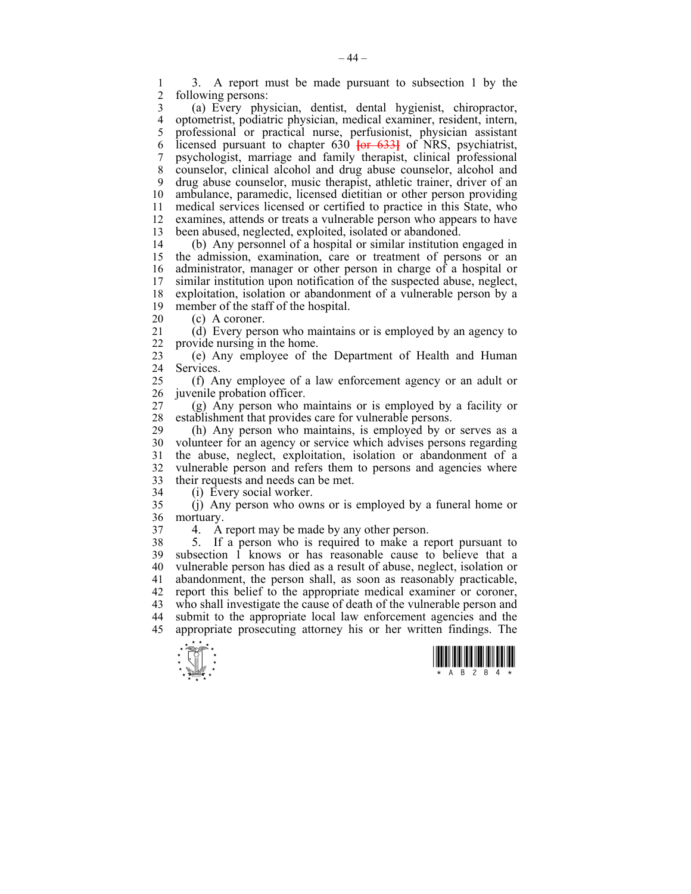3. A report must be made pursuant to subsection 1 by the following persons:

(a) Every physician, dentist, dental hygienist, chiropractor, optometrist, podiatric physician, medical examiner, resident, intern, professional or practical nurse, perfusionist, physician assistant licensed pursuant to chapter 630 [or 633] of NRS, psychiatrist, psychologist, marriage and family therapist, clinical professional counselor, clinical alcohol and drug abuse counselor, alcohol and drug abuse counselor, music therapist, athletic trainer, driver of an ambulance, paramedic, licensed dietitian or other person providing medical services licensed or certified to practice in this State, who examines, attends or treats a vulnerable person who appears to have been abused, neglected, exploited, isolated or abandoned.

(b) Any personnel of a hospital or similar institution engaged in the admission, examination, care or treatment of persons or an administrator, manager or other person in charge of a hospital or similar institution upon notification of the suspected abuse, neglect, exploitation, isolation or abandonment of a vulnerable person by a member of the staff of the hospital.

(c) A coroner.

(d) Every person who maintains or is employed by an agency to provide nursing in the home.

(e) Any employee of the Department of Health and Human Services.

(f) Any employee of a law enforcement agency or an adult or juvenile probation officer.

(g) Any person who maintains or is employed by a facility or establishment that provides care for vulnerable persons.

(h) Any person who maintains, is employed by or serves as a volunteer for an agency or service which advises persons regarding the abuse, neglect, exploitation, isolation or abandonment of a vulnerable person and refers them to persons and agencies where their requests and needs can be met.

(i) Every social worker.

(j) Any person who owns or is employed by a funeral home or mortuary.

4. A report may be made by any other person.

5. If a person who is required to make a report pursuant to subsection 1 knows or has reasonable cause to believe that a vulnerable person has died as a result of abuse, neglect, isolation or abandonment, the person shall, as soon as reasonably practicable, report this belief to the appropriate medical examiner or coroner, who shall investigate the cause of death of the vulnerable person and submit to the appropriate local law enforcement agencies and the appropriate prosecuting attorney his or her written findings. The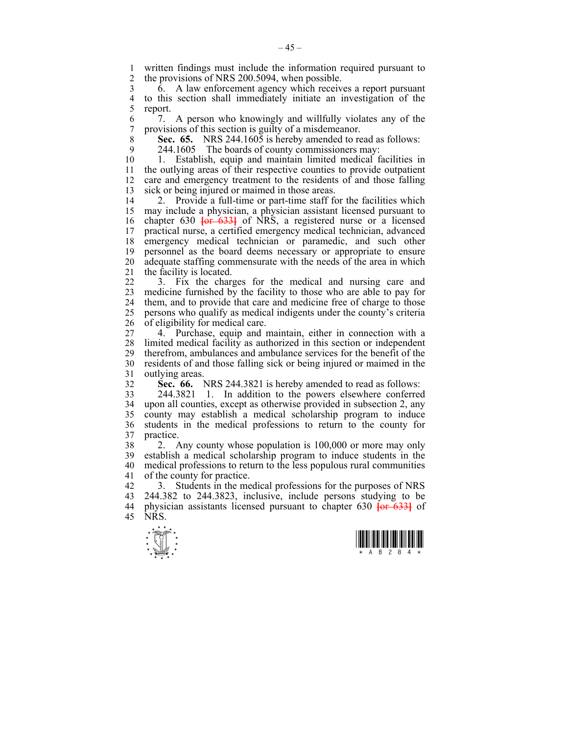written findings must include the information required pursuant to the provisions of NRS 200.5094, when possible.

6. A law enforcement agency which receives a report pursuant to this section shall immediately initiate an investigation of the report.

7. A person who knowingly and willfully violates any of the provisions of this section is guilty of a misdemeanor.

**Sec. 65.** NRS 244.1605 is hereby amended to read as follows:

244.1605 The boards of county commissioners may:

1. Establish, equip and maintain limited medical facilities in the outlying areas of their respective counties to provide outpatient care and emergency treatment to the residents of and those falling sick or being injured or maimed in those areas.

2. Provide a full-time or part-time staff for the facilities which may include a physician, a physician assistant licensed pursuant to chapter 630 ~~[or 633]~~ of NRS, a registered nurse or a licensed practical nurse, a certified emergency medical technician, advanced emergency medical technician or paramedic, and such other personnel as the board deems necessary or appropriate to ensure adequate staffing commensurate with the needs of the area in which the facility is located.

3. Fix the charges for the medical and nursing care and medicine furnished by the facility to those who are able to pay for them, and to provide that care and medicine free of charge to those persons who qualify as medical indigents under the county's criteria of eligibility for medical care.

4. Purchase, equip and maintain, either in connection with a limited medical facility as authorized in this section or independent therefrom, ambulances and ambulance services for the benefit of the residents of and those falling sick or being injured or maimed in the outlying areas.

**Sec. 66.** NRS 244.3821 is hereby amended to read as follows:

244.3821 1. In addition to the powers elsewhere conferred upon all counties, except as otherwise provided in subsection 2, any county may establish a medical scholarship program to induce students in the medical professions to return to the county for practice.

2. Any county whose population is 100,000 or more may only establish a medical scholarship program to induce students in the medical professions to return to the less populous rural communities of the county for practice.

3. Students in the medical professions for the purposes of NRS 244.382 to 244.3823, inclusive, include persons studying to be physician assistants licensed pursuant to chapter 630 ~~[or 633]~~ of NRS.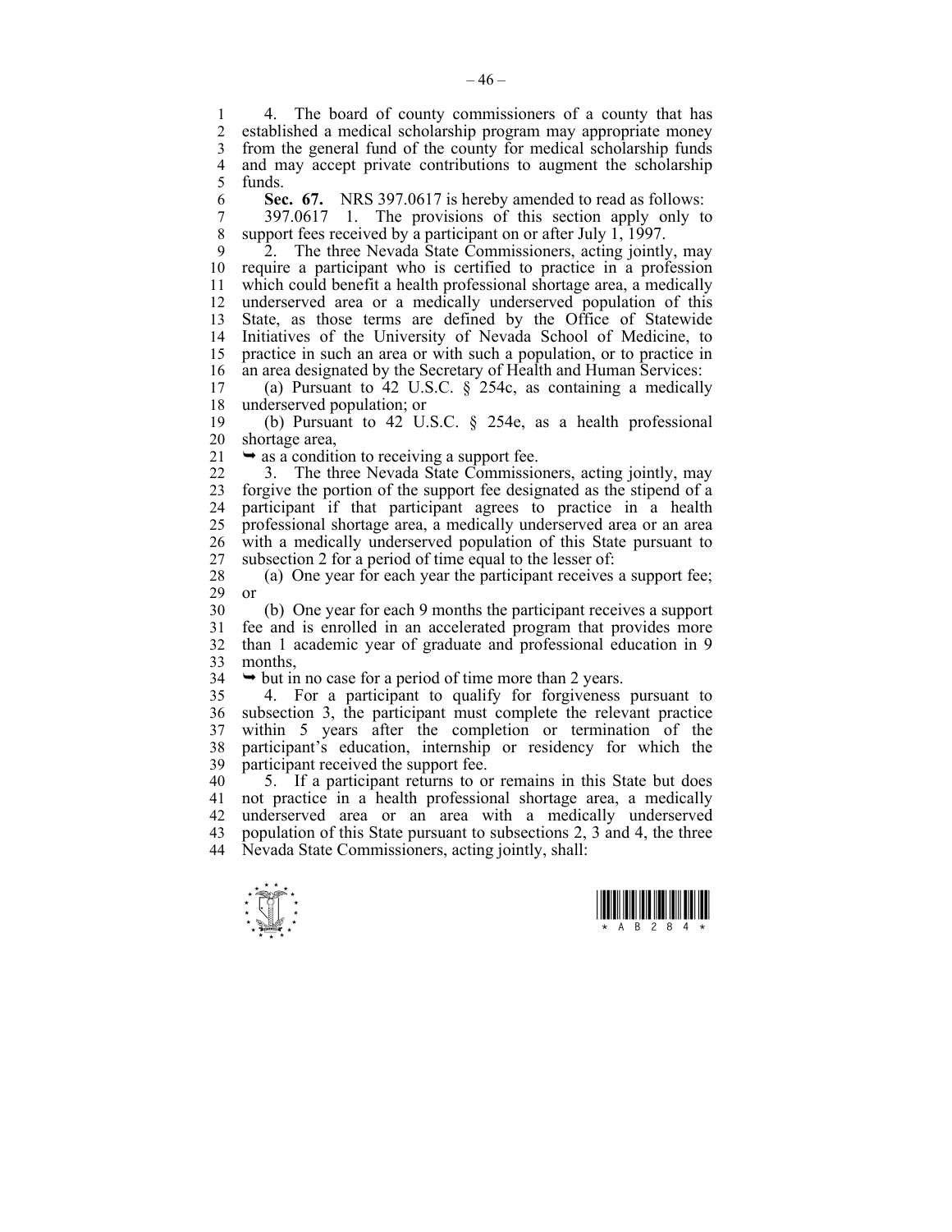4. The board of county commissioners of a county that has established a medical scholarship program may appropriate money from the general fund of the county for medical scholarship funds and may accept private contributions to augment the scholarship funds.

**Sec. 67.** NRS 397.0617 is hereby amended to read as follows:

397.0617 1. The provisions of this section apply only to support fees received by a participant on or after July 1, 1997.

2. The three Nevada State Commissioners, acting jointly, may require a participant who is certified to practice in a profession which could benefit a health professional shortage area, a medically underserved area or a medically underserved population of this State, as those terms are defined by the Office of Statewide Initiatives of the University of Nevada School of Medicine, to practice in such an area or with such a population, or to practice in an area designated by the Secretary of Health and Human Services:

(a) Pursuant to 42 U.S.C. § 254c, as containing a medically underserved population; or

(b) Pursuant to 42 U.S.C. § 254e, as a health professional shortage area,

➥ as a condition to receiving a support fee.

3. The three Nevada State Commissioners, acting jointly, may forgive the portion of the support fee designated as the stipend of a participant if that participant agrees to practice in a health professional shortage area, a medically underserved area or an area with a medically underserved population of this State pursuant to subsection 2 for a period of time equal to the lesser of:

(a) One year for each year the participant receives a support fee; or

(b) One year for each 9 months the participant receives a support fee and is enrolled in an accelerated program that provides more than 1 academic year of graduate and professional education in 9 months,

➥ but in no case for a period of time more than 2 years.

4. For a participant to qualify for forgiveness pursuant to subsection 3, the participant must complete the relevant practice within 5 years after the completion or termination of the participant's education, internship or residency for which the participant received the support fee.

5. If a participant returns to or remains in this State but does not practice in a health professional shortage area, a medically underserved area or an area with a medically underserved population of this State pursuant to subsections 2, 3 and 4, the three Nevada State Commissioners, acting jointly, shall: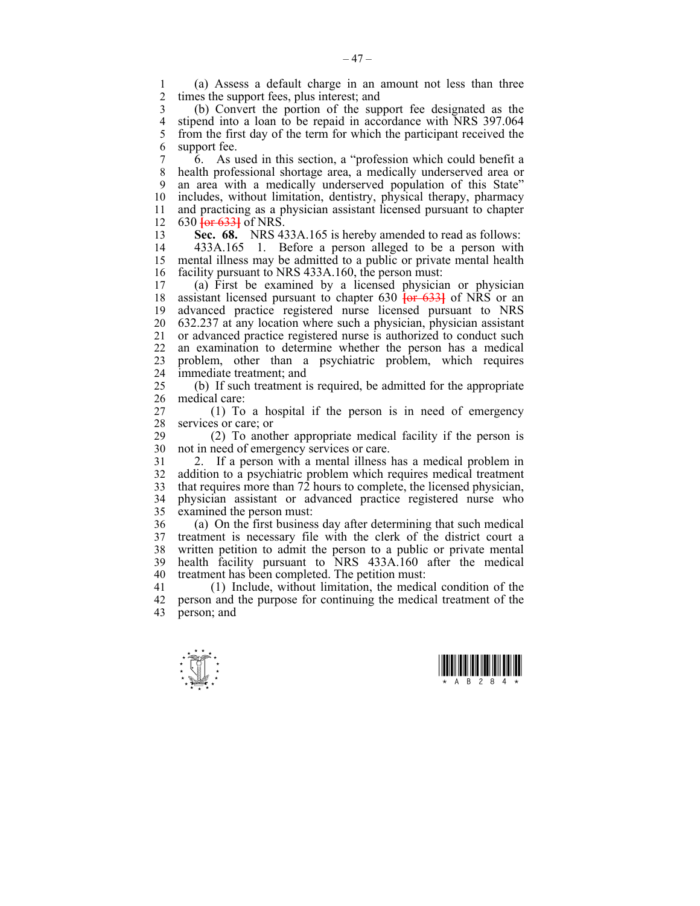(a) Assess a default charge in an amount not less than three times the support fees, plus interest; and

(b) Convert the portion of the support fee designated as the stipend into a loan to be repaid in accordance with NRS 397.064 from the first day of the term for which the participant received the support fee.

6. As used in this section, a "profession which could benefit a health professional shortage area, a medically underserved area or an area with a medically underserved population of this State" includes, without limitation, dentistry, physical therapy, pharmacy and practicing as a physician assistant licensed pursuant to chapter 630 [or 633] of NRS.

**Sec. 68.** NRS 433A.165 is hereby amended to read as follows:

433A.165 1. Before a person alleged to be a person with mental illness may be admitted to a public or private mental health facility pursuant to NRS 433A.160, the person must:

(a) First be examined by a licensed physician or physician assistant licensed pursuant to chapter 630 [or 633] of NRS or an advanced practice registered nurse licensed pursuant to NRS 632.237 at any location where such a physician, physician assistant or advanced practice registered nurse is authorized to conduct such an examination to determine whether the person has a medical problem, other than a psychiatric problem, which requires immediate treatment; and

(b) If such treatment is required, be admitted for the appropriate medical care:

(1) To a hospital if the person is in need of emergency services or care; or

(2) To another appropriate medical facility if the person is not in need of emergency services or care.

2. If a person with a mental illness has a medical problem in addition to a psychiatric problem which requires medical treatment that requires more than 72 hours to complete, the licensed physician, physician assistant or advanced practice registered nurse who examined the person must:

(a) On the first business day after determining that such medical treatment is necessary file with the clerk of the district court a written petition to admit the person to a public or private mental health facility pursuant to NRS 433A.160 after the medical treatment has been completed. The petition must:

(1) Include, without limitation, the medical condition of the person and the purpose for continuing the medical treatment of the person; and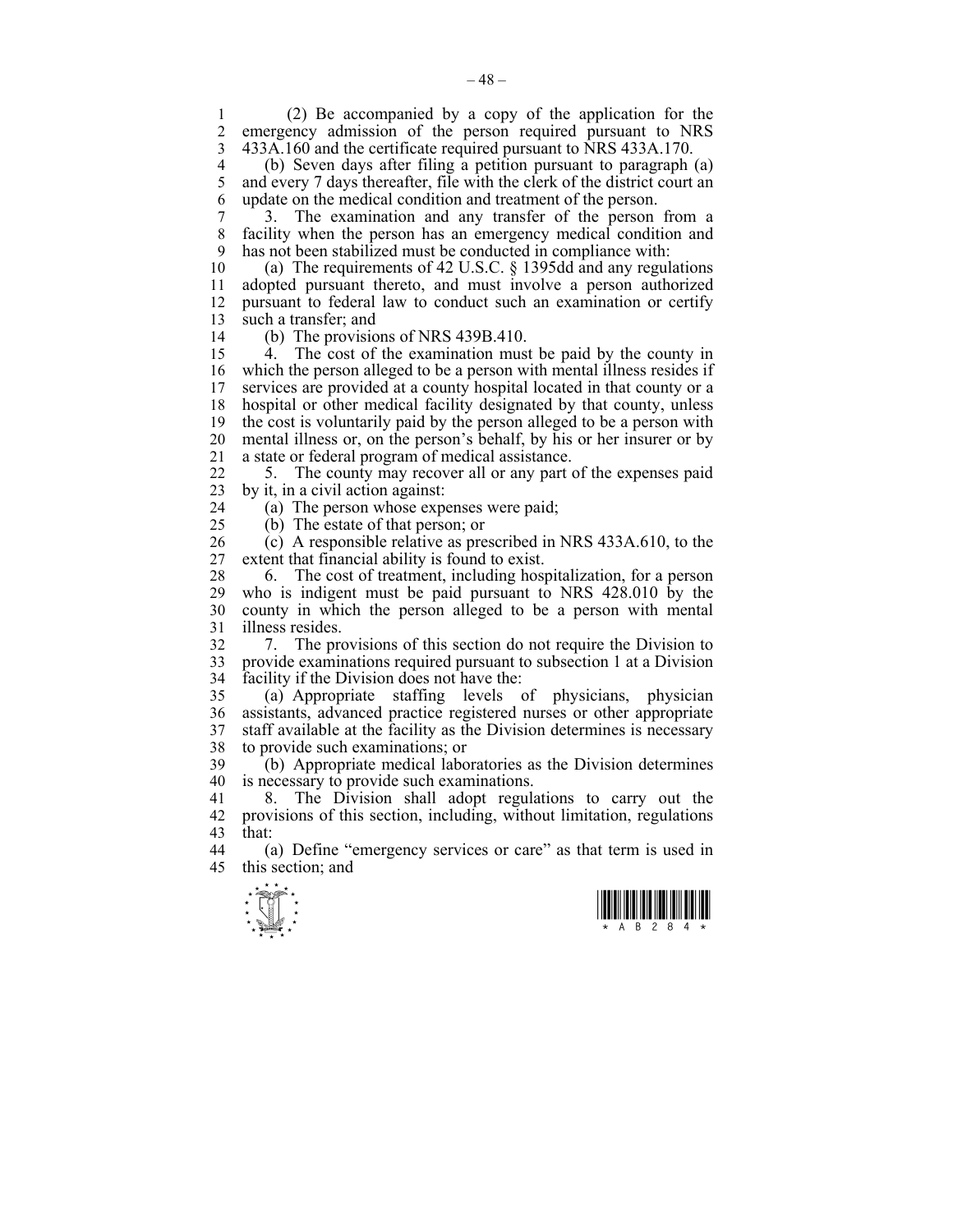(2) Be accompanied by a copy of the application for the emergency admission of the person required pursuant to NRS 433A.160 and the certificate required pursuant to NRS 433A.170.

(b) Seven days after filing a petition pursuant to paragraph (a) and every 7 days thereafter, file with the clerk of the district court an update on the medical condition and treatment of the person.

3. The examination and any transfer of the person from a facility when the person has an emergency medical condition and has not been stabilized must be conducted in compliance with:

(a) The requirements of 42 U.S.C. § 1395dd and any regulations adopted pursuant thereto, and must involve a person authorized pursuant to federal law to conduct such an examination or certify such a transfer; and

(b) The provisions of NRS 439B.410.

4. The cost of the examination must be paid by the county in which the person alleged to be a person with mental illness resides if services are provided at a county hospital located in that county or a hospital or other medical facility designated by that county, unless the cost is voluntarily paid by the person alleged to be a person with mental illness or, on the person's behalf, by his or her insurer or by a state or federal program of medical assistance.

5. The county may recover all or any part of the expenses paid by it, in a civil action against:

(a) The person whose expenses were paid;

(b) The estate of that person; or

(c) A responsible relative as prescribed in NRS 433A.610, to the extent that financial ability is found to exist.

6. The cost of treatment, including hospitalization, for a person who is indigent must be paid pursuant to NRS 428.010 by the county in which the person alleged to be a person with mental illness resides.

7. The provisions of this section do not require the Division to provide examinations required pursuant to subsection 1 at a Division facility if the Division does not have the:

(a) Appropriate staffing levels of physicians, physician assistants, advanced practice registered nurses or other appropriate staff available at the facility as the Division determines is necessary to provide such examinations; or

(b) Appropriate medical laboratories as the Division determines is necessary to provide such examinations.

8. The Division shall adopt regulations to carry out the provisions of this section, including, without limitation, regulations that:

(a) Define "emergency services or care" as that term is used in this section; and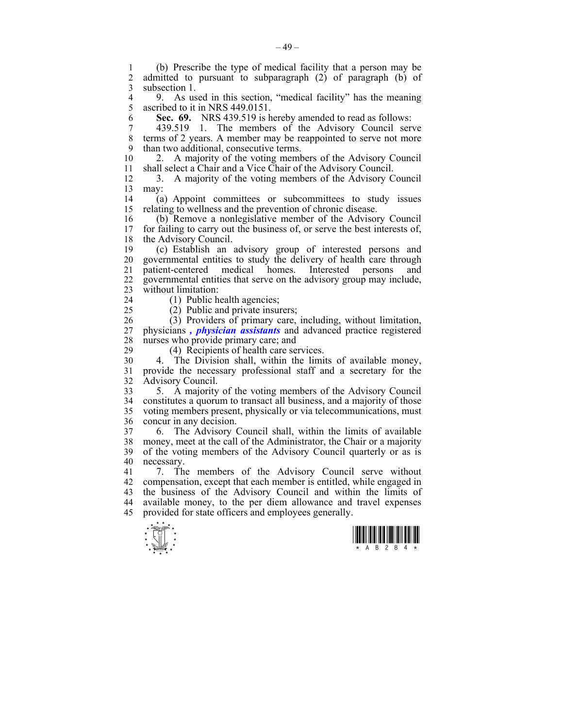(b) Prescribe the type of medical facility that a person may be admitted to pursuant to subparagraph (2) of paragraph (b) of subsection 1.

9. As used in this section, "medical facility" has the meaning ascribed to it in NRS 449.0151.

**Sec. 69.** NRS 439.519 is hereby amended to read as follows:

439.519 1. The members of the Advisory Council serve terms of 2 years. A member may be reappointed to serve not more than two additional, consecutive terms.

2. A majority of the voting members of the Advisory Council shall select a Chair and a Vice Chair of the Advisory Council.

3. A majority of the voting members of the Advisory Council may:

(a) Appoint committees or subcommittees to study issues relating to wellness and the prevention of chronic disease.

(b) Remove a nonlegislative member of the Advisory Council for failing to carry out the business of, or serve the best interests of, the Advisory Council.

(c) Establish an advisory group of interested persons and governmental entities to study the delivery of health care through patient-centered medical homes. Interested persons and governmental entities that serve on the advisory group may include, without limitation:

(1) Public health agencies;

(2) Public and private insurers;

(3) Providers of primary care, including, without limitation, physicians ***, physician assistants*** and advanced practice registered nurses who provide primary care; and

(4) Recipients of health care services.

4. The Division shall, within the limits of available money, provide the necessary professional staff and a secretary for the Advisory Council.

5. A majority of the voting members of the Advisory Council constitutes a quorum to transact all business, and a majority of those voting members present, physically or via telecommunications, must concur in any decision.

6. The Advisory Council shall, within the limits of available money, meet at the call of the Administrator, the Chair or a majority of the voting members of the Advisory Council quarterly or as is necessary.

7. The members of the Advisory Council serve without compensation, except that each member is entitled, while engaged in the business of the Advisory Council and within the limits of available money, to the per diem allowance and travel expenses provided for state officers and employees generally.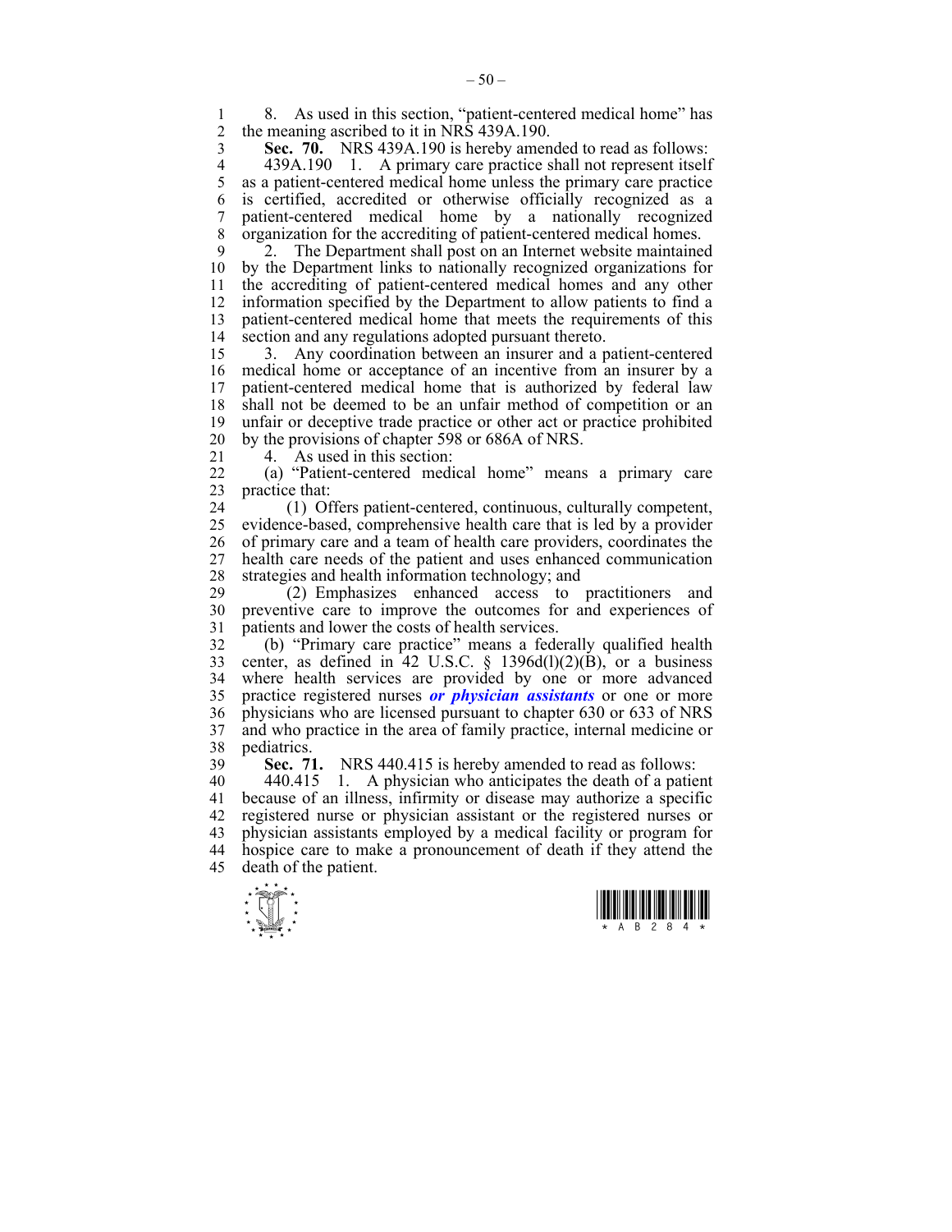8. As used in this section, "patient-centered medical home" has the meaning ascribed to it in NRS 439A.190.

**Sec. 70.** NRS 439A.190 is hereby amended to read as follows:

439A.190 1. A primary care practice shall not represent itself as a patient-centered medical home unless the primary care practice is certified, accredited or otherwise officially recognized as a patient-centered medical home by a nationally recognized organization for the accrediting of patient-centered medical homes.

2. The Department shall post on an Internet website maintained by the Department links to nationally recognized organizations for the accrediting of patient-centered medical homes and any other information specified by the Department to allow patients to find a patient-centered medical home that meets the requirements of this section and any regulations adopted pursuant thereto.

3. Any coordination between an insurer and a patient-centered medical home or acceptance of an incentive from an insurer by a patient-centered medical home that is authorized by federal law shall not be deemed to be an unfair method of competition or an unfair or deceptive trade practice or other act or practice prohibited by the provisions of chapter 598 or 686A of NRS.

4. As used in this section:

(a) "Patient-centered medical home" means a primary care practice that:

(1) Offers patient-centered, continuous, culturally competent, evidence-based, comprehensive health care that is led by a provider of primary care and a team of health care providers, coordinates the health care needs of the patient and uses enhanced communication strategies and health information technology; and

(2) Emphasizes enhanced access to practitioners and preventive care to improve the outcomes for and experiences of patients and lower the costs of health services.

(b) "Primary care practice" means a federally qualified health center, as defined in 42 U.S.C. § 1396d(l)(2)(B), or a business where health services are provided by one or more advanced practice registered nurses ***or physician assistants*** or one or more physicians who are licensed pursuant to chapter 630 or 633 of NRS and who practice in the area of family practice, internal medicine or pediatrics.

**Sec. 71.** NRS 440.415 is hereby amended to read as follows:

440.415 1. A physician who anticipates the death of a patient because of an illness, infirmity or disease may authorize a specific registered nurse or physician assistant or the registered nurses or physician assistants employed by a medical facility or program for hospice care to make a pronouncement of death if they attend the death of the patient.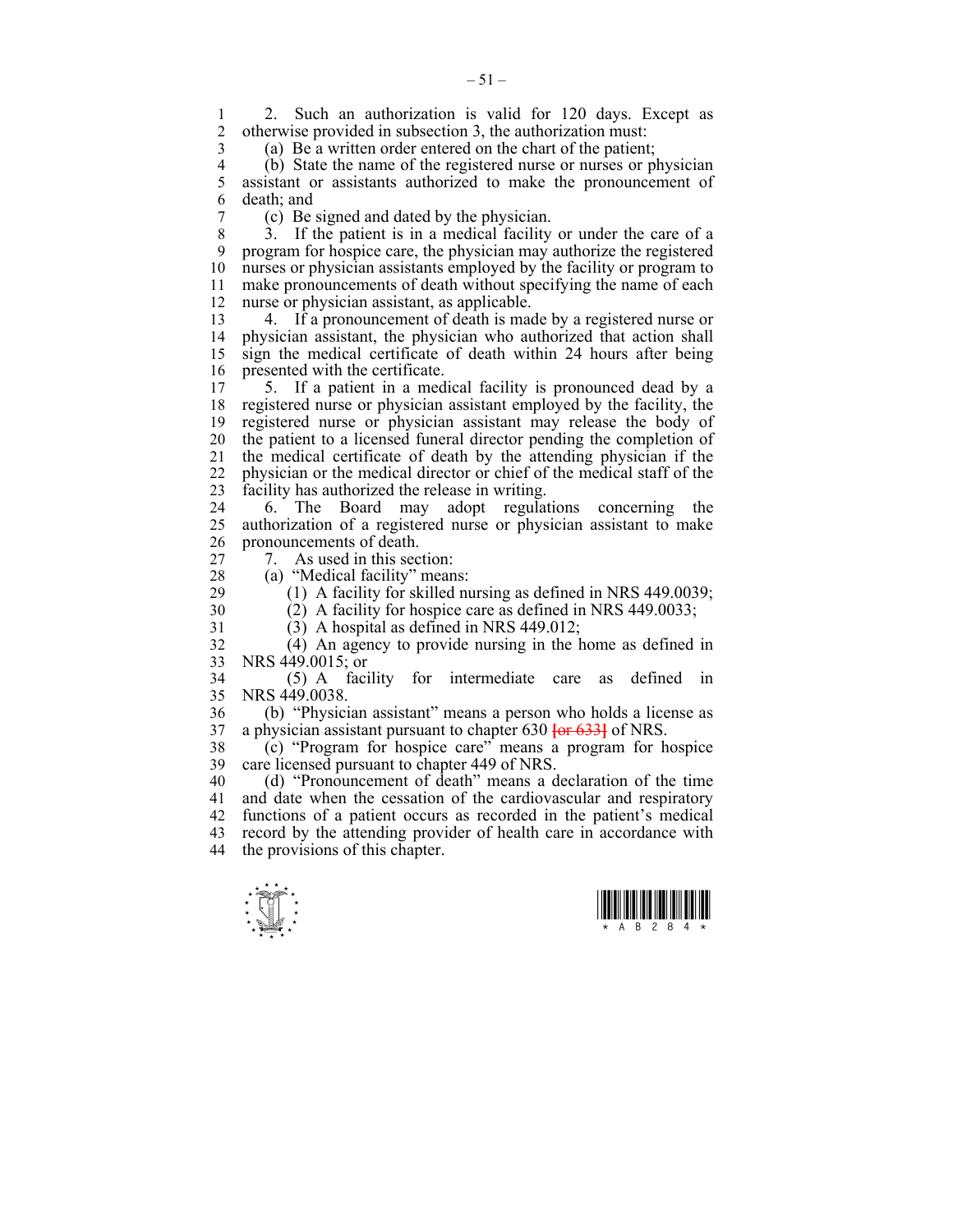2. Such an authorization is valid for 120 days. Except as otherwise provided in subsection 3, the authorization must:

(a) Be a written order entered on the chart of the patient;

(b) State the name of the registered nurse or nurses or physician assistant or assistants authorized to make the pronouncement of death; and

(c) Be signed and dated by the physician.

3. If the patient is in a medical facility or under the care of a program for hospice care, the physician may authorize the registered nurses or physician assistants employed by the facility or program to make pronouncements of death without specifying the name of each nurse or physician assistant, as applicable.

4. If a pronouncement of death is made by a registered nurse or physician assistant, the physician who authorized that action shall sign the medical certificate of death within 24 hours after being presented with the certificate.

5. If a patient in a medical facility is pronounced dead by a registered nurse or physician assistant employed by the facility, the registered nurse or physician assistant may release the body of the patient to a licensed funeral director pending the completion of the medical certificate of death by the attending physician if the physician or the medical director or chief of the medical staff of the facility has authorized the release in writing.

6. The Board may adopt regulations concerning the authorization of a registered nurse or physician assistant to make pronouncements of death.

7. As used in this section:

(a) "Medical facility" means:

(1) A facility for skilled nursing as defined in NRS 449.0039;

(2) A facility for hospice care as defined in NRS 449.0033;

(3) A hospital as defined in NRS 449.012;

(4) An agency to provide nursing in the home as defined in NRS 449.0015; or

(5) A facility for intermediate care as defined in NRS 449.0038.

(b) "Physician assistant" means a person who holds a license as a physician assistant pursuant to chapter 630 [or 633] of NRS.

(c) "Program for hospice care" means a program for hospice care licensed pursuant to chapter 449 of NRS.

(d) "Pronouncement of death" means a declaration of the time and date when the cessation of the cardiovascular and respiratory functions of a patient occurs as recorded in the patient's medical record by the attending provider of health care in accordance with the provisions of this chapter.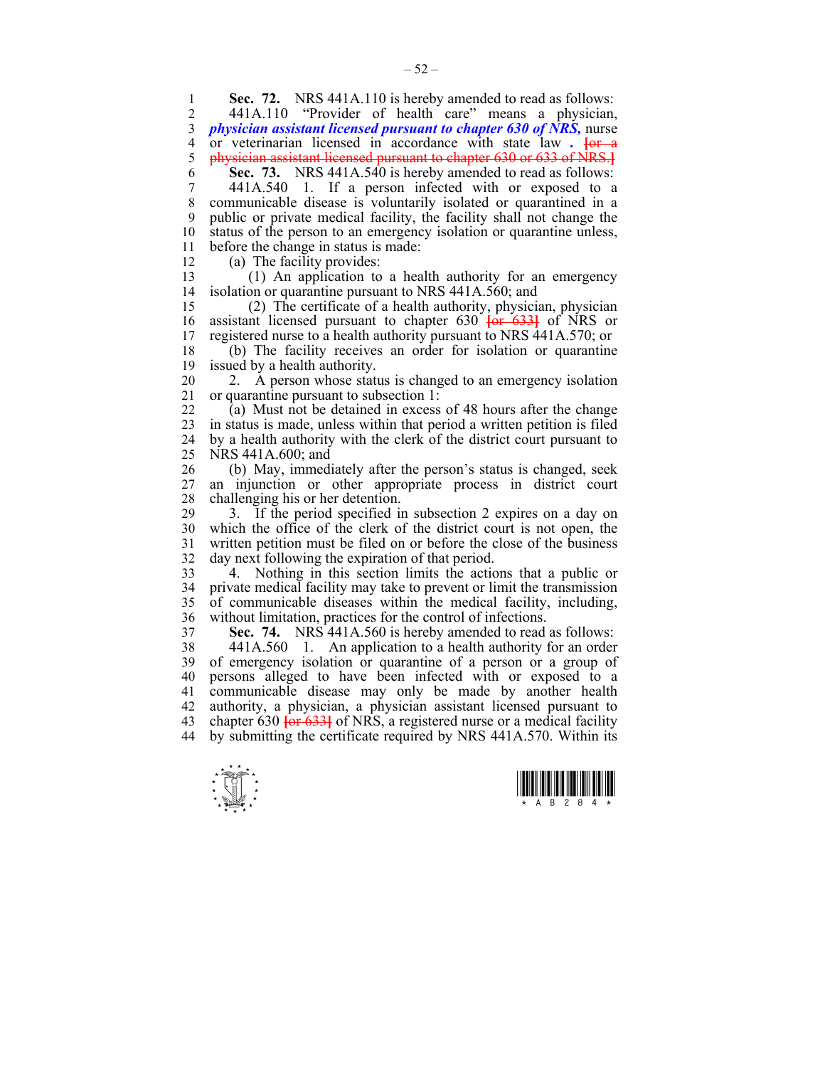**Sec. 72.** NRS 441A.110 is hereby amended to read as follows:

441A.110 "Provider of health care" means a physician, ***physician assistant licensed pursuant to chapter 630 of NRS,*** nurse or veterinarian licensed in accordance with state law ***.*** ~~[or a physician assistant licensed pursuant to chapter 630 or 633 of NRS.]~~

**Sec. 73.** NRS 441A.540 is hereby amended to read as follows:

441A.540 1. If a person infected with or exposed to a communicable disease is voluntarily isolated or quarantined in a public or private medical facility, the facility shall not change the status of the person to an emergency isolation or quarantine unless, before the change in status is made:

(a) The facility provides:

(1) An application to a health authority for an emergency isolation or quarantine pursuant to NRS 441A.560; and

(2) The certificate of a health authority, physician, physician assistant licensed pursuant to chapter 630 ~~[or 633]~~ of NRS or registered nurse to a health authority pursuant to NRS 441A.570; or

(b) The facility receives an order for isolation or quarantine issued by a health authority.

2. A person whose status is changed to an emergency isolation or quarantine pursuant to subsection 1:

(a) Must not be detained in excess of 48 hours after the change in status is made, unless within that period a written petition is filed by a health authority with the clerk of the district court pursuant to NRS 441A.600; and

(b) May, immediately after the person's status is changed, seek an injunction or other appropriate process in district court challenging his or her detention.

3. If the period specified in subsection 2 expires on a day on which the office of the clerk of the district court is not open, the written petition must be filed on or before the close of the business day next following the expiration of that period.

4. Nothing in this section limits the actions that a public or private medical facility may take to prevent or limit the transmission of communicable diseases within the medical facility, including, without limitation, practices for the control of infections.

**Sec. 74.** NRS 441A.560 is hereby amended to read as follows:

441A.560 1. An application to a health authority for an order of emergency isolation or quarantine of a person or a group of persons alleged to have been infected with or exposed to a communicable disease may only be made by another health authority, a physician, a physician assistant licensed pursuant to chapter 630 ~~[or 633]~~ of NRS, a registered nurse or a medical facility by submitting the certificate required by NRS 441A.570. Within its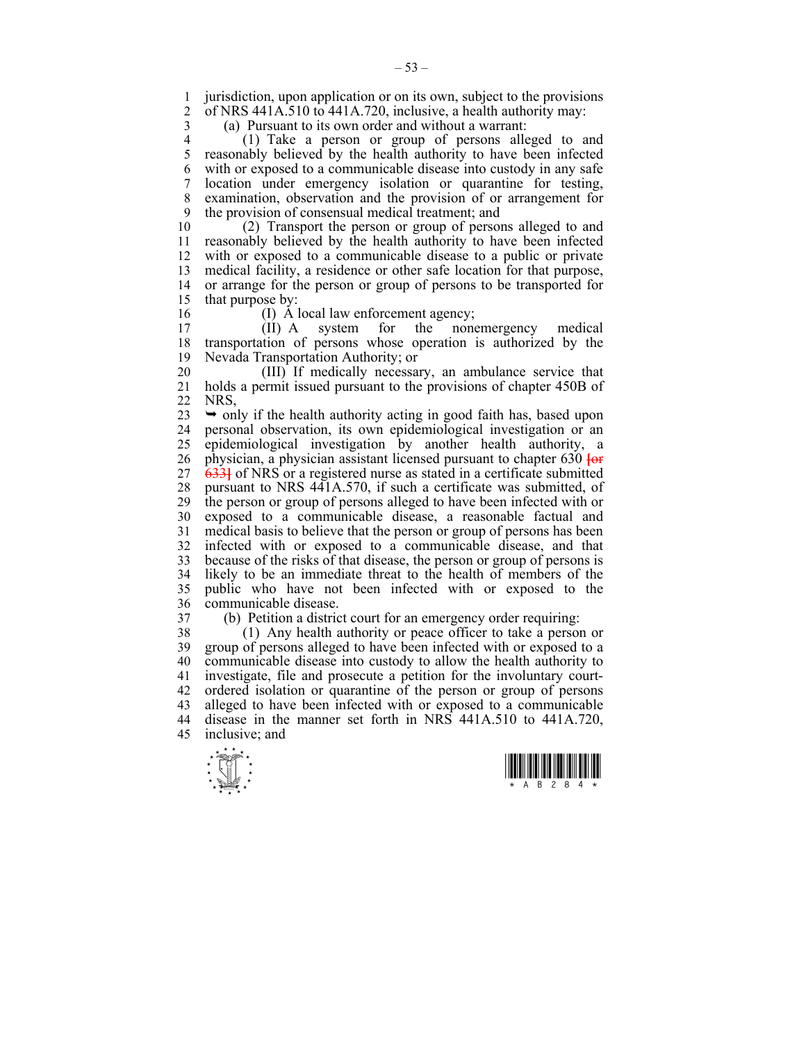jurisdiction, upon application or on its own, subject to the provisions of NRS 441A.510 to 441A.720, inclusive, a health authority may:

(a) Pursuant to its own order and without a warrant:

(1) Take a person or group of persons alleged to and reasonably believed by the health authority to have been infected with or exposed to a communicable disease into custody in any safe location under emergency isolation or quarantine for testing, examination, observation and the provision of or arrangement for the provision of consensual medical treatment; and

(2) Transport the person or group of persons alleged to and reasonably believed by the health authority to have been infected with or exposed to a communicable disease to a public or private medical facility, a residence or other safe location for that purpose, or arrange for the person or group of persons to be transported for that purpose by:

(I) A local law enforcement agency;

(II) A system for the nonemergency medical transportation of persons whose operation is authorized by the Nevada Transportation Authority; or

(III) If medically necessary, an ambulance service that holds a permit issued pursuant to the provisions of chapter 450B of NRS,

➥ only if the health authority acting in good faith has, based upon personal observation, its own epidemiological investigation or an epidemiological investigation by another health authority, a physician, a physician assistant licensed pursuant to chapter 630 [or 633] of NRS or a registered nurse as stated in a certificate submitted pursuant to NRS 441A.570, if such a certificate was submitted, of the person or group of persons alleged to have been infected with or exposed to a communicable disease, a reasonable factual and medical basis to believe that the person or group of persons has been infected with or exposed to a communicable disease, and that because of the risks of that disease, the person or group of persons is likely to be an immediate threat to the health of members of the public who have not been infected with or exposed to the communicable disease.

(b) Petition a district court for an emergency order requiring:

(1) Any health authority or peace officer to take a person or group of persons alleged to have been infected with or exposed to a communicable disease into custody to allow the health authority to investigate, file and prosecute a petition for the involuntary court-ordered isolation or quarantine of the person or group of persons alleged to have been infected with or exposed to a communicable disease in the manner set forth in NRS 441A.510 to 441A.720, inclusive; and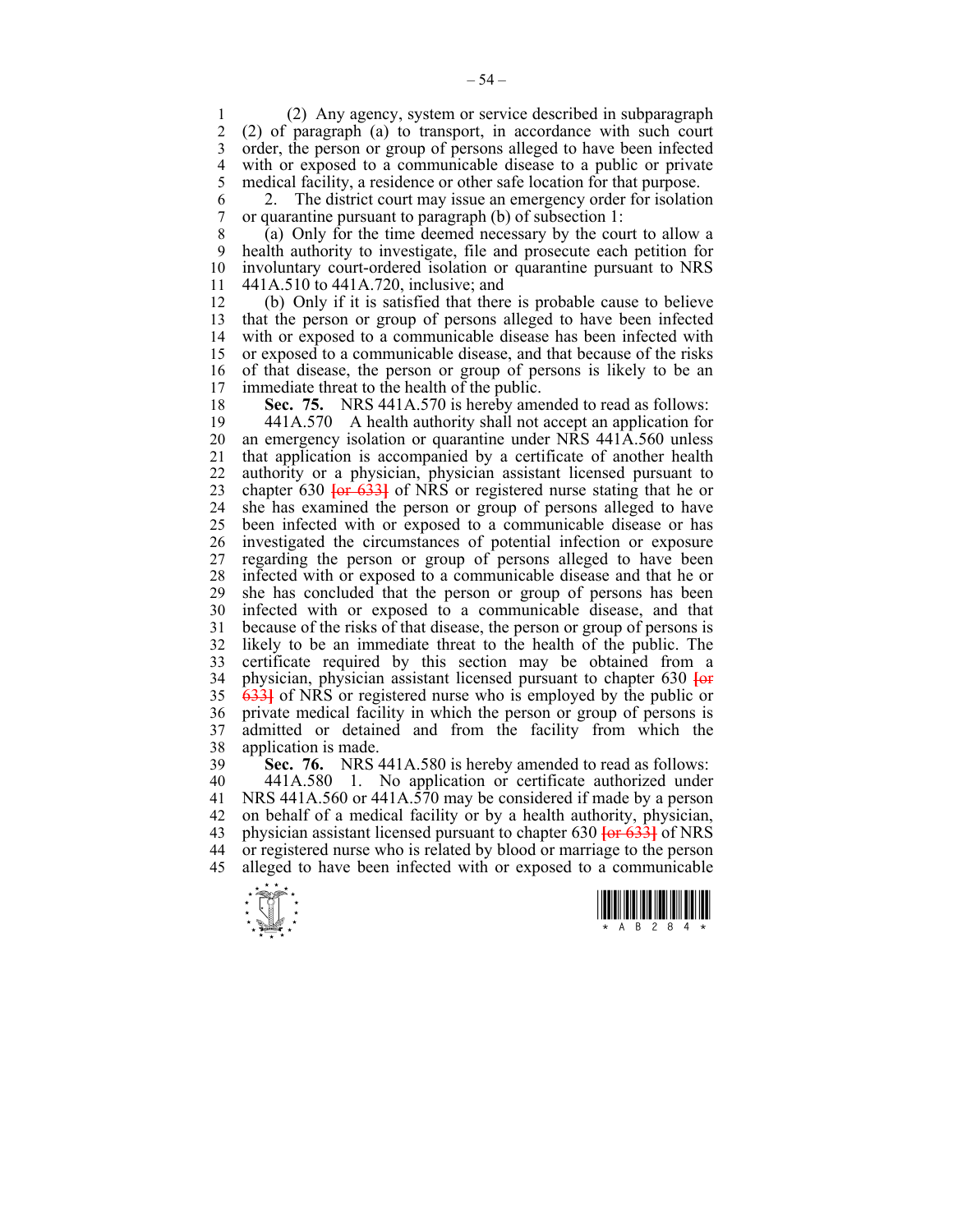(2) Any agency, system or service described in subparagraph (2) of paragraph (a) to transport, in accordance with such court order, the person or group of persons alleged to have been infected with or exposed to a communicable disease to a public or private medical facility, a residence or other safe location for that purpose.

2. The district court may issue an emergency order for isolation or quarantine pursuant to paragraph (b) of subsection 1:

(a) Only for the time deemed necessary by the court to allow a health authority to investigate, file and prosecute each petition for involuntary court-ordered isolation or quarantine pursuant to NRS 441A.510 to 441A.720, inclusive; and

(b) Only if it is satisfied that there is probable cause to believe that the person or group of persons alleged to have been infected with or exposed to a communicable disease has been infected with or exposed to a communicable disease, and that because of the risks of that disease, the person or group of persons is likely to be an immediate threat to the health of the public.

**Sec. 75.** NRS 441A.570 is hereby amended to read as follows:

441A.570 A health authority shall not accept an application for an emergency isolation or quarantine under NRS 441A.560 unless that application is accompanied by a certificate of another health authority or a physician, physician assistant licensed pursuant to chapter 630 [or 633] of NRS or registered nurse stating that he or she has examined the person or group of persons alleged to have been infected with or exposed to a communicable disease or has investigated the circumstances of potential infection or exposure regarding the person or group of persons alleged to have been infected with or exposed to a communicable disease and that he or she has concluded that the person or group of persons has been infected with or exposed to a communicable disease, and that because of the risks of that disease, the person or group of persons is likely to be an immediate threat to the health of the public. The certificate required by this section may be obtained from a physician, physician assistant licensed pursuant to chapter 630 [or 633] of NRS or registered nurse who is employed by the public or private medical facility in which the person or group of persons is admitted or detained and from the facility from which the application is made.

**Sec. 76.** NRS 441A.580 is hereby amended to read as follows:

441A.580 1. No application or certificate authorized under NRS 441A.560 or 441A.570 may be considered if made by a person on behalf of a medical facility or by a health authority, physician, physician assistant licensed pursuant to chapter 630 [or 633] of NRS or registered nurse who is related by blood or marriage to the person alleged to have been infected with or exposed to a communicable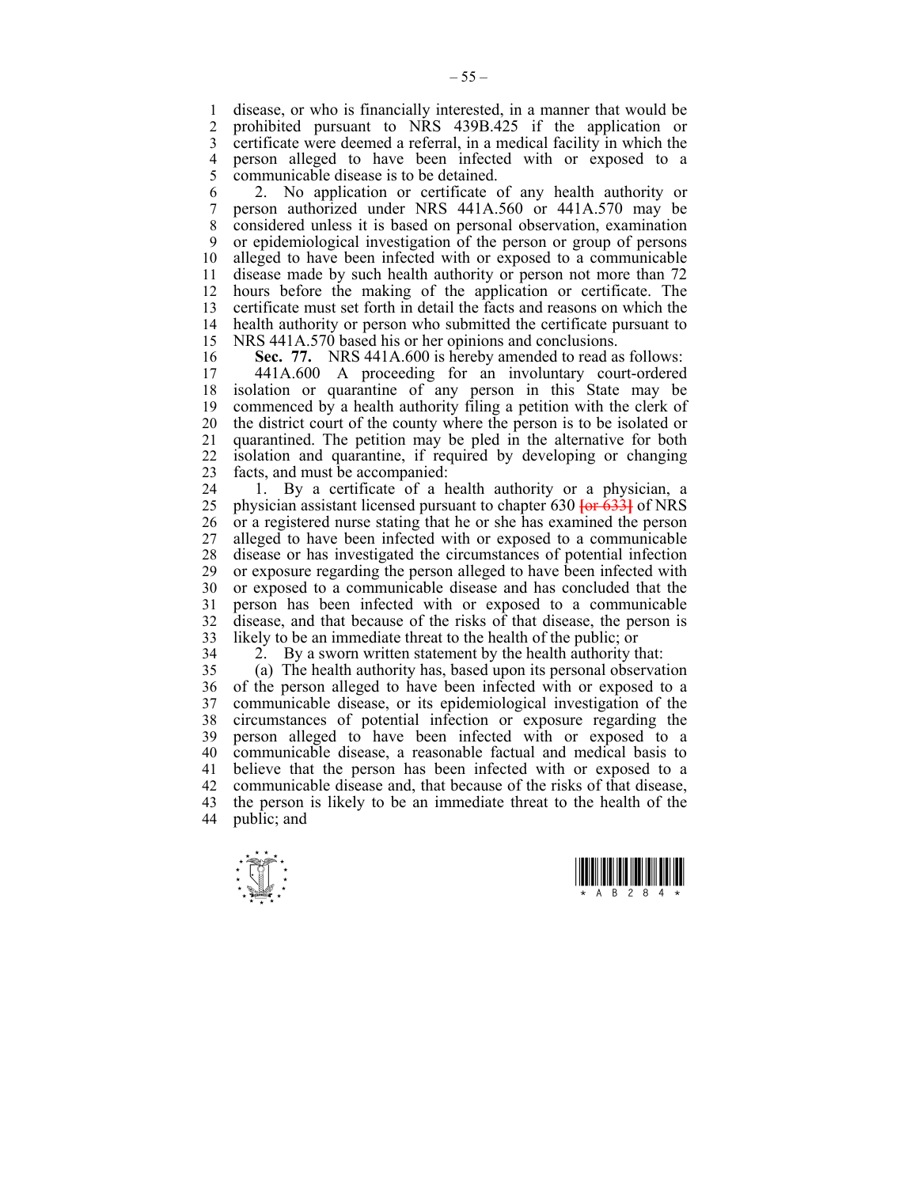disease, or who is financially interested, in a manner that would be prohibited pursuant to NRS 439B.425 if the application or certificate were deemed a referral, in a medical facility in which the person alleged to have been infected with or exposed to a communicable disease is to be detained.

2. No application or certificate of any health authority or person authorized under NRS 441A.560 or 441A.570 may be considered unless it is based on personal observation, examination or epidemiological investigation of the person or group of persons alleged to have been infected with or exposed to a communicable disease made by such health authority or person not more than 72 hours before the making of the application or certificate. The certificate must set forth in detail the facts and reasons on which the health authority or person who submitted the certificate pursuant to NRS 441A.570 based his or her opinions and conclusions.

**Sec. 77.** NRS 441A.600 is hereby amended to read as follows:

441A.600 A proceeding for an involuntary court-ordered isolation or quarantine of any person in this State may be commenced by a health authority filing a petition with the clerk of the district court of the county where the person is to be isolated or quarantined. The petition may be pled in the alternative for both isolation and quarantine, if required by developing or changing facts, and must be accompanied:

1. By a certificate of a health authority or a physician, a physician assistant licensed pursuant to chapter 630 [or 633] of NRS or a registered nurse stating that he or she has examined the person alleged to have been infected with or exposed to a communicable disease or has investigated the circumstances of potential infection or exposure regarding the person alleged to have been infected with or exposed to a communicable disease and has concluded that the person has been infected with or exposed to a communicable disease, and that because of the risks of that disease, the person is likely to be an immediate threat to the health of the public; or

2. By a sworn written statement by the health authority that:

(a) The health authority has, based upon its personal observation of the person alleged to have been infected with or exposed to a communicable disease, or its epidemiological investigation of the circumstances of potential infection or exposure regarding the person alleged to have been infected with or exposed to a communicable disease, a reasonable factual and medical basis to believe that the person has been infected with or exposed to a communicable disease and, that because of the risks of that disease, the person is likely to be an immediate threat to the health of the public; and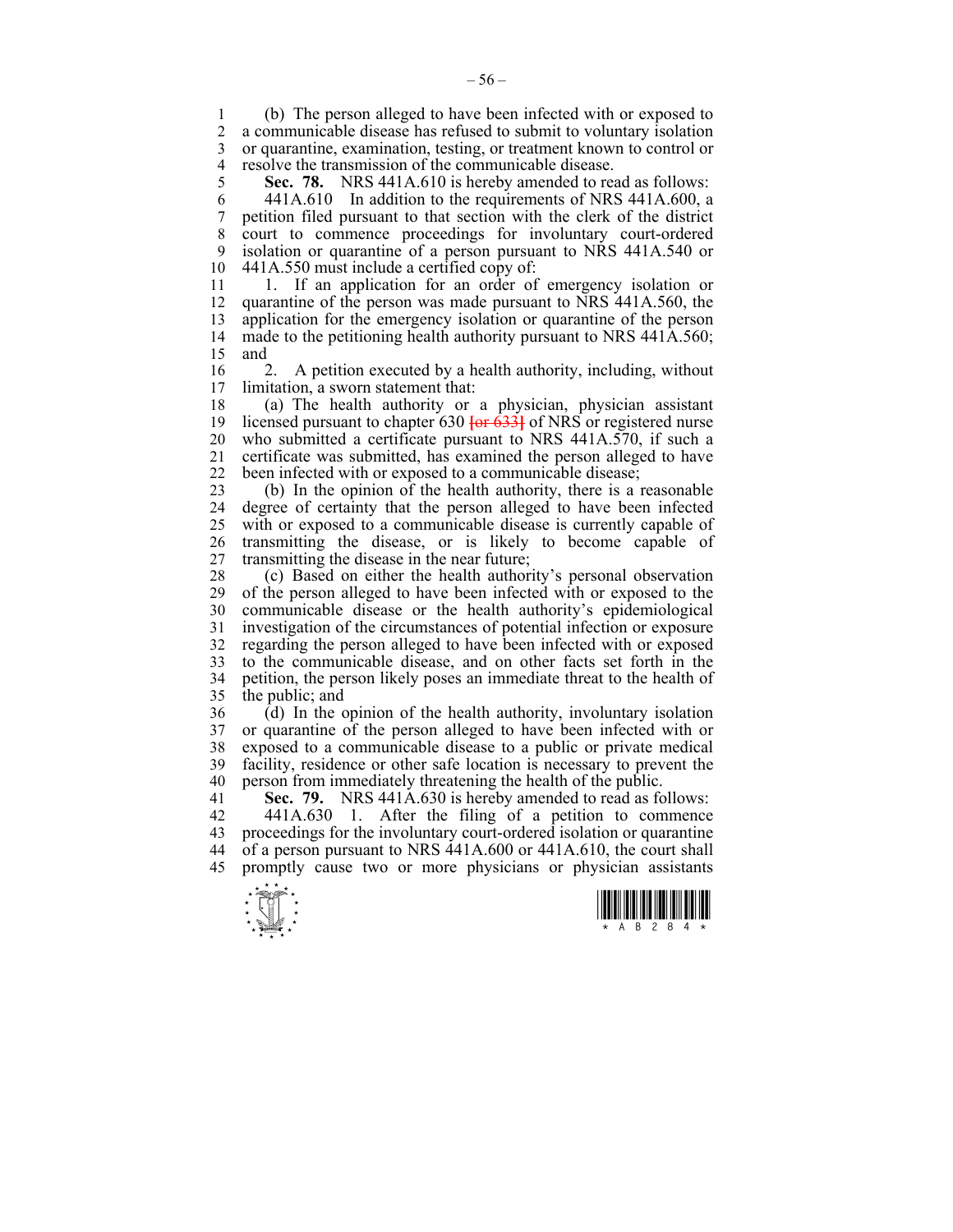(b) The person alleged to have been infected with or exposed to a communicable disease has refused to submit to voluntary isolation or quarantine, examination, testing, or treatment known to control or resolve the transmission of the communicable disease.

**Sec. 78.** NRS 441A.610 is hereby amended to read as follows:

441A.610 In addition to the requirements of NRS 441A.600, a petition filed pursuant to that section with the clerk of the district court to commence proceedings for involuntary court-ordered isolation or quarantine of a person pursuant to NRS 441A.540 or 441A.550 must include a certified copy of:

1. If an application for an order of emergency isolation or quarantine of the person was made pursuant to NRS 441A.560, the application for the emergency isolation or quarantine of the person made to the petitioning health authority pursuant to NRS 441A.560; and

2. A petition executed by a health authority, including, without limitation, a sworn statement that:

(a) The health authority or a physician, physician assistant licensed pursuant to chapter 630 [or 633] of NRS or registered nurse who submitted a certificate pursuant to NRS 441A.570, if such a certificate was submitted, has examined the person alleged to have been infected with or exposed to a communicable disease;

(b) In the opinion of the health authority, there is a reasonable degree of certainty that the person alleged to have been infected with or exposed to a communicable disease is currently capable of transmitting the disease, or is likely to become capable of transmitting the disease in the near future;

(c) Based on either the health authority's personal observation of the person alleged to have been infected with or exposed to the communicable disease or the health authority's epidemiological investigation of the circumstances of potential infection or exposure regarding the person alleged to have been infected with or exposed to the communicable disease, and on other facts set forth in the petition, the person likely poses an immediate threat to the health of the public; and

(d) In the opinion of the health authority, involuntary isolation or quarantine of the person alleged to have been infected with or exposed to a communicable disease to a public or private medical facility, residence or other safe location is necessary to prevent the person from immediately threatening the health of the public.

**Sec. 79.** NRS 441A.630 is hereby amended to read as follows:

441A.630 1. After the filing of a petition to commence proceedings for the involuntary court-ordered isolation or quarantine of a person pursuant to NRS 441A.600 or 441A.610, the court shall promptly cause two or more physicians or physician assistants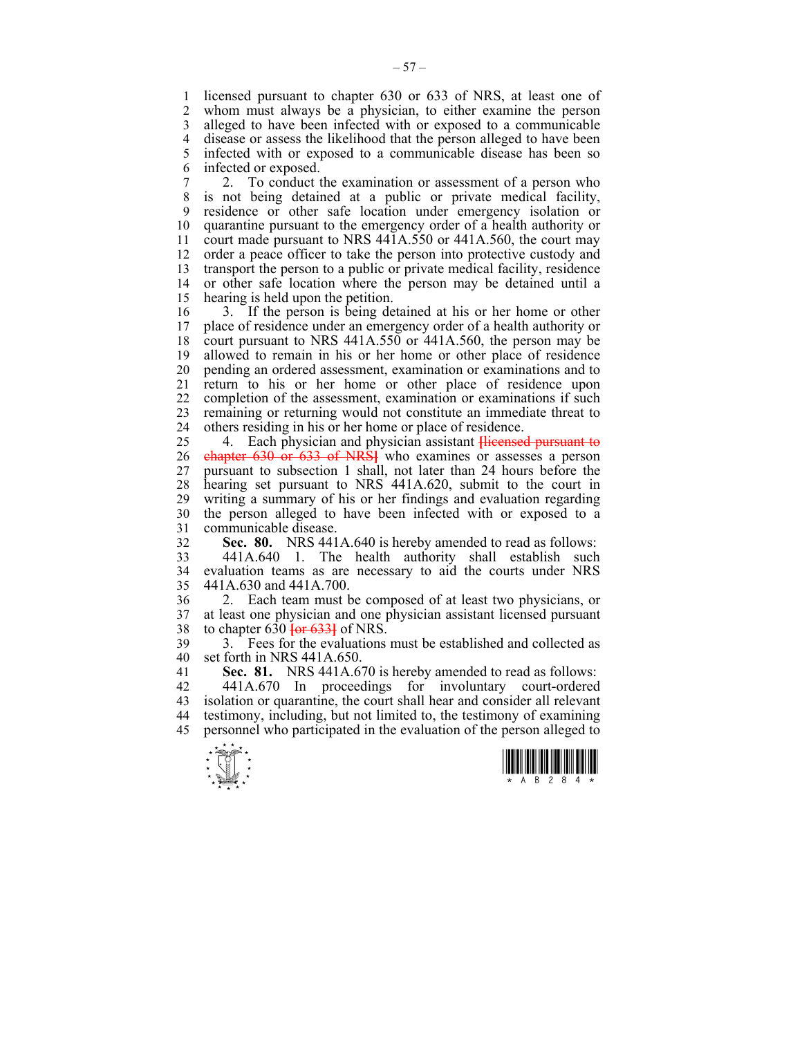licensed pursuant to chapter 630 or 633 of NRS, at least one of whom must always be a physician, to either examine the person alleged to have been infected with or exposed to a communicable disease or assess the likelihood that the person alleged to have been infected with or exposed to a communicable disease has been so infected or exposed.

2. To conduct the examination or assessment of a person who is not being detained at a public or private medical facility, residence or other safe location under emergency isolation or quarantine pursuant to the emergency order of a health authority or court made pursuant to NRS 441A.550 or 441A.560, the court may order a peace officer to take the person into protective custody and transport the person to a public or private medical facility, residence or other safe location where the person may be detained until a hearing is held upon the petition.

3. If the person is being detained at his or her home or other place of residence under an emergency order of a health authority or court pursuant to NRS 441A.550 or 441A.560, the person may be allowed to remain in his or her home or other place of residence pending an ordered assessment, examination or examinations and to return to his or her home or other place of residence upon completion of the assessment, examination or examinations if such remaining or returning would not constitute an immediate threat to others residing in his or her home or place of residence.

4. Each physician and physician assistant ~~[licensed pursuant to chapter 630 or 633 of NRS]~~ who examines or assesses a person pursuant to subsection 1 shall, not later than 24 hours before the hearing set pursuant to NRS 441A.620, submit to the court in writing a summary of his or her findings and evaluation regarding the person alleged to have been infected with or exposed to a communicable disease.

**Sec. 80.** NRS 441A.640 is hereby amended to read as follows:

441A.640 1. The health authority shall establish such evaluation teams as are necessary to aid the courts under NRS 441A.630 and 441A.700.

2. Each team must be composed of at least two physicians, or at least one physician and one physician assistant licensed pursuant to chapter 630 ~~[or 633]~~ of NRS.

3. Fees for the evaluations must be established and collected as set forth in NRS 441A.650.

**Sec. 81.** NRS 441A.670 is hereby amended to read as follows:

441A.670 In proceedings for involuntary court-ordered isolation or quarantine, the court shall hear and consider all relevant testimony, including, but not limited to, the testimony of examining personnel who participated in the evaluation of the person alleged to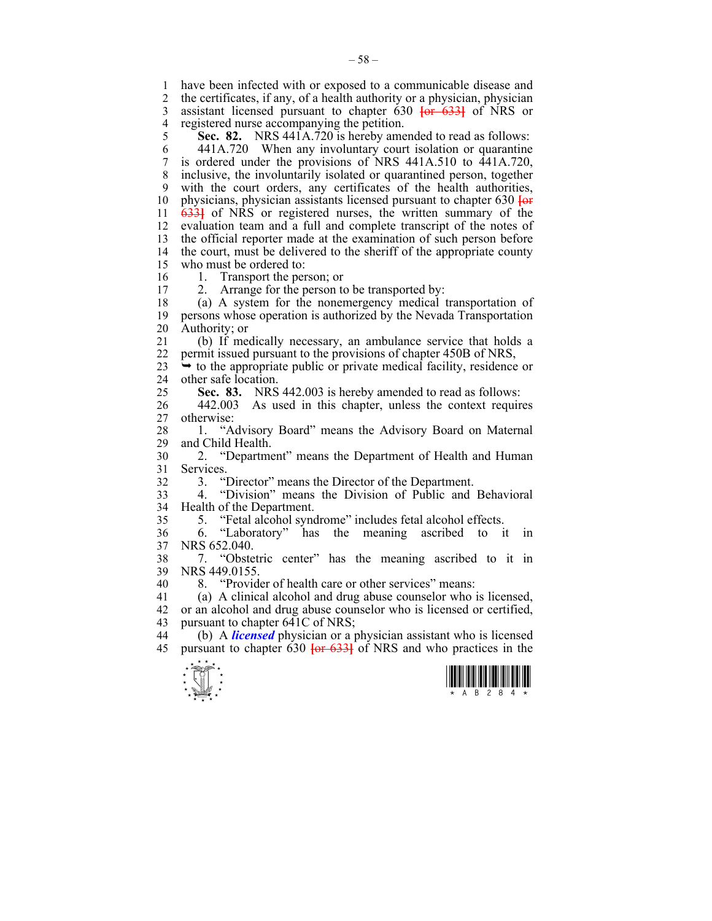have been infected with or exposed to a communicable disease and the certificates, if any, of a health authority or a physician, physician assistant licensed pursuant to chapter 630 ~~[or 633]~~ of NRS or registered nurse accompanying the petition.

**Sec. 82.** NRS 441A.720 is hereby amended to read as follows:

441A.720 When any involuntary court isolation or quarantine is ordered under the provisions of NRS 441A.510 to 441A.720, inclusive, the involuntarily isolated or quarantined person, together with the court orders, any certificates of the health authorities, physicians, physician assistants licensed pursuant to chapter 630 ~~[or 633]~~ of NRS or registered nurses, the written summary of the evaluation team and a full and complete transcript of the notes of the official reporter made at the examination of such person before the court, must be delivered to the sheriff of the appropriate county who must be ordered to:

1. Transport the person; or

2. Arrange for the person to be transported by:

(a) A system for the nonemergency medical transportation of persons whose operation is authorized by the Nevada Transportation Authority; or

(b) If medically necessary, an ambulance service that holds a permit issued pursuant to the provisions of chapter 450B of NRS,

➥ to the appropriate public or private medical facility, residence or other safe location.

**Sec. 83.** NRS 442.003 is hereby amended to read as follows:

442.003 As used in this chapter, unless the context requires otherwise:

1. "Advisory Board" means the Advisory Board on Maternal and Child Health.

2. "Department" means the Department of Health and Human Services.

3. "Director" means the Director of the Department.

4. "Division" means the Division of Public and Behavioral Health of the Department.

5. "Fetal alcohol syndrome" includes fetal alcohol effects.

6. "Laboratory" has the meaning ascribed to it in NRS 652.040.

7. "Obstetric center" has the meaning ascribed to it in NRS 449.0155.

8. "Provider of health care or other services" means:

(a) A clinical alcohol and drug abuse counselor who is licensed, or an alcohol and drug abuse counselor who is licensed or certified, pursuant to chapter 641C of NRS;

(b) A ***licensed*** physician or a physician assistant who is licensed pursuant to chapter 630 ~~[or 633]~~ of NRS and who practices in the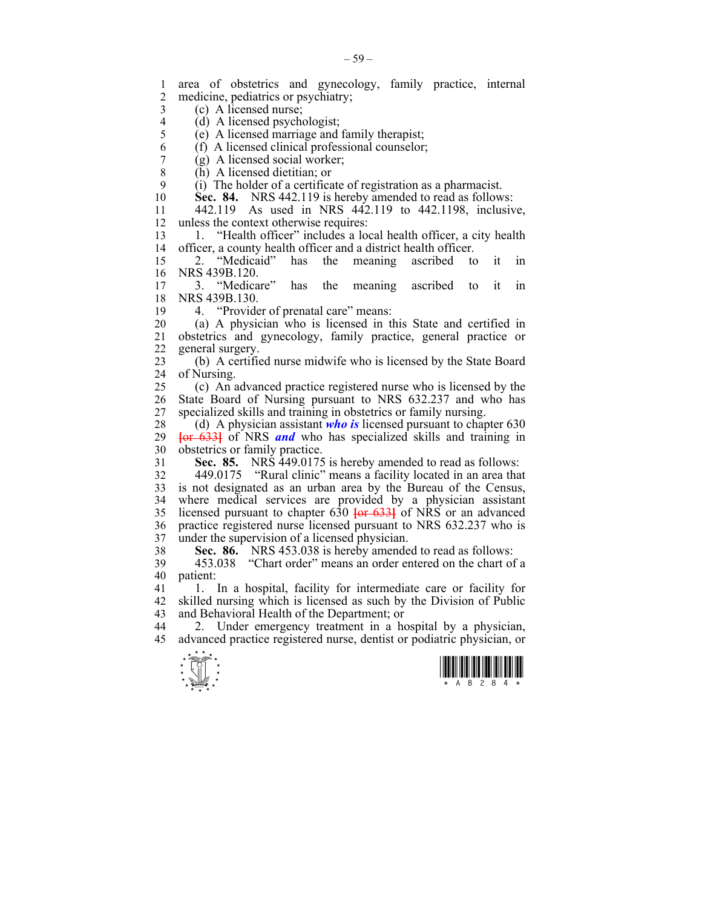area of obstetrics and gynecology, family practice, internal medicine, pediatrics or psychiatry;

(c) A licensed nurse;

(d) A licensed psychologist;

(e) A licensed marriage and family therapist;

(f) A licensed clinical professional counselor;

(g) A licensed social worker;

(h) A licensed dietitian; or

(i) The holder of a certificate of registration as a pharmacist.

**Sec. 84.** NRS 442.119 is hereby amended to read as follows:

442.119 As used in NRS 442.119 to 442.1198, inclusive, unless the context otherwise requires:

1. "Health officer" includes a local health officer, a city health officer, a county health officer and a district health officer.

2. "Medicaid" has the meaning ascribed to it in NRS 439B.120.

3. "Medicare" has the meaning ascribed to it in NRS 439B.130.

4. "Provider of prenatal care" means:

(a) A physician who is licensed in this State and certified in obstetrics and gynecology, family practice, general practice or general surgery.

(b) A certified nurse midwife who is licensed by the State Board of Nursing.

(c) An advanced practice registered nurse who is licensed by the State Board of Nursing pursuant to NRS 632.237 and who has specialized skills and training in obstetrics or family nursing.

(d) A physician assistant ***who is*** licensed pursuant to chapter 630 ~~[or 633]~~ of NRS ***and*** who has specialized skills and training in obstetrics or family practice.

**Sec. 85.** NRS 449.0175 is hereby amended to read as follows:

449.0175 "Rural clinic" means a facility located in an area that is not designated as an urban area by the Bureau of the Census, where medical services are provided by a physician assistant licensed pursuant to chapter 630 ~~[or 633]~~ of NRS or an advanced practice registered nurse licensed pursuant to NRS 632.237 who is under the supervision of a licensed physician.

**Sec. 86.** NRS 453.038 is hereby amended to read as follows:

453.038 "Chart order" means an order entered on the chart of a patient:

1. In a hospital, facility for intermediate care or facility for skilled nursing which is licensed as such by the Division of Public and Behavioral Health of the Department; or

2. Under emergency treatment in a hospital by a physician, advanced practice registered nurse, dentist or podiatric physician, or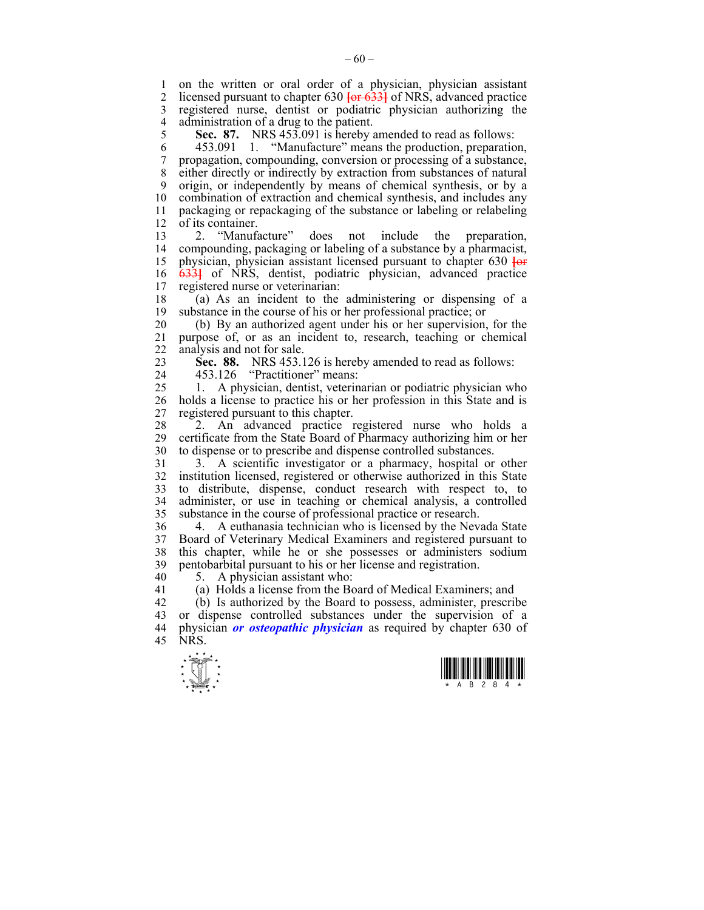on the written or oral order of a physician, physician assistant licensed pursuant to chapter 630 [or 633] of NRS, advanced practice registered nurse, dentist or podiatric physician authorizing the administration of a drug to the patient.

**Sec. 87.** NRS 453.091 is hereby amended to read as follows:

453.091 1. "Manufacture" means the production, preparation, propagation, compounding, conversion or processing of a substance, either directly or indirectly by extraction from substances of natural origin, or independently by means of chemical synthesis, or by a combination of extraction and chemical synthesis, and includes any packaging or repackaging of the substance or labeling or relabeling of its container.

2. "Manufacture" does not include the preparation, compounding, packaging or labeling of a substance by a pharmacist, physician, physician assistant licensed pursuant to chapter 630 [or 633] of NRS, dentist, podiatric physician, advanced practice registered nurse or veterinarian:

(a) As an incident to the administering or dispensing of a substance in the course of his or her professional practice; or

(b) By an authorized agent under his or her supervision, for the purpose of, or as an incident to, research, teaching or chemical analysis and not for sale.

**Sec. 88.** NRS 453.126 is hereby amended to read as follows:

453.126 "Practitioner" means:

1. A physician, dentist, veterinarian or podiatric physician who holds a license to practice his or her profession in this State and is registered pursuant to this chapter.

2. An advanced practice registered nurse who holds a certificate from the State Board of Pharmacy authorizing him or her to dispense or to prescribe and dispense controlled substances.

3. A scientific investigator or a pharmacy, hospital or other institution licensed, registered or otherwise authorized in this State to distribute, dispense, conduct research with respect to, to administer, or use in teaching or chemical analysis, a controlled substance in the course of professional practice or research.

4. A euthanasia technician who is licensed by the Nevada State Board of Veterinary Medical Examiners and registered pursuant to this chapter, while he or she possesses or administers sodium pentobarbital pursuant to his or her license and registration.

5. A physician assistant who:

(a) Holds a license from the Board of Medical Examiners; and

(b) Is authorized by the Board to possess, administer, prescribe or dispense controlled substances under the supervision of a physician ***or osteopathic physician*** as required by chapter 630 of NRS.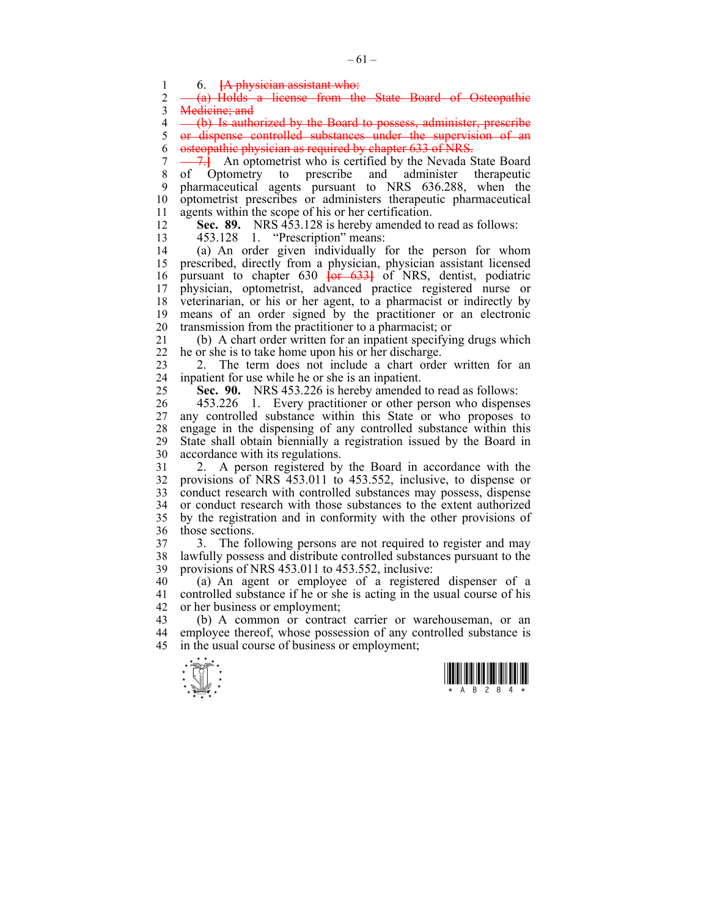6. ~~[A physician assistant who:~~

~~(a) Holds a license from the State Board of Osteopathic Medicine; and~~

~~(b) Is authorized by the Board to possess, administer, prescribe or dispense controlled substances under the supervision of an osteopathic physician as required by chapter 633 of NRS.~~

~~7.]~~ An optometrist who is certified by the Nevada State Board of Optometry to prescribe and administer therapeutic pharmaceutical agents pursuant to NRS 636.288, when the optometrist prescribes or administers therapeutic pharmaceutical agents within the scope of his or her certification.

**Sec. 89.** NRS 453.128 is hereby amended to read as follows:

453.128 1. "Prescription" means:

(a) An order given individually for the person for whom prescribed, directly from a physician, physician assistant licensed pursuant to chapter 630 ~~[or 633]~~ of NRS, dentist, podiatric physician, optometrist, advanced practice registered nurse or veterinarian, or his or her agent, to a pharmacist or indirectly by means of an order signed by the practitioner or an electronic transmission from the practitioner to a pharmacist; or

(b) A chart order written for an inpatient specifying drugs which he or she is to take home upon his or her discharge.

2. The term does not include a chart order written for an inpatient for use while he or she is an inpatient.

**Sec. 90.** NRS 453.226 is hereby amended to read as follows:

453.226 1. Every practitioner or other person who dispenses any controlled substance within this State or who proposes to engage in the dispensing of any controlled substance within this State shall obtain biennially a registration issued by the Board in accordance with its regulations.

2. A person registered by the Board in accordance with the provisions of NRS 453.011 to 453.552, inclusive, to dispense or conduct research with controlled substances may possess, dispense or conduct research with those substances to the extent authorized by the registration and in conformity with the other provisions of those sections.

3. The following persons are not required to register and may lawfully possess and distribute controlled substances pursuant to the provisions of NRS 453.011 to 453.552, inclusive:

(a) An agent or employee of a registered dispenser of a controlled substance if he or she is acting in the usual course of his or her business or employment;

(b) A common or contract carrier or warehouseman, or an employee thereof, whose possession of any controlled substance is in the usual course of business or employment;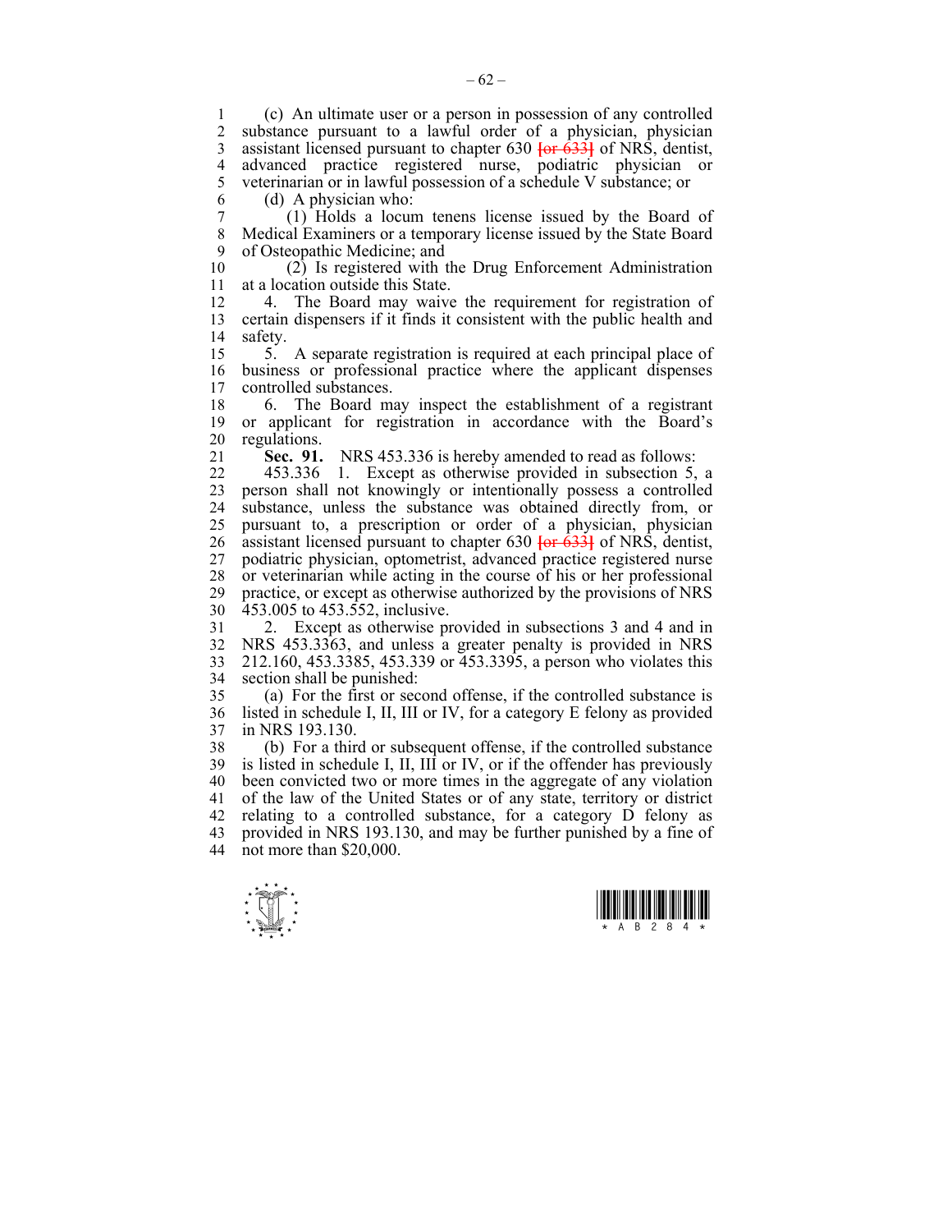(c) An ultimate user or a person in possession of any controlled substance pursuant to a lawful order of a physician, physician assistant licensed pursuant to chapter 630 ~~[or 633]~~ of NRS, dentist, advanced practice registered nurse, podiatric physician or veterinarian or in lawful possession of a schedule V substance; or

(d) A physician who:

(1) Holds a locum tenens license issued by the Board of Medical Examiners or a temporary license issued by the State Board of Osteopathic Medicine; and

(2) Is registered with the Drug Enforcement Administration at a location outside this State.

4. The Board may waive the requirement for registration of certain dispensers if it finds it consistent with the public health and safety.

5. A separate registration is required at each principal place of business or professional practice where the applicant dispenses controlled substances.

6. The Board may inspect the establishment of a registrant or applicant for registration in accordance with the Board's regulations.

**Sec. 91.** NRS 453.336 is hereby amended to read as follows:

453.336 1. Except as otherwise provided in subsection 5, a person shall not knowingly or intentionally possess a controlled substance, unless the substance was obtained directly from, or pursuant to, a prescription or order of a physician, physician assistant licensed pursuant to chapter 630 ~~[or 633]~~ of NRS, dentist, podiatric physician, optometrist, advanced practice registered nurse or veterinarian while acting in the course of his or her professional practice, or except as otherwise authorized by the provisions of NRS 453.005 to 453.552, inclusive.

2. Except as otherwise provided in subsections 3 and 4 and in NRS 453.3363, and unless a greater penalty is provided in NRS 212.160, 453.3385, 453.339 or 453.3395, a person who violates this section shall be punished:

(a) For the first or second offense, if the controlled substance is listed in schedule I, II, III or IV, for a category E felony as provided in NRS 193.130.

(b) For a third or subsequent offense, if the controlled substance is listed in schedule I, II, III or IV, or if the offender has previously been convicted two or more times in the aggregate of any violation of the law of the United States or of any state, territory or district relating to a controlled substance, for a category D felony as provided in NRS 193.130, and may be further punished by a fine of not more than $20,000.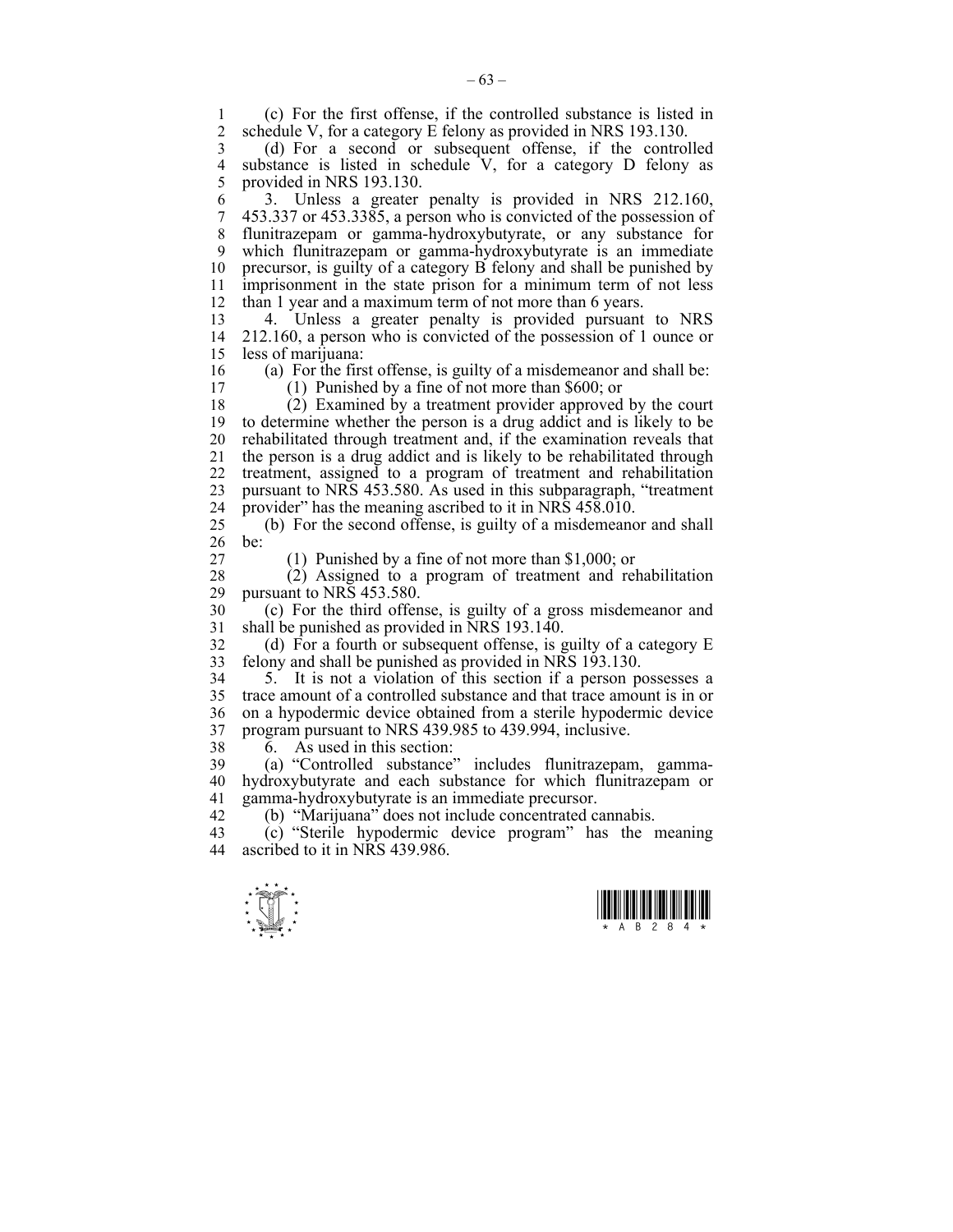(c) For the first offense, if the controlled substance is listed in schedule V, for a category E felony as provided in NRS 193.130.

(d) For a second or subsequent offense, if the controlled substance is listed in schedule V, for a category D felony as provided in NRS 193.130.

3. Unless a greater penalty is provided in NRS 212.160, 453.337 or 453.3385, a person who is convicted of the possession of flunitrazepam or gamma-hydroxybutyrate, or any substance for which flunitrazepam or gamma-hydroxybutyrate is an immediate precursor, is guilty of a category B felony and shall be punished by imprisonment in the state prison for a minimum term of not less than 1 year and a maximum term of not more than 6 years.

4. Unless a greater penalty is provided pursuant to NRS 212.160, a person who is convicted of the possession of 1 ounce or less of marijuana:

(a) For the first offense, is guilty of a misdemeanor and shall be:

(1) Punished by a fine of not more than $600; or

(2) Examined by a treatment provider approved by the court to determine whether the person is a drug addict and is likely to be rehabilitated through treatment and, if the examination reveals that the person is a drug addict and is likely to be rehabilitated through treatment, assigned to a program of treatment and rehabilitation pursuant to NRS 453.580. As used in this subparagraph, "treatment provider" has the meaning ascribed to it in NRS 458.010.

(b) For the second offense, is guilty of a misdemeanor and shall be:

(1) Punished by a fine of not more than $1,000; or

(2) Assigned to a program of treatment and rehabilitation pursuant to NRS 453.580.

(c) For the third offense, is guilty of a gross misdemeanor and shall be punished as provided in NRS 193.140.

(d) For a fourth or subsequent offense, is guilty of a category E felony and shall be punished as provided in NRS 193.130.

5. It is not a violation of this section if a person possesses a trace amount of a controlled substance and that trace amount is in or on a hypodermic device obtained from a sterile hypodermic device program pursuant to NRS 439.985 to 439.994, inclusive.

6. As used in this section:

(a) "Controlled substance" includes flunitrazepam, gamma-hydroxybutyrate and each substance for which flunitrazepam or gamma-hydroxybutyrate is an immediate precursor.

(b) "Marijuana" does not include concentrated cannabis.

(c) "Sterile hypodermic device program" has the meaning ascribed to it in NRS 439.986.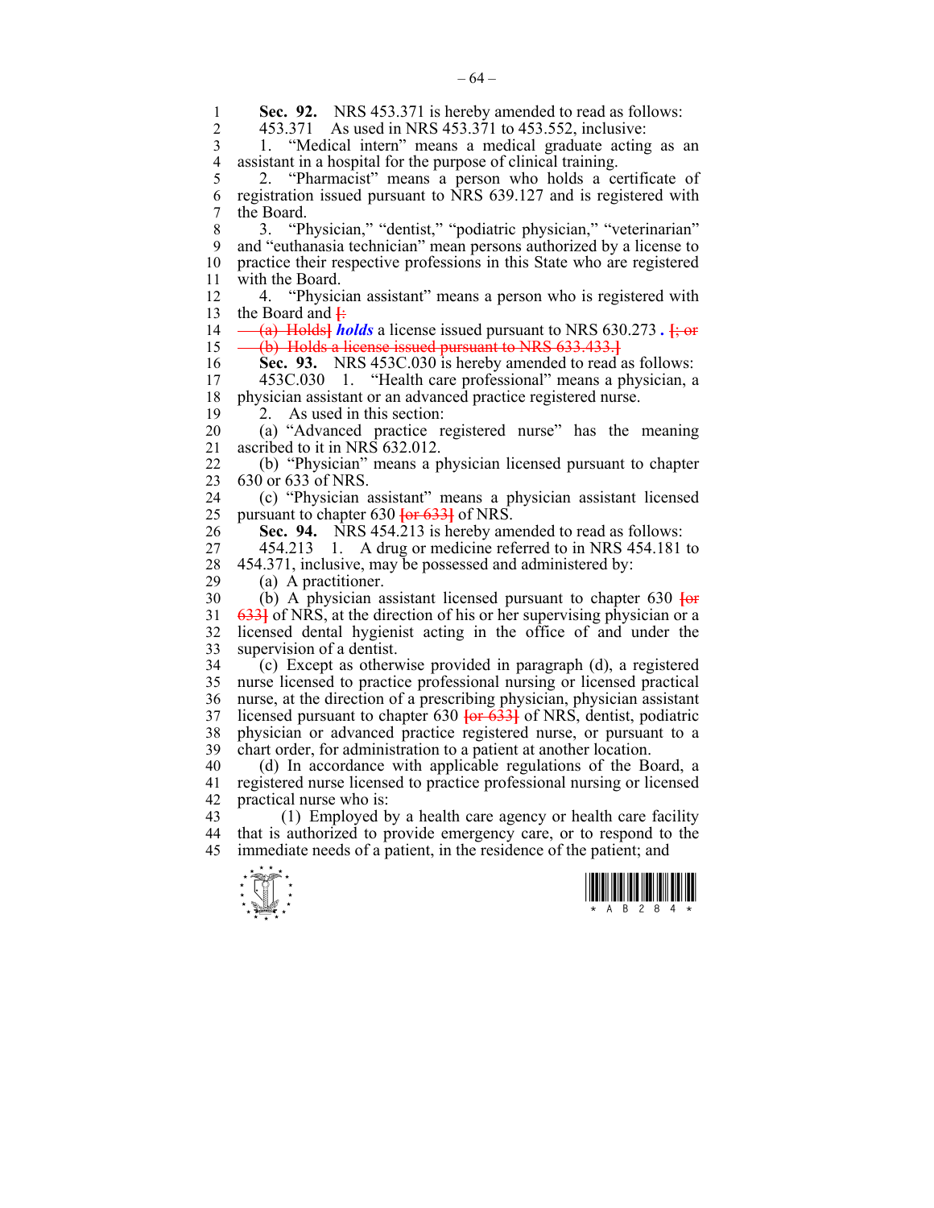**Sec. 92.** NRS 453.371 is hereby amended to read as follows:

453.371 As used in NRS 453.371 to 453.552, inclusive:

1. "Medical intern" means a medical graduate acting as an assistant in a hospital for the purpose of clinical training.

2. "Pharmacist" means a person who holds a certificate of registration issued pursuant to NRS 639.127 and is registered with the Board.

3. "Physician," "dentist," "podiatric physician," "veterinarian" and "euthanasia technician" mean persons authorized by a license to practice their respective professions in this State who are registered with the Board.

4. "Physician assistant" means a person who is registered with the Board and [:

(a) Holds] ***holds*** a license issued pursuant to NRS 630.273 ***.*** [; or

(b) Holds a license issued pursuant to NRS 633.433.]

**Sec. 93.** NRS 453C.030 is hereby amended to read as follows:

453C.030 1. "Health care professional" means a physician, a physician assistant or an advanced practice registered nurse.

2. As used in this section:

(a) "Advanced practice registered nurse" has the meaning ascribed to it in NRS 632.012.

(b) "Physician" means a physician licensed pursuant to chapter 630 or 633 of NRS.

(c) "Physician assistant" means a physician assistant licensed pursuant to chapter 630 [or 633] of NRS.

**Sec. 94.** NRS 454.213 is hereby amended to read as follows:

454.213 1. A drug or medicine referred to in NRS 454.181 to 454.371, inclusive, may be possessed and administered by:

(a) A practitioner.

(b) A physician assistant licensed pursuant to chapter 630 [or 633] of NRS, at the direction of his or her supervising physician or a licensed dental hygienist acting in the office of and under the supervision of a dentist.

(c) Except as otherwise provided in paragraph (d), a registered nurse licensed to practice professional nursing or licensed practical nurse, at the direction of a prescribing physician, physician assistant licensed pursuant to chapter 630 [or 633] of NRS, dentist, podiatric physician or advanced practice registered nurse, or pursuant to a chart order, for administration to a patient at another location.

(d) In accordance with applicable regulations of the Board, a registered nurse licensed to practice professional nursing or licensed practical nurse who is:

(1) Employed by a health care agency or health care facility that is authorized to provide emergency care, or to respond to the immediate needs of a patient, in the residence of the patient; and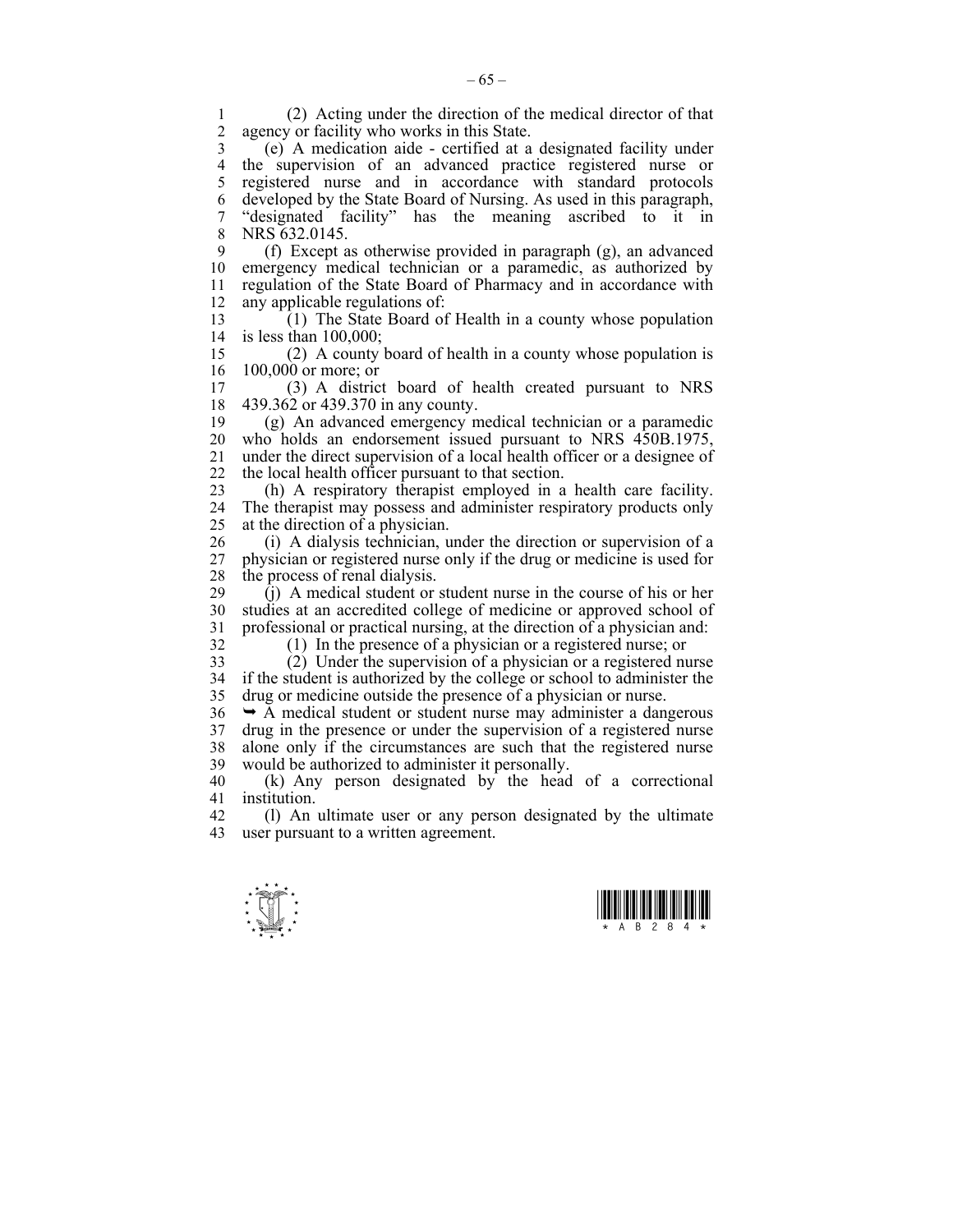(2) Acting under the direction of the medical director of that agency or facility who works in this State.

(e) A medication aide - certified at a designated facility under the supervision of an advanced practice registered nurse or registered nurse and in accordance with standard protocols developed by the State Board of Nursing. As used in this paragraph, "designated facility" has the meaning ascribed to it in NRS 632.0145.

(f) Except as otherwise provided in paragraph (g), an advanced emergency medical technician or a paramedic, as authorized by regulation of the State Board of Pharmacy and in accordance with any applicable regulations of:

(1) The State Board of Health in a county whose population is less than 100,000;

(2) A county board of health in a county whose population is 100,000 or more; or

(3) A district board of health created pursuant to NRS 439.362 or 439.370 in any county.

(g) An advanced emergency medical technician or a paramedic who holds an endorsement issued pursuant to NRS 450B.1975, under the direct supervision of a local health officer or a designee of the local health officer pursuant to that section.

(h) A respiratory therapist employed in a health care facility. The therapist may possess and administer respiratory products only at the direction of a physician.

(i) A dialysis technician, under the direction or supervision of a physician or registered nurse only if the drug or medicine is used for the process of renal dialysis.

(j) A medical student or student nurse in the course of his or her studies at an accredited college of medicine or approved school of professional or practical nursing, at the direction of a physician and:

(1) In the presence of a physician or a registered nurse; or

(2) Under the supervision of a physician or a registered nurse if the student is authorized by the college or school to administer the drug or medicine outside the presence of a physician or nurse.

➥ A medical student or student nurse may administer a dangerous drug in the presence or under the supervision of a registered nurse alone only if the circumstances are such that the registered nurse would be authorized to administer it personally.

(k) Any person designated by the head of a correctional institution.

(l) An ultimate user or any person designated by the ultimate user pursuant to a written agreement.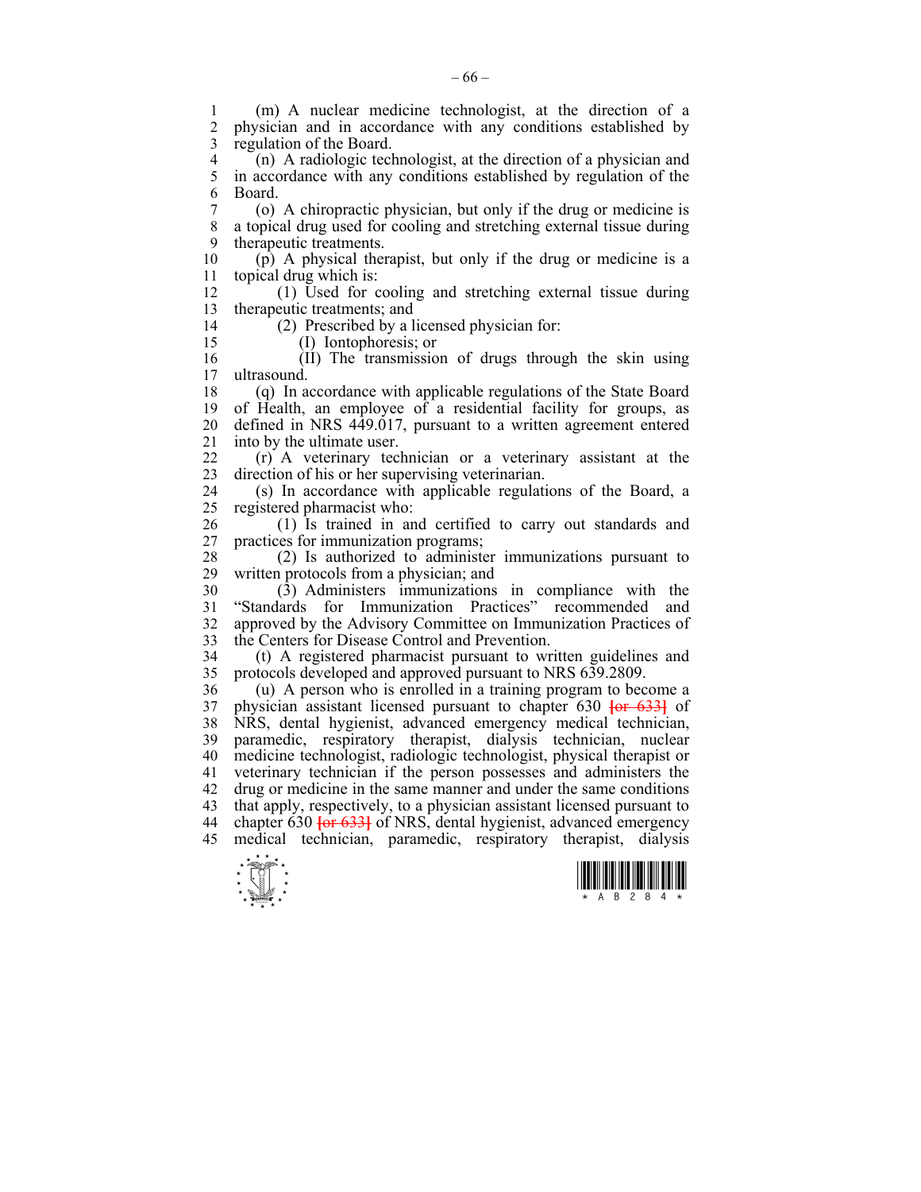(m) A nuclear medicine technologist, at the direction of a physician and in accordance with any conditions established by regulation of the Board.

(n) A radiologic technologist, at the direction of a physician and in accordance with any conditions established by regulation of the Board.

(o) A chiropractic physician, but only if the drug or medicine is a topical drug used for cooling and stretching external tissue during therapeutic treatments.

(p) A physical therapist, but only if the drug or medicine is a topical drug which is:

(1) Used for cooling and stretching external tissue during therapeutic treatments; and

(2) Prescribed by a licensed physician for:

(I) Iontophoresis; or

(II) The transmission of drugs through the skin using ultrasound.

(q) In accordance with applicable regulations of the State Board of Health, an employee of a residential facility for groups, as defined in NRS 449.017, pursuant to a written agreement entered into by the ultimate user.

(r) A veterinary technician or a veterinary assistant at the direction of his or her supervising veterinarian.

(s) In accordance with applicable regulations of the Board, a registered pharmacist who:

(1) Is trained in and certified to carry out standards and practices for immunization programs;

(2) Is authorized to administer immunizations pursuant to written protocols from a physician; and

(3) Administers immunizations in compliance with the "Standards for Immunization Practices" recommended and approved by the Advisory Committee on Immunization Practices of the Centers for Disease Control and Prevention.

(t) A registered pharmacist pursuant to written guidelines and protocols developed and approved pursuant to NRS 639.2809.

(u) A person who is enrolled in a training program to become a physician assistant licensed pursuant to chapter 630 ~~[or 633]~~ of NRS, dental hygienist, advanced emergency medical technician, paramedic, respiratory therapist, dialysis technician, nuclear medicine technologist, radiologic technologist, physical therapist or veterinary technician if the person possesses and administers the drug or medicine in the same manner and under the same conditions that apply, respectively, to a physician assistant licensed pursuant to chapter 630 ~~[or 633]~~ of NRS, dental hygienist, advanced emergency medical technician, paramedic, respiratory therapist, dialysis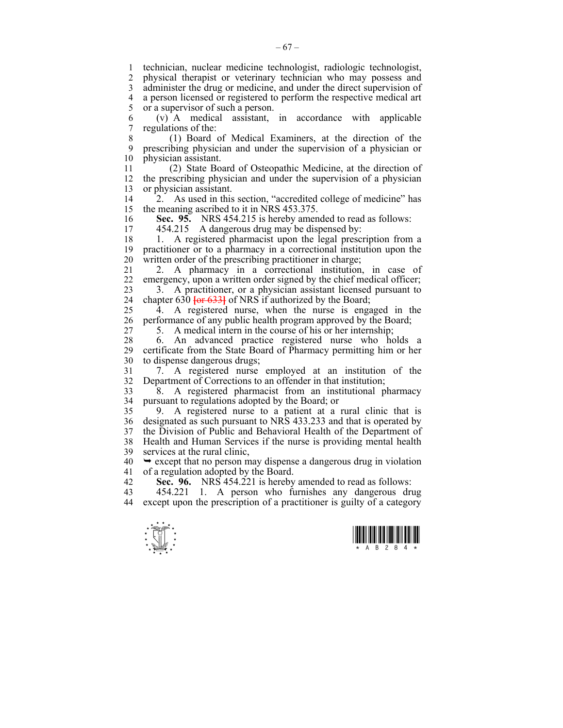technician, nuclear medicine technologist, radiologic technologist, physical therapist or veterinary technician who may possess and administer the drug or medicine, and under the direct supervision of a person licensed or registered to perform the respective medical art or a supervisor of such a person.

(v) A medical assistant, in accordance with applicable regulations of the:

(1) Board of Medical Examiners, at the direction of the prescribing physician and under the supervision of a physician or physician assistant.

(2) State Board of Osteopathic Medicine, at the direction of the prescribing physician and under the supervision of a physician or physician assistant.

2. As used in this section, "accredited college of medicine" has the meaning ascribed to it in NRS 453.375.

**Sec. 95.** NRS 454.215 is hereby amended to read as follows:

454.215 A dangerous drug may be dispensed by:

1. A registered pharmacist upon the legal prescription from a practitioner or to a pharmacy in a correctional institution upon the written order of the prescribing practitioner in charge;

2. A pharmacy in a correctional institution, in case of emergency, upon a written order signed by the chief medical officer;

3. A practitioner, or a physician assistant licensed pursuant to chapter 630 [or 633] of NRS if authorized by the Board;

4. A registered nurse, when the nurse is engaged in the performance of any public health program approved by the Board;

5. A medical intern in the course of his or her internship;

6. An advanced practice registered nurse who holds a certificate from the State Board of Pharmacy permitting him or her to dispense dangerous drugs;

7. A registered nurse employed at an institution of the Department of Corrections to an offender in that institution;

8. A registered pharmacist from an institutional pharmacy pursuant to regulations adopted by the Board; or

9. A registered nurse to a patient at a rural clinic that is designated as such pursuant to NRS 433.233 and that is operated by the Division of Public and Behavioral Health of the Department of Health and Human Services if the nurse is providing mental health services at the rural clinic,

➥ except that no person may dispense a dangerous drug in violation of a regulation adopted by the Board.

**Sec. 96.** NRS 454.221 is hereby amended to read as follows:

454.221 1. A person who furnishes any dangerous drug except upon the prescription of a practitioner is guilty of a category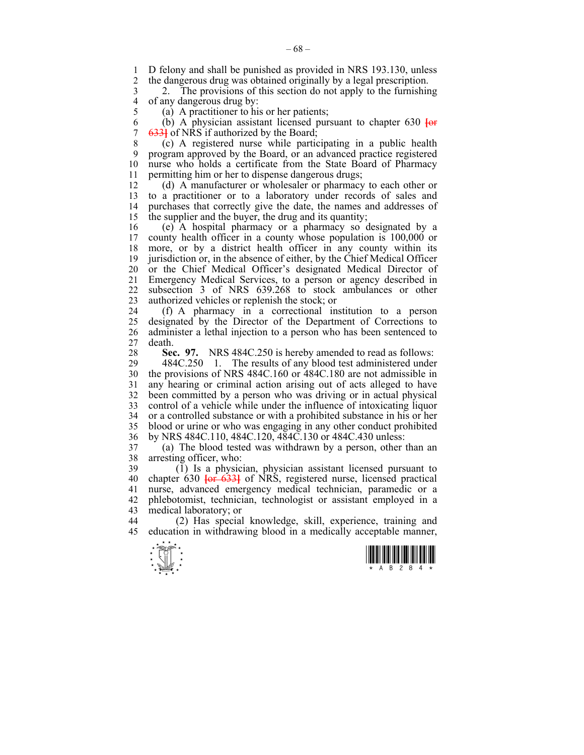D felony and shall be punished as provided in NRS 193.130, unless the dangerous drug was obtained originally by a legal prescription.

2. The provisions of this section do not apply to the furnishing of any dangerous drug by:

(a) A practitioner to his or her patients;

(b) A physician assistant licensed pursuant to chapter 630 ~~[or 633]~~ of NRS if authorized by the Board;

(c) A registered nurse while participating in a public health program approved by the Board, or an advanced practice registered nurse who holds a certificate from the State Board of Pharmacy permitting him or her to dispense dangerous drugs;

(d) A manufacturer or wholesaler or pharmacy to each other or to a practitioner or to a laboratory under records of sales and purchases that correctly give the date, the names and addresses of the supplier and the buyer, the drug and its quantity;

(e) A hospital pharmacy or a pharmacy so designated by a county health officer in a county whose population is 100,000 or more, or by a district health officer in any county within its jurisdiction or, in the absence of either, by the Chief Medical Officer or the Chief Medical Officer's designated Medical Director of Emergency Medical Services, to a person or agency described in subsection 3 of NRS 639.268 to stock ambulances or other authorized vehicles or replenish the stock; or

(f) A pharmacy in a correctional institution to a person designated by the Director of the Department of Corrections to administer a lethal injection to a person who has been sentenced to death.

**Sec. 97.** NRS 484C.250 is hereby amended to read as follows:

484C.250 1. The results of any blood test administered under the provisions of NRS 484C.160 or 484C.180 are not admissible in any hearing or criminal action arising out of acts alleged to have been committed by a person who was driving or in actual physical control of a vehicle while under the influence of intoxicating liquor or a controlled substance or with a prohibited substance in his or her blood or urine or who was engaging in any other conduct prohibited by NRS 484C.110, 484C.120, 484C.130 or 484C.430 unless:

(a) The blood tested was withdrawn by a person, other than an arresting officer, who:

(1) Is a physician, physician assistant licensed pursuant to chapter 630 ~~[or 633]~~ of NRS, registered nurse, licensed practical nurse, advanced emergency medical technician, paramedic or a phlebotomist, technician, technologist or assistant employed in a medical laboratory; or

(2) Has special knowledge, skill, experience, training and education in withdrawing blood in a medically acceptable manner,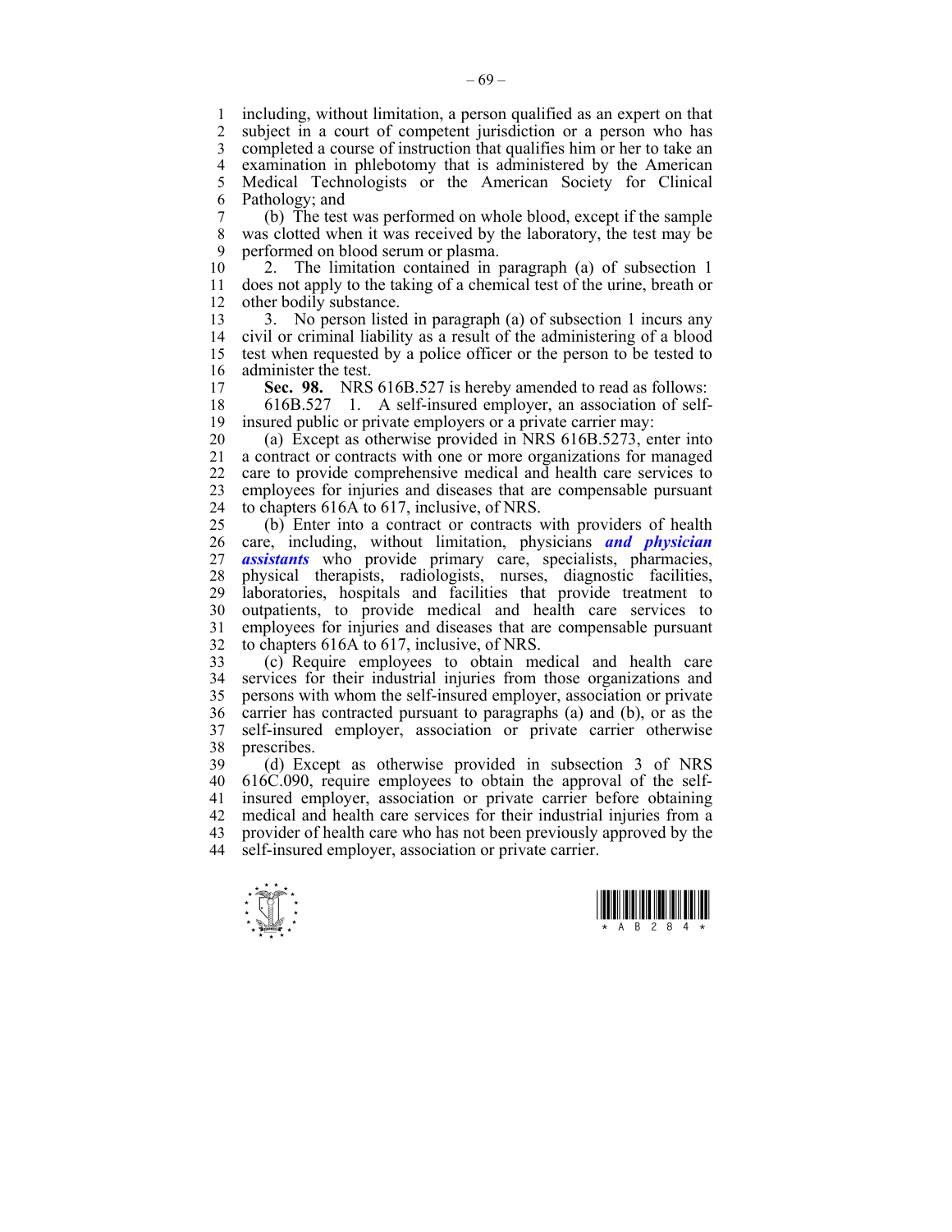including, without limitation, a person qualified as an expert on that subject in a court of competent jurisdiction or a person who has completed a course of instruction that qualifies him or her to take an examination in phlebotomy that is administered by the American Medical Technologists or the American Society for Clinical Pathology; and

(b) The test was performed on whole blood, except if the sample was clotted when it was received by the laboratory, the test may be performed on blood serum or plasma.

2. The limitation contained in paragraph (a) of subsection 1 does not apply to the taking of a chemical test of the urine, breath or other bodily substance.

3. No person listed in paragraph (a) of subsection 1 incurs any civil or criminal liability as a result of the administering of a blood test when requested by a police officer or the person to be tested to administer the test.

**Sec. 98.** NRS 616B.527 is hereby amended to read as follows:

616B.527 1. A self-insured employer, an association of self-insured public or private employers or a private carrier may:

(a) Except as otherwise provided in NRS 616B.5273, enter into a contract or contracts with one or more organizations for managed care to provide comprehensive medical and health care services to employees for injuries and diseases that are compensable pursuant to chapters 616A to 617, inclusive, of NRS.

(b) Enter into a contract or contracts with providers of health care, including, without limitation, physicians ***and physician assistants*** who provide primary care, specialists, pharmacies, physical therapists, radiologists, nurses, diagnostic facilities, laboratories, hospitals and facilities that provide treatment to outpatients, to provide medical and health care services to employees for injuries and diseases that are compensable pursuant to chapters 616A to 617, inclusive, of NRS.

(c) Require employees to obtain medical and health care services for their industrial injuries from those organizations and persons with whom the self-insured employer, association or private carrier has contracted pursuant to paragraphs (a) and (b), or as the self-insured employer, association or private carrier otherwise prescribes.

(d) Except as otherwise provided in subsection 3 of NRS 616C.090, require employees to obtain the approval of the self-insured employer, association or private carrier before obtaining medical and health care services for their industrial injuries from a provider of health care who has not been previously approved by the self-insured employer, association or private carrier.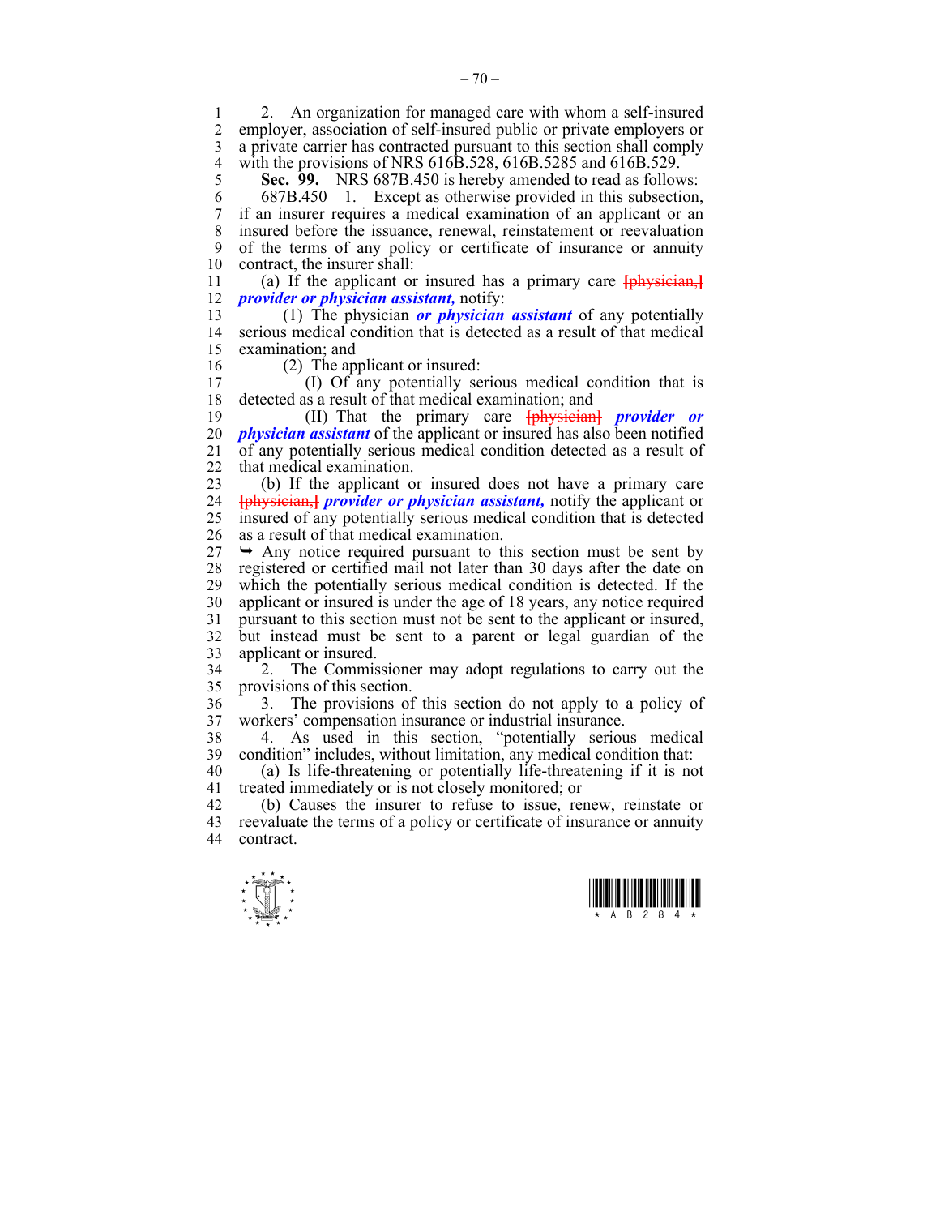2. An organization for managed care with whom a self-insured employer, association of self-insured public or private employers or a private carrier has contracted pursuant to this section shall comply with the provisions of NRS 616B.528, 616B.5285 and 616B.529.

**Sec. 99.** NRS 687B.450 is hereby amended to read as follows:

687B.450 1. Except as otherwise provided in this subsection, if an insurer requires a medical examination of an applicant or an insured before the issuance, renewal, reinstatement or reevaluation of the terms of any policy or certificate of insurance or annuity contract, the insurer shall:

(a) If the applicant or insured has a primary care [physician,] ***provider or physician assistant,*** notify:

(1) The physician ***or physician assistant*** of any potentially serious medical condition that is detected as a result of that medical examination; and

(2) The applicant or insured:

(I) Of any potentially serious medical condition that is detected as a result of that medical examination; and

(II) That the primary care [physician] ***provider or physician assistant*** of the applicant or insured has also been notified of any potentially serious medical condition detected as a result of that medical examination.

(b) If the applicant or insured does not have a primary care [physician,] ***provider or physician assistant,*** notify the applicant or insured of any potentially serious medical condition that is detected as a result of that medical examination.

➥ Any notice required pursuant to this section must be sent by registered or certified mail not later than 30 days after the date on which the potentially serious medical condition is detected. If the applicant or insured is under the age of 18 years, any notice required pursuant to this section must not be sent to the applicant or insured, but instead must be sent to a parent or legal guardian of the applicant or insured.

2. The Commissioner may adopt regulations to carry out the provisions of this section.

3. The provisions of this section do not apply to a policy of workers' compensation insurance or industrial insurance.

4. As used in this section, "potentially serious medical condition" includes, without limitation, any medical condition that:

(a) Is life-threatening or potentially life-threatening if it is not treated immediately or is not closely monitored; or

(b) Causes the insurer to refuse to issue, renew, reinstate or reevaluate the terms of a policy or certificate of insurance or annuity contract.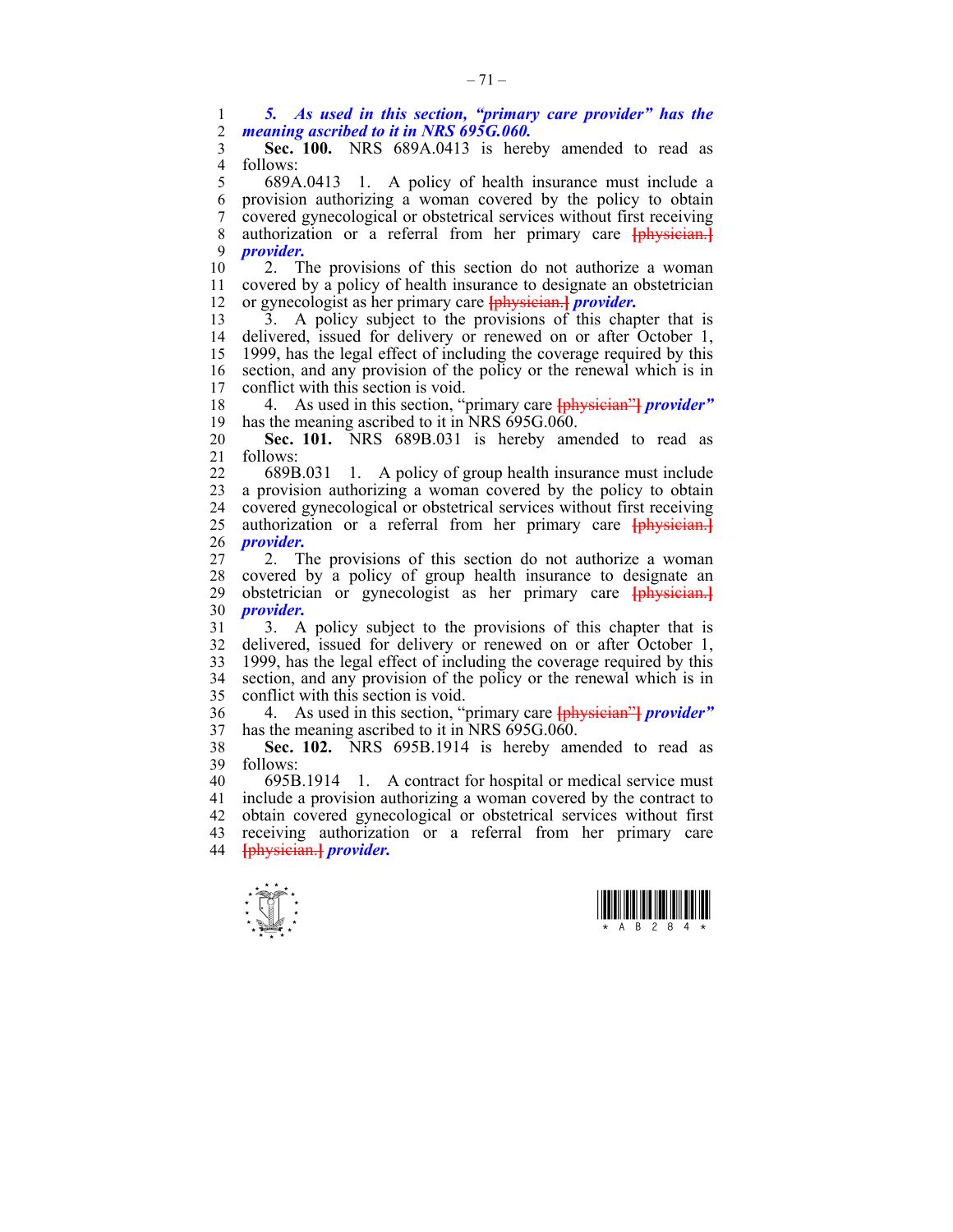*5. As used in this section, "primary care provider" has the meaning ascribed to it in NRS 695G.060.*

**Sec. 100.** NRS 689A.0413 is hereby amended to read as follows:

689A.0413 1. A policy of health insurance must include a provision authorizing a woman covered by the policy to obtain covered gynecological or obstetrical services without first receiving authorization or a referral from her primary care [physician.] ***provider.***

2. The provisions of this section do not authorize a woman covered by a policy of health insurance to designate an obstetrician or gynecologist as her primary care [physician.] ***provider.***

3. A policy subject to the provisions of this chapter that is delivered, issued for delivery or renewed on or after October 1, 1999, has the legal effect of including the coverage required by this section, and any provision of the policy or the renewal which is in conflict with this section is void.

4. As used in this section, "primary care [physician"] ***provider"*** has the meaning ascribed to it in NRS 695G.060.

**Sec. 101.** NRS 689B.031 is hereby amended to read as follows:

689B.031 1. A policy of group health insurance must include a provision authorizing a woman covered by the policy to obtain covered gynecological or obstetrical services without first receiving authorization or a referral from her primary care [physician.] ***provider.***

2. The provisions of this section do not authorize a woman covered by a policy of group health insurance to designate an obstetrician or gynecologist as her primary care [physician.] ***provider.***

3. A policy subject to the provisions of this chapter that is delivered, issued for delivery or renewed on or after October 1, 1999, has the legal effect of including the coverage required by this section, and any provision of the policy or the renewal which is in conflict with this section is void.

4. As used in this section, "primary care [physician"] ***provider"*** has the meaning ascribed to it in NRS 695G.060.

**Sec. 102.** NRS 695B.1914 is hereby amended to read as follows:

695B.1914 1. A contract for hospital or medical service must include a provision authorizing a woman covered by the contract to obtain covered gynecological or obstetrical services without first receiving authorization or a referral from her primary care [physician.] ***provider.***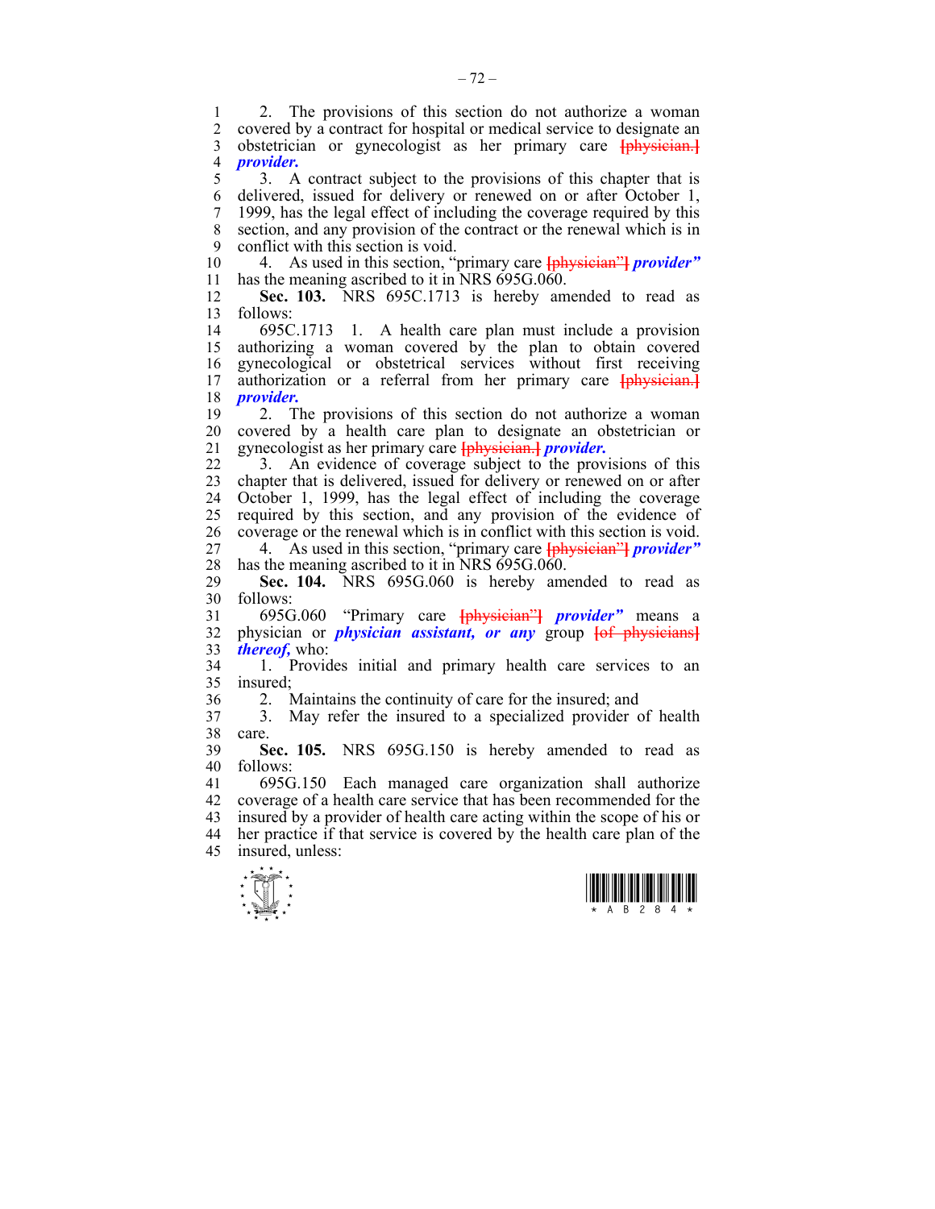2. The provisions of this section do not authorize a woman covered by a contract for hospital or medical service to designate an obstetrician or gynecologist as her primary care [physician.] ***provider.***

3. A contract subject to the provisions of this chapter that is delivered, issued for delivery or renewed on or after October 1, 1999, has the legal effect of including the coverage required by this section, and any provision of the contract or the renewal which is in conflict with this section is void.

4. As used in this section, "primary care [physician"] ***provider"*** has the meaning ascribed to it in NRS 695G.060.

**Sec. 103.** NRS 695C.1713 is hereby amended to read as follows:

695C.1713 1. A health care plan must include a provision authorizing a woman covered by the plan to obtain covered gynecological or obstetrical services without first receiving authorization or a referral from her primary care [physician.] ***provider.***

2. The provisions of this section do not authorize a woman covered by a health care plan to designate an obstetrician or gynecologist as her primary care [physician.] ***provider.***

3. An evidence of coverage subject to the provisions of this chapter that is delivered, issued for delivery or renewed on or after October 1, 1999, has the legal effect of including the coverage required by this section, and any provision of the evidence of coverage or the renewal which is in conflict with this section is void.

4. As used in this section, "primary care [physician"] ***provider"*** has the meaning ascribed to it in NRS 695G.060.

**Sec. 104.** NRS 695G.060 is hereby amended to read as follows:

695G.060 "Primary care [physician"] ***provider"*** means a physician or ***physician assistant, or any*** group [of physicians] ***thereof,*** who:

1. Provides initial and primary health care services to an insured;

2. Maintains the continuity of care for the insured; and

3. May refer the insured to a specialized provider of health care.

**Sec. 105.** NRS 695G.150 is hereby amended to read as follows:

695G.150 Each managed care organization shall authorize coverage of a health care service that has been recommended for the insured by a provider of health care acting within the scope of his or her practice if that service is covered by the health care plan of the insured, unless: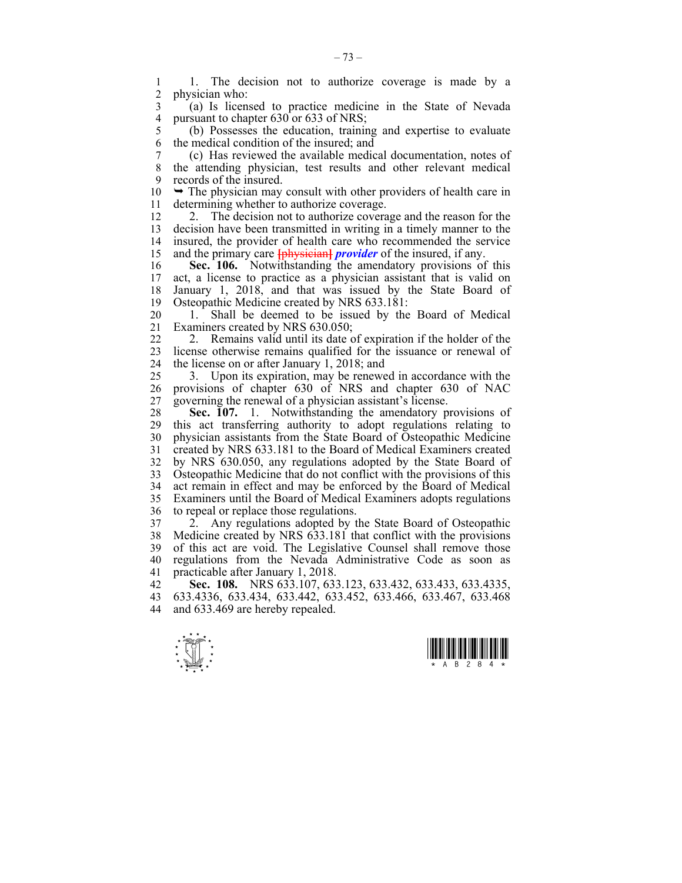1. The decision not to authorize coverage is made by a physician who:

(a) Is licensed to practice medicine in the State of Nevada pursuant to chapter 630 or 633 of NRS;

(b) Possesses the education, training and expertise to evaluate the medical condition of the insured; and

(c) Has reviewed the available medical documentation, notes of the attending physician, test results and other relevant medical records of the insured.

➥ The physician may consult with other providers of health care in determining whether to authorize coverage.

2. The decision not to authorize coverage and the reason for the decision have been transmitted in writing in a timely manner to the insured, the provider of health care who recommended the service and the primary care ~~[physician]~~ ***provider*** of the insured, if any.

**Sec. 106.** Notwithstanding the amendatory provisions of this act, a license to practice as a physician assistant that is valid on January 1, 2018, and that was issued by the State Board of Osteopathic Medicine created by NRS 633.181:

1. Shall be deemed to be issued by the Board of Medical Examiners created by NRS 630.050;

2. Remains valid until its date of expiration if the holder of the license otherwise remains qualified for the issuance or renewal of the license on or after January 1, 2018; and

3. Upon its expiration, may be renewed in accordance with the provisions of chapter 630 of NRS and chapter 630 of NAC governing the renewal of a physician assistant's license.

**Sec. 107.** 1. Notwithstanding the amendatory provisions of this act transferring authority to adopt regulations relating to physician assistants from the State Board of Osteopathic Medicine created by NRS 633.181 to the Board of Medical Examiners created by NRS 630.050, any regulations adopted by the State Board of Osteopathic Medicine that do not conflict with the provisions of this act remain in effect and may be enforced by the Board of Medical Examiners until the Board of Medical Examiners adopts regulations to repeal or replace those regulations.

2. Any regulations adopted by the State Board of Osteopathic Medicine created by NRS 633.181 that conflict with the provisions of this act are void. The Legislative Counsel shall remove those regulations from the Nevada Administrative Code as soon as practicable after January 1, 2018.

**Sec. 108.** NRS 633.107, 633.123, 633.432, 633.433, 633.4335, 633.4336, 633.434, 633.442, 633.452, 633.466, 633.467, 633.468 and 633.469 are hereby repealed.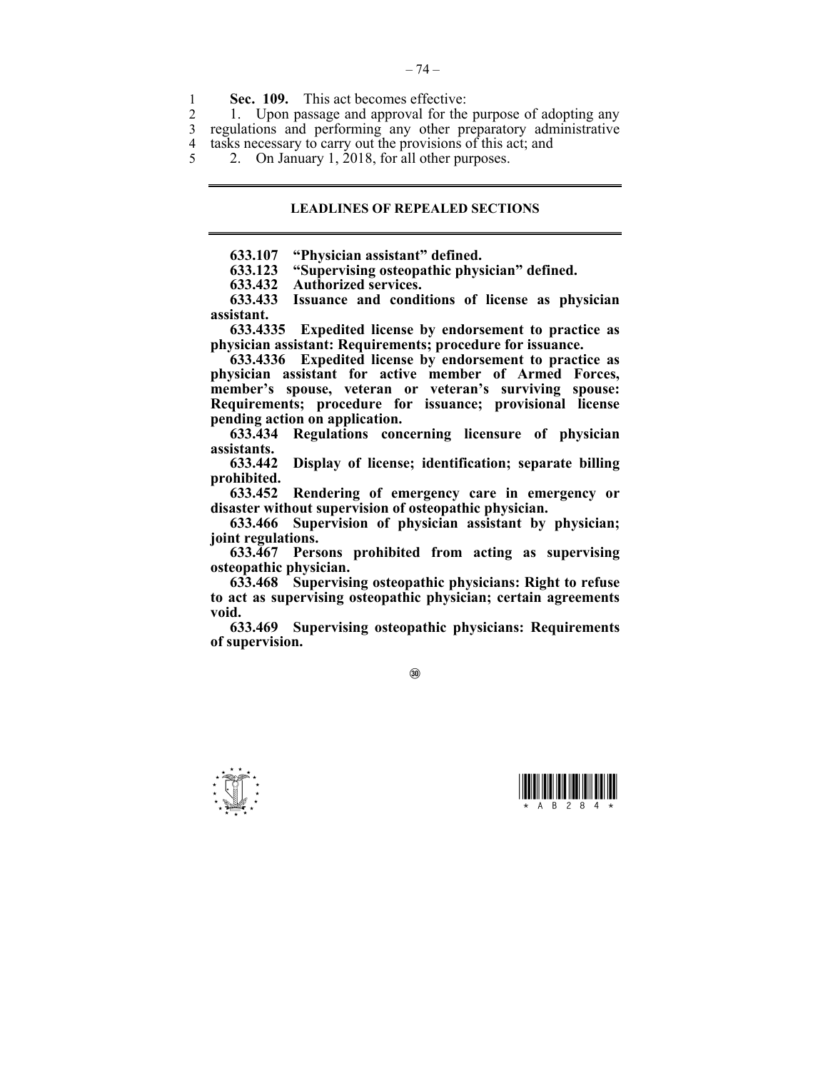**Sec. 109.** This act becomes effective:

1. Upon passage and approval for the purpose of adopting any regulations and performing any other preparatory administrative tasks necessary to carry out the provisions of this act; and

2. On January 1, 2018, for all other purposes.

---

## LEADLINES OF REPEALED SECTIONS

---

**633.107 "Physician assistant" defined.**

**633.123 "Supervising osteopathic physician" defined.**

**633.432 Authorized services.**

**633.433 Issuance and conditions of license as physician assistant.**

**633.4335 Expedited license by endorsement to practice as physician assistant: Requirements; procedure for issuance.**

**633.4336 Expedited license by endorsement to practice as physician assistant for active member of Armed Forces, member's spouse, veteran or veteran's surviving spouse: Requirements; procedure for issuance; provisional license pending action on application.**

**633.434 Regulations concerning licensure of physician assistants.**

**633.442 Display of license; identification; separate billing prohibited.**

**633.452 Rendering of emergency care in emergency or disaster without supervision of osteopathic physician.**

**633.466 Supervision of physician assistant by physician; joint regulations.**

**633.467 Persons prohibited from acting as supervising osteopathic physician.**

**633.468 Supervising osteopathic physicians: Right to refuse to act as supervising osteopathic physician; certain agreements void.**

**633.469 Supervising osteopathic physicians: Requirements of supervision.**